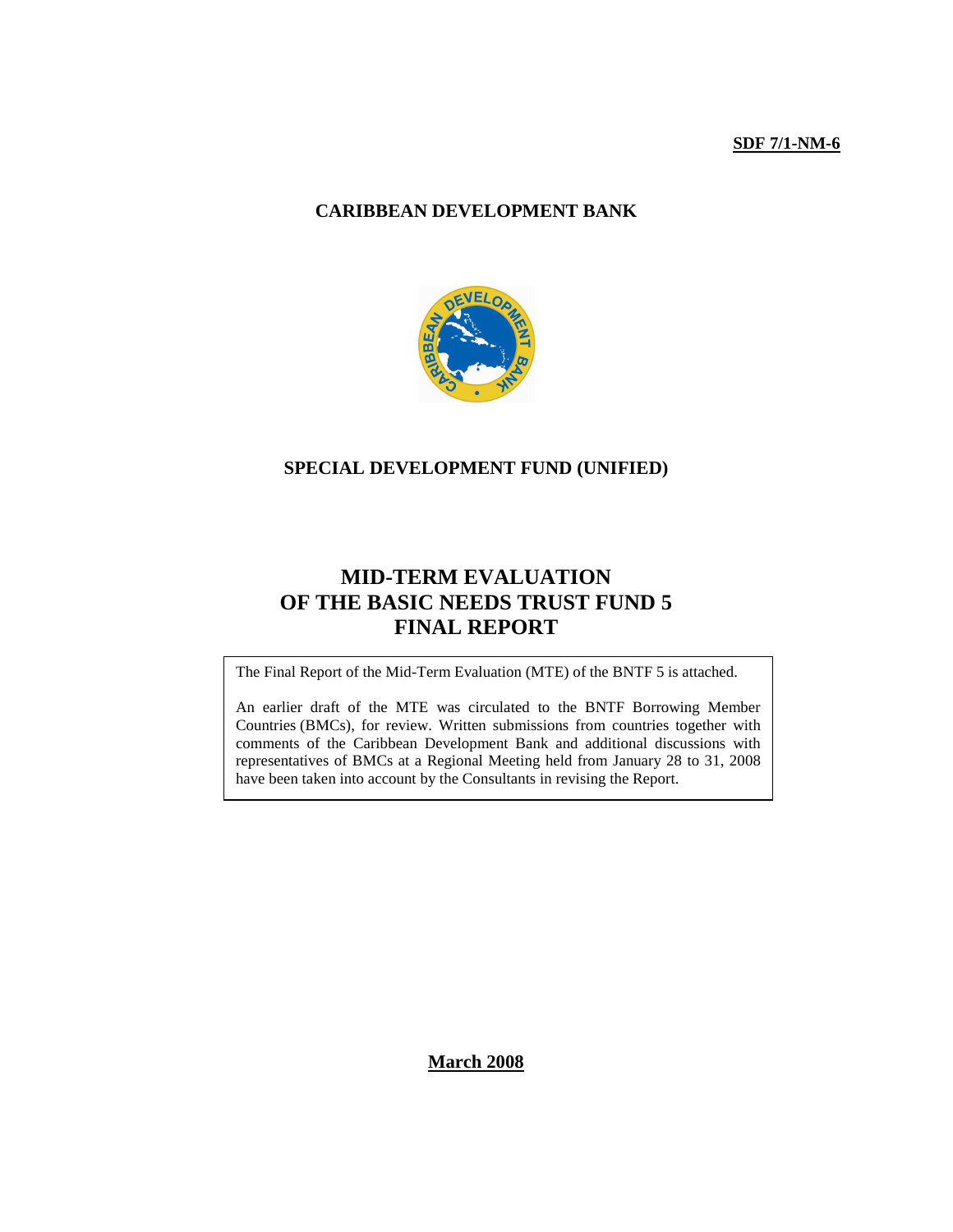**SDF 7/1-NM-6**

**CARIBBEAN DEVELOPMENT BANK**

**SPECIAL DEVELOPMENT FUND (UNIFIED)**

# MID-TERM EVALUATION OF THE BASIC NEEDS TRUST FUND 5 FINAL REPORT

The Final Report of the Mid-Term Evaluation (MTE) of the BNTF 5 is attached.

An earlier draft of the MTE was circulated to the BNTF Borrowing Member Countries (BMCs), for review. Written submissions from countries together with comments of the Caribbean Development Bank and additional discussions with representatives of BMCs at a Regional Meeting held from January 28 to 31, 2008 have been taken into account by the Consultants in revising the Report.

**March 2008**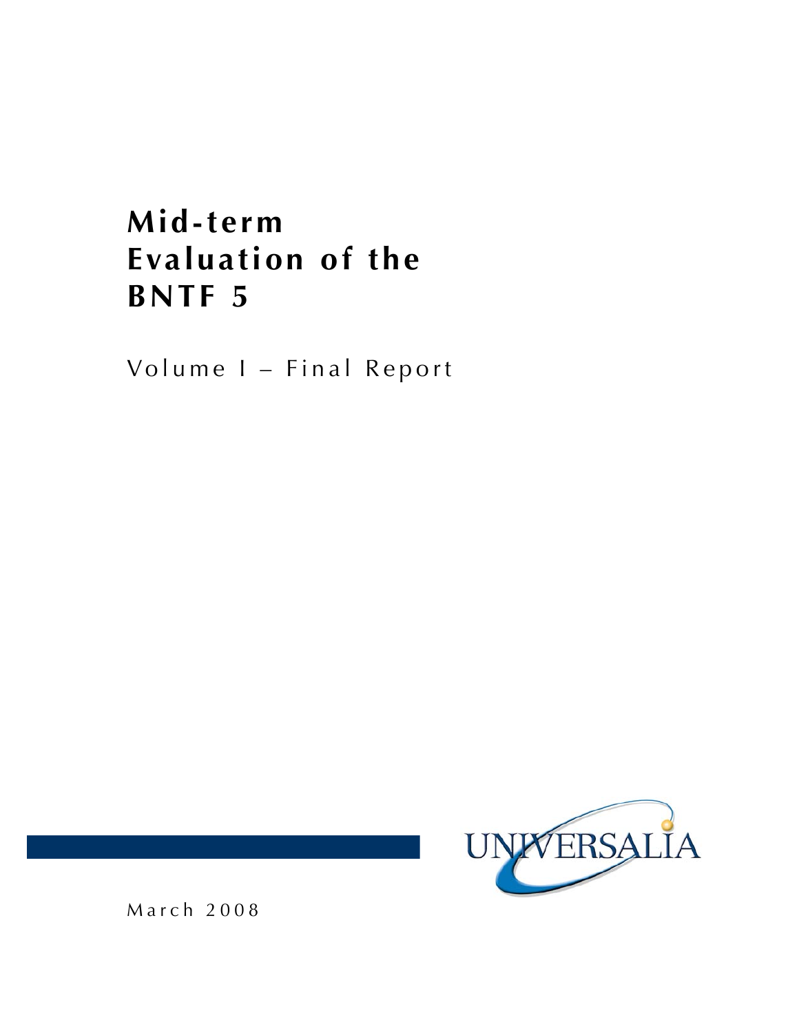# Mid-term Evaluation of the BNTF 5

Volume I – Final Report

UNIVERSALIA

March 2008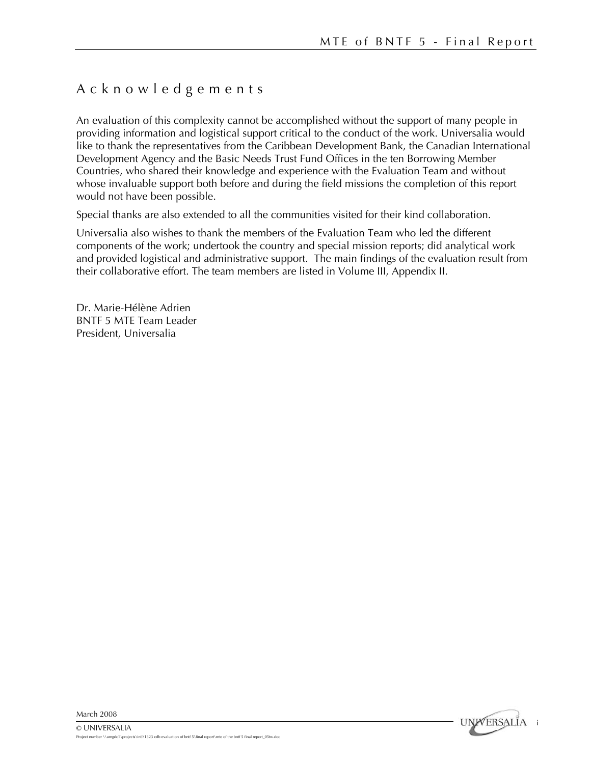# Acknowledgements

An evaluation of this complexity cannot be accomplished without the support of many people in providing information and logistical support critical to the conduct of the work. Universalia would like to thank the representatives from the Caribbean Development Bank, the Canadian International Development Agency and the Basic Needs Trust Fund Offices in the ten Borrowing Member Countries, who shared their knowledge and experience with the Evaluation Team and without whose invaluable support both before and during the field missions the completion of this report would not have been possible.

Special thanks are also extended to all the communities visited for their kind collaboration.

Universalia also wishes to thank the members of the Evaluation Team who led the different components of the work; undertook the country and special mission reports; did analytical work and provided logistical and administrative support. The main findings of the evaluation result from their collaborative effort. The team members are listed in Volume III, Appendix II.

Dr. Marie-Hélène Adrien
BNTF 5 MTE Team Leader
President, Universalia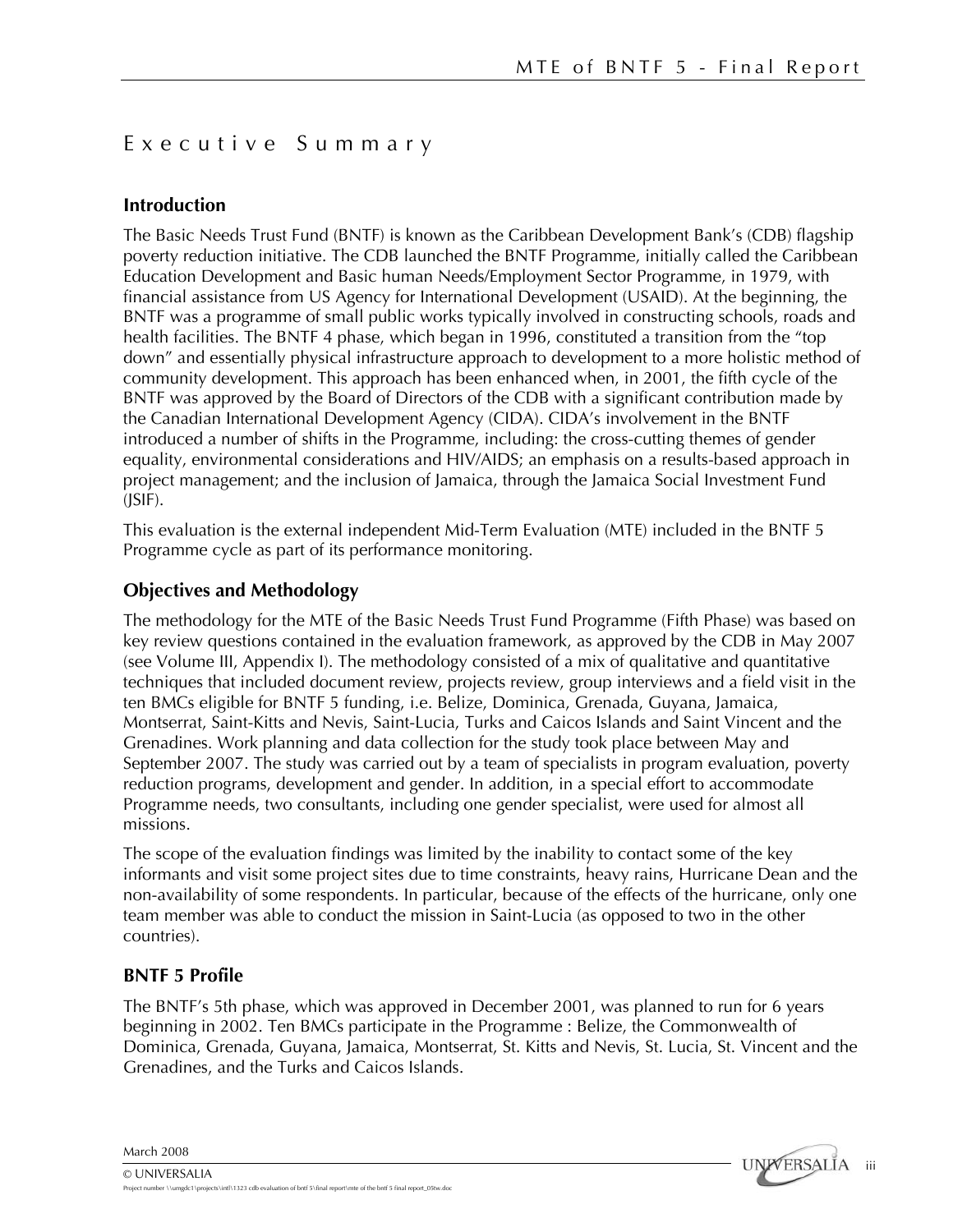# Executive Summary

## Introduction

The Basic Needs Trust Fund (BNTF) is known as the Caribbean Development Bank's (CDB) flagship poverty reduction initiative. The CDB launched the BNTF Programme, initially called the Caribbean Education Development and Basic human Needs/Employment Sector Programme, in 1979, with financial assistance from US Agency for International Development (USAID). At the beginning, the BNTF was a programme of small public works typically involved in constructing schools, roads and health facilities. The BNTF 4 phase, which began in 1996, constituted a transition from the "top down" and essentially physical infrastructure approach to development to a more holistic method of community development. This approach has been enhanced when, in 2001, the fifth cycle of the BNTF was approved by the Board of Directors of the CDB with a significant contribution made by the Canadian International Development Agency (CIDA). CIDA's involvement in the BNTF introduced a number of shifts in the Programme, including: the cross-cutting themes of gender equality, environmental considerations and HIV/AIDS; an emphasis on a results-based approach in project management; and the inclusion of Jamaica, through the Jamaica Social Investment Fund (JSIF).

This evaluation is the external independent Mid-Term Evaluation (MTE) included in the BNTF 5 Programme cycle as part of its performance monitoring.

## Objectives and Methodology

The methodology for the MTE of the Basic Needs Trust Fund Programme (Fifth Phase) was based on key review questions contained in the evaluation framework, as approved by the CDB in May 2007 (see Volume III, Appendix I). The methodology consisted of a mix of qualitative and quantitative techniques that included document review, projects review, group interviews and a field visit in the ten BMCs eligible for BNTF 5 funding, i.e. Belize, Dominica, Grenada, Guyana, Jamaica, Montserrat, Saint-Kitts and Nevis, Saint-Lucia, Turks and Caicos Islands and Saint Vincent and the Grenadines. Work planning and data collection for the study took place between May and September 2007. The study was carried out by a team of specialists in program evaluation, poverty reduction programs, development and gender. In addition, in a special effort to accommodate Programme needs, two consultants, including one gender specialist, were used for almost all missions.

The scope of the evaluation findings was limited by the inability to contact some of the key informants and visit some project sites due to time constraints, heavy rains, Hurricane Dean and the non-availability of some respondents. In particular, because of the effects of the hurricane, only one team member was able to conduct the mission in Saint-Lucia (as opposed to two in the other countries).

## BNTF 5 Profile

The BNTF's 5th phase, which was approved in December 2001, was planned to run for 6 years beginning in 2002. Ten BMCs participate in the Programme : Belize, the Commonwealth of Dominica, Grenada, Guyana, Jamaica, Montserrat, St. Kitts and Nevis, St. Lucia, St. Vincent and the Grenadines, and the Turks and Caicos Islands.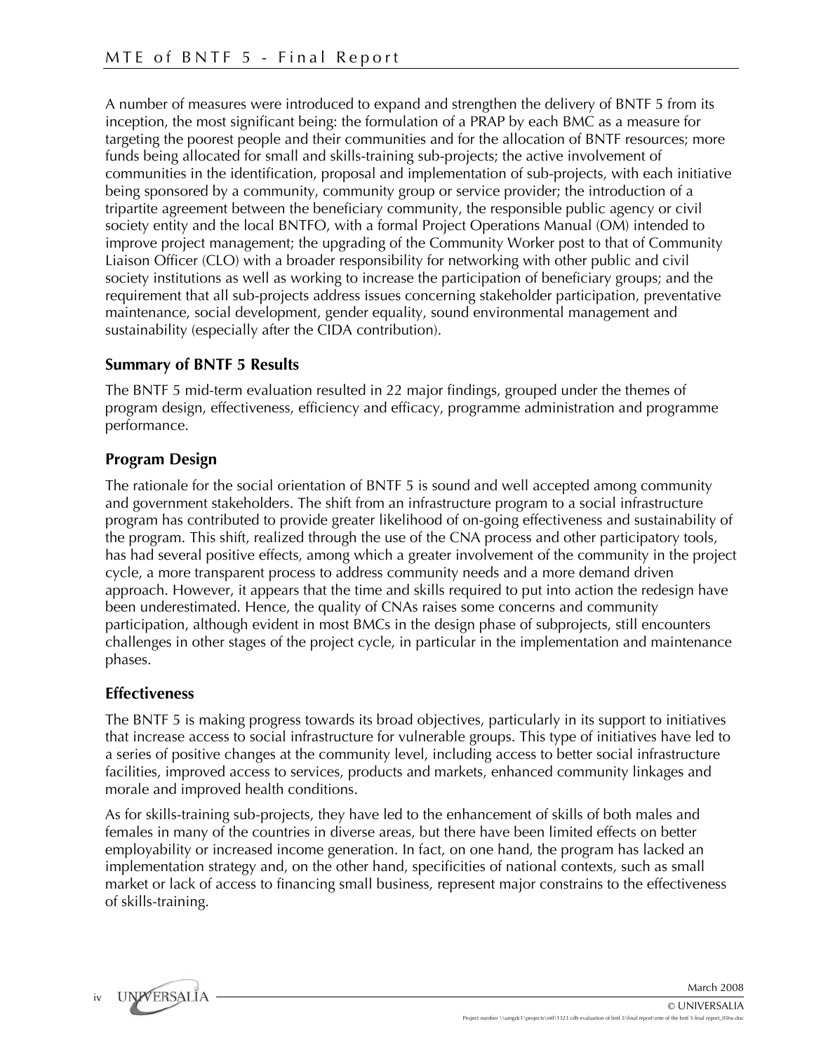A number of measures were introduced to expand and strengthen the delivery of BNTF 5 from its inception, the most significant being: the formulation of a PRAP by each BMC as a measure for targeting the poorest people and their communities and for the allocation of BNTF resources; more funds being allocated for small and skills-training sub-projects; the active involvement of communities in the identification, proposal and implementation of sub-projects, with each initiative being sponsored by a community, community group or service provider; the introduction of a tripartite agreement between the beneficiary community, the responsible public agency or civil society entity and the local BNTFO, with a formal Project Operations Manual (OM) intended to improve project management; the upgrading of the Community Worker post to that of Community Liaison Officer (CLO) with a broader responsibility for networking with other public and civil society institutions as well as working to increase the participation of beneficiary groups; and the requirement that all sub-projects address issues concerning stakeholder participation, preventative maintenance, social development, gender equality, sound environmental management and sustainability (especially after the CIDA contribution).

### Summary of BNTF 5 Results

The BNTF 5 mid-term evaluation resulted in 22 major findings, grouped under the themes of program design, effectiveness, efficiency and efficacy, programme administration and programme performance.

### Program Design

The rationale for the social orientation of BNTF 5 is sound and well accepted among community and government stakeholders. The shift from an infrastructure program to a social infrastructure program has contributed to provide greater likelihood of on-going effectiveness and sustainability of the program. This shift, realized through the use of the CNA process and other participatory tools, has had several positive effects, among which a greater involvement of the community in the project cycle, a more transparent process to address community needs and a more demand driven approach. However, it appears that the time and skills required to put into action the redesign have been underestimated. Hence, the quality of CNAs raises some concerns and community participation, although evident in most BMCs in the design phase of subprojects, still encounters challenges in other stages of the project cycle, in particular in the implementation and maintenance phases.

### Effectiveness

The BNTF 5 is making progress towards its broad objectives, particularly in its support to initiatives that increase access to social infrastructure for vulnerable groups. This type of initiatives have led to a series of positive changes at the community level, including access to better social infrastructure facilities, improved access to services, products and markets, enhanced community linkages and morale and improved health conditions.

As for skills-training sub-projects, they have led to the enhancement of skills of both males and females in many of the countries in diverse areas, but there have been limited effects on better employability or increased income generation. In fact, on one hand, the program has lacked an implementation strategy and, on the other hand, specificities of national contexts, such as small market or lack of access to financing small business, represent major constrains to the effectiveness of skills-training.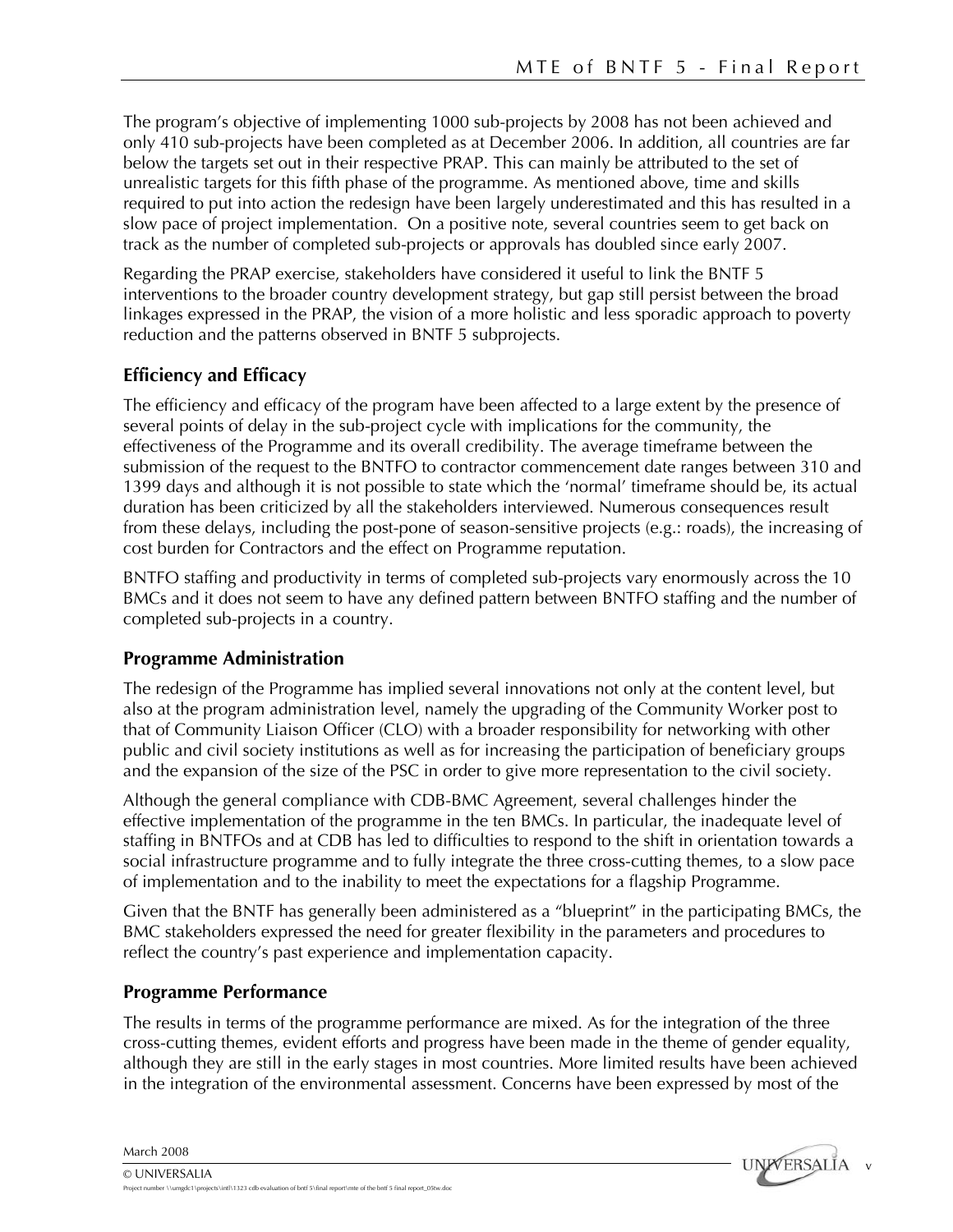The program's objective of implementing 1000 sub-projects by 2008 has not been achieved and only 410 sub-projects have been completed as at December 2006. In addition, all countries are far below the targets set out in their respective PRAP. This can mainly be attributed to the set of unrealistic targets for this fifth phase of the programme. As mentioned above, time and skills required to put into action the redesign have been largely underestimated and this has resulted in a slow pace of project implementation. On a positive note, several countries seem to get back on track as the number of completed sub-projects or approvals has doubled since early 2007.

Regarding the PRAP exercise, stakeholders have considered it useful to link the BNTF 5 interventions to the broader country development strategy, but gap still persist between the broad linkages expressed in the PRAP, the vision of a more holistic and less sporadic approach to poverty reduction and the patterns observed in BNTF 5 subprojects.

### Efficiency and Efficacy

The efficiency and efficacy of the program have been affected to a large extent by the presence of several points of delay in the sub-project cycle with implications for the community, the effectiveness of the Programme and its overall credibility. The average timeframe between the submission of the request to the BNTFO to contractor commencement date ranges between 310 and 1399 days and although it is not possible to state which the 'normal' timeframe should be, its actual duration has been criticized by all the stakeholders interviewed. Numerous consequences result from these delays, including the post-pone of season-sensitive projects (e.g.: roads), the increasing of cost burden for Contractors and the effect on Programme reputation.

BNTFO staffing and productivity in terms of completed sub-projects vary enormously across the 10 BMCs and it does not seem to have any defined pattern between BNTFO staffing and the number of completed sub-projects in a country.

### Programme Administration

The redesign of the Programme has implied several innovations not only at the content level, but also at the program administration level, namely the upgrading of the Community Worker post to that of Community Liaison Officer (CLO) with a broader responsibility for networking with other public and civil society institutions as well as for increasing the participation of beneficiary groups and the expansion of the size of the PSC in order to give more representation to the civil society.

Although the general compliance with CDB-BMC Agreement, several challenges hinder the effective implementation of the programme in the ten BMCs. In particular, the inadequate level of staffing in BNTFOs and at CDB has led to difficulties to respond to the shift in orientation towards a social infrastructure programme and to fully integrate the three cross-cutting themes, to a slow pace of implementation and to the inability to meet the expectations for a flagship Programme.

Given that the BNTF has generally been administered as a "blueprint" in the participating BMCs, the BMC stakeholders expressed the need for greater flexibility in the parameters and procedures to reflect the country's past experience and implementation capacity.

### Programme Performance

The results in terms of the programme performance are mixed. As for the integration of the three cross-cutting themes, evident efforts and progress have been made in the theme of gender equality, although they are still in the early stages in most countries. More limited results have been achieved in the integration of the environmental assessment. Concerns have been expressed by most of the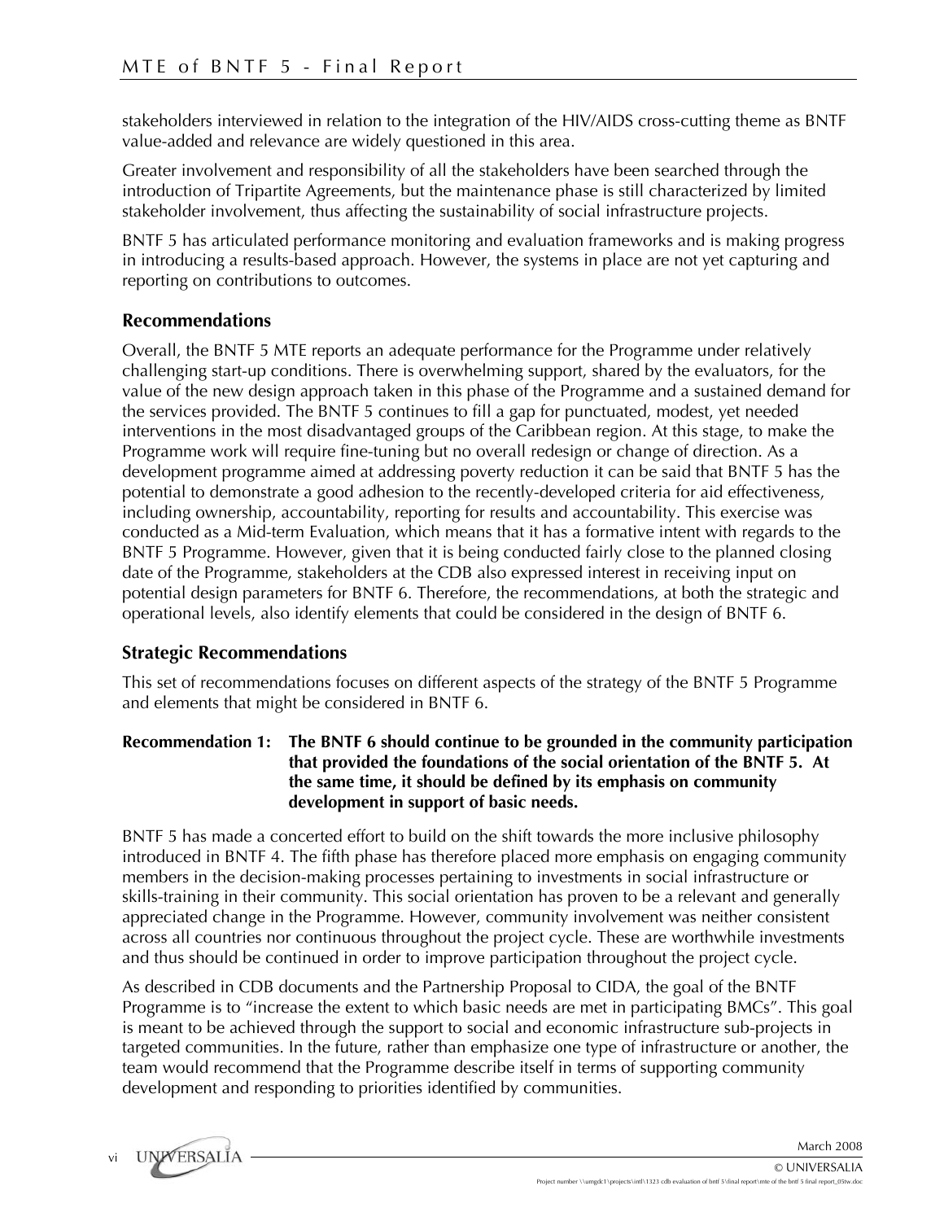stakeholders interviewed in relation to the integration of the HIV/AIDS cross-cutting theme as BNTF value-added and relevance are widely questioned in this area.

Greater involvement and responsibility of all the stakeholders have been searched through the introduction of Tripartite Agreements, but the maintenance phase is still characterized by limited stakeholder involvement, thus affecting the sustainability of social infrastructure projects.

BNTF 5 has articulated performance monitoring and evaluation frameworks and is making progress in introducing a results-based approach. However, the systems in place are not yet capturing and reporting on contributions to outcomes.

## Recommendations

Overall, the BNTF 5 MTE reports an adequate performance for the Programme under relatively challenging start-up conditions. There is overwhelming support, shared by the evaluators, for the value of the new design approach taken in this phase of the Programme and a sustained demand for the services provided. The BNTF 5 continues to fill a gap for punctuated, modest, yet needed interventions in the most disadvantaged groups of the Caribbean region. At this stage, to make the Programme work will require fine-tuning but no overall redesign or change of direction. As a development programme aimed at addressing poverty reduction it can be said that BNTF 5 has the potential to demonstrate a good adhesion to the recently-developed criteria for aid effectiveness, including ownership, accountability, reporting for results and accountability. This exercise was conducted as a Mid-term Evaluation, which means that it has a formative intent with regards to the BNTF 5 Programme. However, given that it is being conducted fairly close to the planned closing date of the Programme, stakeholders at the CDB also expressed interest in receiving input on potential design parameters for BNTF 6. Therefore, the recommendations, at both the strategic and operational levels, also identify elements that could be considered in the design of BNTF 6.

## Strategic Recommendations

This set of recommendations focuses on different aspects of the strategy of the BNTF 5 Programme and elements that might be considered in BNTF 6.

**Recommendation 1: The BNTF 6 should continue to be grounded in the community participation that provided the foundations of the social orientation of the BNTF 5. At the same time, it should be defined by its emphasis on community development in support of basic needs.**

BNTF 5 has made a concerted effort to build on the shift towards the more inclusive philosophy introduced in BNTF 4. The fifth phase has therefore placed more emphasis on engaging community members in the decision-making processes pertaining to investments in social infrastructure or skills-training in their community. This social orientation has proven to be a relevant and generally appreciated change in the Programme. However, community involvement was neither consistent across all countries nor continuous throughout the project cycle. These are worthwhile investments and thus should be continued in order to improve participation throughout the project cycle.

As described in CDB documents and the Partnership Proposal to CIDA, the goal of the BNTF Programme is to "increase the extent to which basic needs are met in participating BMCs". This goal is meant to be achieved through the support to social and economic infrastructure sub-projects in targeted communities. In the future, rather than emphasize one type of infrastructure or another, the team would recommend that the Programme describe itself in terms of supporting community development and responding to priorities identified by communities.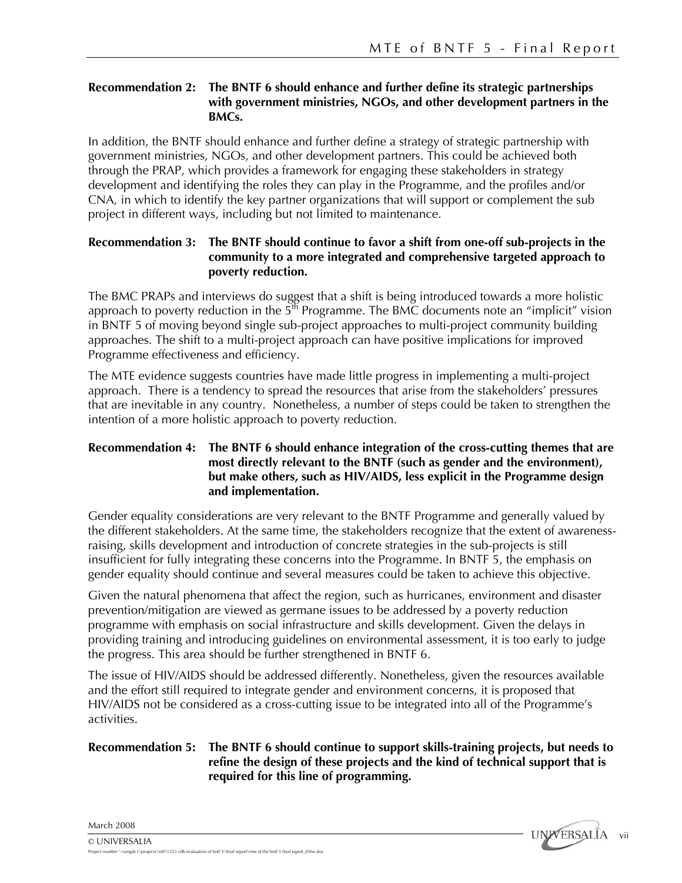**Recommendation 2: The BNTF 6 should enhance and further define its strategic partnerships with government ministries, NGOs, and other development partners in the BMCs.**

In addition, the BNTF should enhance and further define a strategy of strategic partnership with government ministries, NGOs, and other development partners. This could be achieved both through the PRAP, which provides a framework for engaging these stakeholders in strategy development and identifying the roles they can play in the Programme, and the profiles and/or CNA, in which to identify the key partner organizations that will support or complement the sub project in different ways, including but not limited to maintenance.

**Recommendation 3: The BNTF should continue to favor a shift from one-off sub-projects in the community to a more integrated and comprehensive targeted approach to poverty reduction.**

The BMC PRAPs and interviews do suggest that a shift is being introduced towards a more holistic approach to poverty reduction in the 5th Programme. The BMC documents note an "implicit" vision in BNTF 5 of moving beyond single sub-project approaches to multi-project community building approaches. The shift to a multi-project approach can have positive implications for improved Programme effectiveness and efficiency.

The MTE evidence suggests countries have made little progress in implementing a multi-project approach. There is a tendency to spread the resources that arise from the stakeholders' pressures that are inevitable in any country. Nonetheless, a number of steps could be taken to strengthen the intention of a more holistic approach to poverty reduction.

**Recommendation 4: The BNTF 6 should enhance integration of the cross-cutting themes that are most directly relevant to the BNTF (such as gender and the environment), but make others, such as HIV/AIDS, less explicit in the Programme design and implementation.**

Gender equality considerations are very relevant to the BNTF Programme and generally valued by the different stakeholders. At the same time, the stakeholders recognize that the extent of awareness-raising, skills development and introduction of concrete strategies in the sub-projects is still insufficient for fully integrating these concerns into the Programme. In BNTF 5, the emphasis on gender equality should continue and several measures could be taken to achieve this objective.

Given the natural phenomena that affect the region, such as hurricanes, environment and disaster prevention/mitigation are viewed as germane issues to be addressed by a poverty reduction programme with emphasis on social infrastructure and skills development. Given the delays in providing training and introducing guidelines on environmental assessment, it is too early to judge the progress. This area should be further strengthened in BNTF 6.

The issue of HIV/AIDS should be addressed differently. Nonetheless, given the resources available and the effort still required to integrate gender and environment concerns, it is proposed that HIV/AIDS not be considered as a cross-cutting issue to be integrated into all of the Programme's activities.

**Recommendation 5: The BNTF 6 should continue to support skills-training projects, but needs to refine the design of these projects and the kind of technical support that is required for this line of programming.**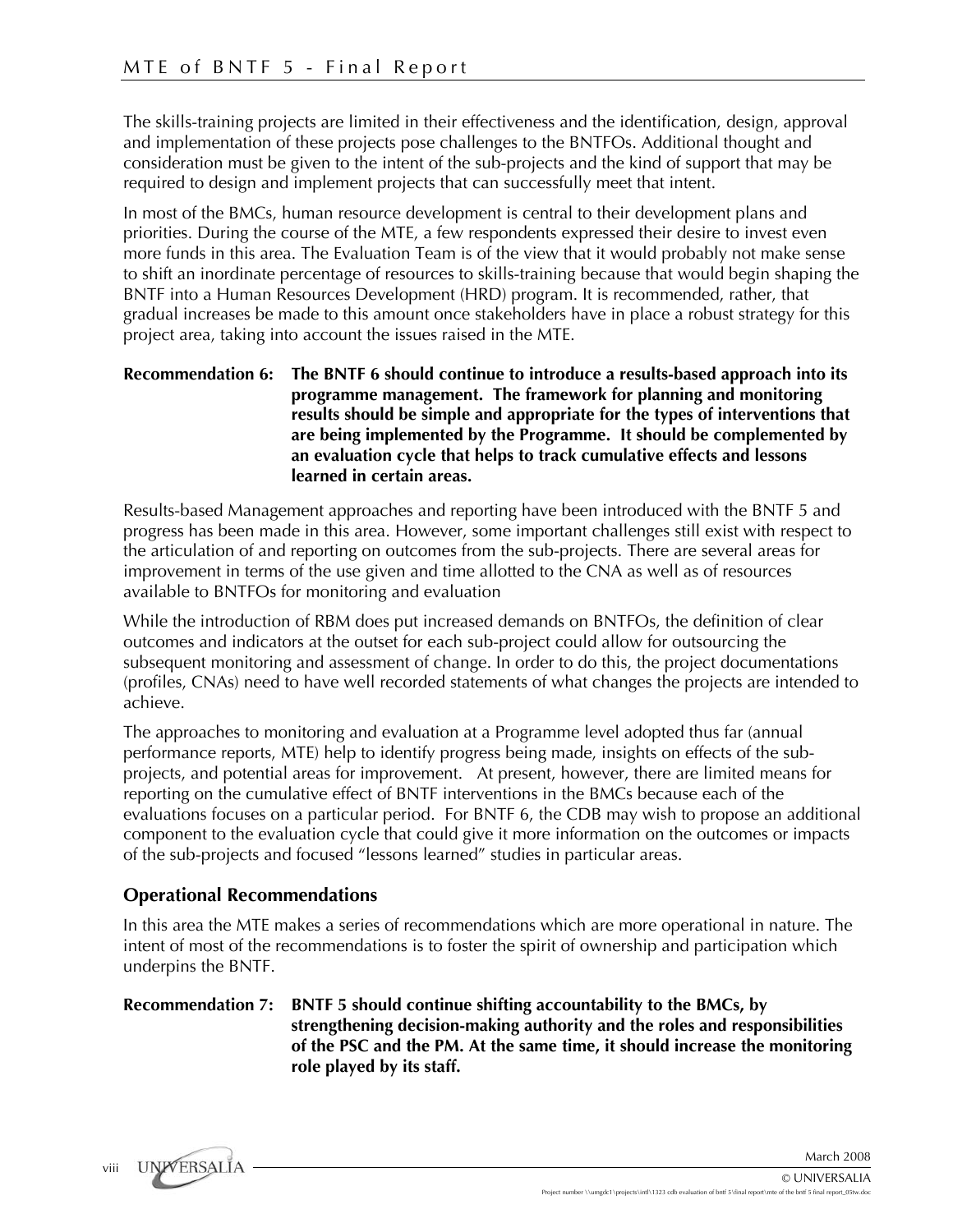The skills-training projects are limited in their effectiveness and the identification, design, approval and implementation of these projects pose challenges to the BNTFOs. Additional thought and consideration must be given to the intent of the sub-projects and the kind of support that may be required to design and implement projects that can successfully meet that intent.

In most of the BMCs, human resource development is central to their development plans and priorities. During the course of the MTE, a few respondents expressed their desire to invest even more funds in this area. The Evaluation Team is of the view that it would probably not make sense to shift an inordinate percentage of resources to skills-training because that would begin shaping the BNTF into a Human Resources Development (HRD) program. It is recommended, rather, that gradual increases be made to this amount once stakeholders have in place a robust strategy for this project area, taking into account the issues raised in the MTE.

**Recommendation 6: The BNTF 6 should continue to introduce a results-based approach into its programme management. The framework for planning and monitoring results should be simple and appropriate for the types of interventions that are being implemented by the Programme. It should be complemented by an evaluation cycle that helps to track cumulative effects and lessons learned in certain areas.**

Results-based Management approaches and reporting have been introduced with the BNTF 5 and progress has been made in this area. However, some important challenges still exist with respect to the articulation of and reporting on outcomes from the sub-projects. There are several areas for improvement in terms of the use given and time allotted to the CNA as well as of resources available to BNTFOs for monitoring and evaluation

While the introduction of RBM does put increased demands on BNTFOs, the definition of clear outcomes and indicators at the outset for each sub-project could allow for outsourcing the subsequent monitoring and assessment of change. In order to do this, the project documentations (profiles, CNAs) need to have well recorded statements of what changes the projects are intended to achieve.

The approaches to monitoring and evaluation at a Programme level adopted thus far (annual performance reports, MTE) help to identify progress being made, insights on effects of the sub-projects, and potential areas for improvement. At present, however, there are limited means for reporting on the cumulative effect of BNTF interventions in the BMCs because each of the evaluations focuses on a particular period. For BNTF 6, the CDB may wish to propose an additional component to the evaluation cycle that could give it more information on the outcomes or impacts of the sub-projects and focused "lessons learned" studies in particular areas.

## Operational Recommendations

In this area the MTE makes a series of recommendations which are more operational in nature. The intent of most of the recommendations is to foster the spirit of ownership and participation which underpins the BNTF.

**Recommendation 7: BNTF 5 should continue shifting accountability to the BMCs, by strengthening decision-making authority and the roles and responsibilities of the PSC and the PM. At the same time, it should increase the monitoring role played by its staff.**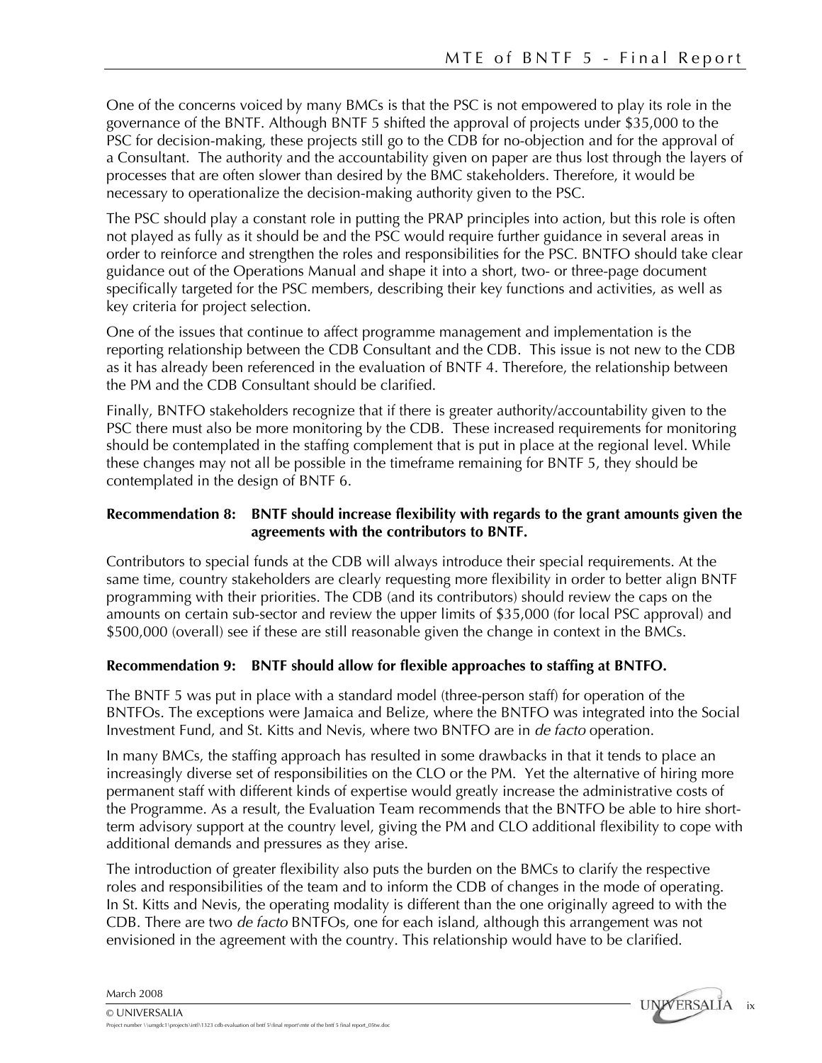One of the concerns voiced by many BMCs is that the PSC is not empowered to play its role in the governance of the BNTF. Although BNTF 5 shifted the approval of projects under $35,000 to the PSC for decision-making, these projects still go to the CDB for no-objection and for the approval of a Consultant. The authority and the accountability given on paper are thus lost through the layers of processes that are often slower than desired by the BMC stakeholders. Therefore, it would be necessary to operationalize the decision-making authority given to the PSC.

The PSC should play a constant role in putting the PRAP principles into action, but this role is often not played as fully as it should be and the PSC would require further guidance in several areas in order to reinforce and strengthen the roles and responsibilities for the PSC. BNTFO should take clear guidance out of the Operations Manual and shape it into a short, two- or three-page document specifically targeted for the PSC members, describing their key functions and activities, as well as key criteria for project selection.

One of the issues that continue to affect programme management and implementation is the reporting relationship between the CDB Consultant and the CDB. This issue is not new to the CDB as it has already been referenced in the evaluation of BNTF 4. Therefore, the relationship between the PM and the CDB Consultant should be clarified.

Finally, BNTFO stakeholders recognize that if there is greater authority/accountability given to the PSC there must also be more monitoring by the CDB. These increased requirements for monitoring should be contemplated in the staffing complement that is put in place at the regional level. While these changes may not all be possible in the timeframe remaining for BNTF 5, they should be contemplated in the design of BNTF 6.

**Recommendation 8: BNTF should increase flexibility with regards to the grant amounts given the agreements with the contributors to BNTF.**

Contributors to special funds at the CDB will always introduce their special requirements. At the same time, country stakeholders are clearly requesting more flexibility in order to better align BNTF programming with their priorities. The CDB (and its contributors) should review the caps on the amounts on certain sub-sector and review the upper limits of $35,000 (for local PSC approval) and $500,000 (overall) see if these are still reasonable given the change in context in the BMCs.

**Recommendation 9: BNTF should allow for flexible approaches to staffing at BNTFO.**

The BNTF 5 was put in place with a standard model (three-person staff) for operation of the BNTFOs. The exceptions were Jamaica and Belize, where the BNTFO was integrated into the Social Investment Fund, and St. Kitts and Nevis, where two BNTFO are in *de facto* operation.

In many BMCs, the staffing approach has resulted in some drawbacks in that it tends to place an increasingly diverse set of responsibilities on the CLO or the PM. Yet the alternative of hiring more permanent staff with different kinds of expertise would greatly increase the administrative costs of the Programme. As a result, the Evaluation Team recommends that the BNTFO be able to hire short-term advisory support at the country level, giving the PM and CLO additional flexibility to cope with additional demands and pressures as they arise.

The introduction of greater flexibility also puts the burden on the BMCs to clarify the respective roles and responsibilities of the team and to inform the CDB of changes in the mode of operating. In St. Kitts and Nevis, the operating modality is different than the one originally agreed to with the CDB. There are two *de facto* BNTFOs, one for each island, although this arrangement was not envisioned in the agreement with the country. This relationship would have to be clarified.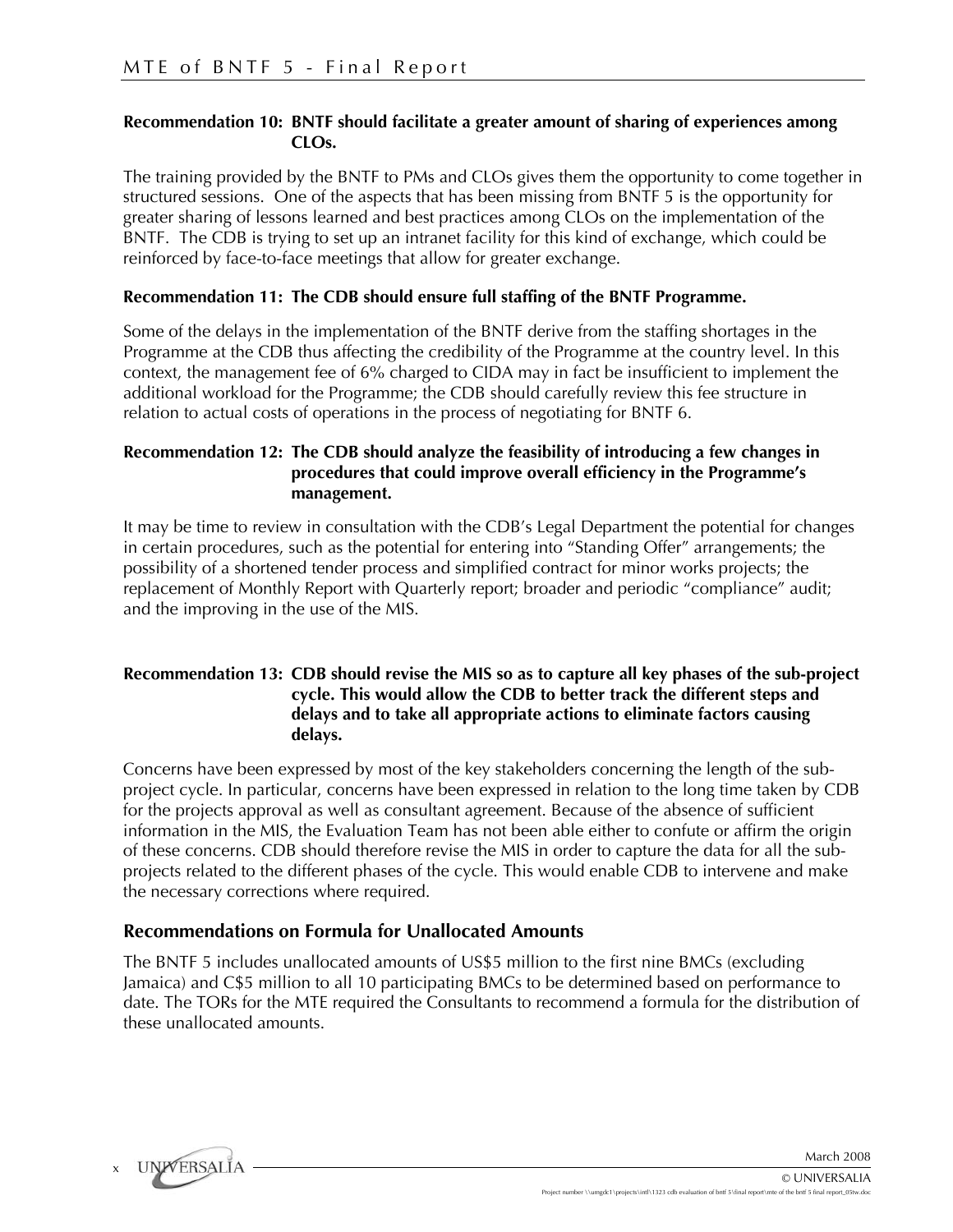**Recommendation 10: BNTF should facilitate a greater amount of sharing of experiences among CLOs.**

The training provided by the BNTF to PMs and CLOs gives them the opportunity to come together in structured sessions. One of the aspects that has been missing from BNTF 5 is the opportunity for greater sharing of lessons learned and best practices among CLOs on the implementation of the BNTF. The CDB is trying to set up an intranet facility for this kind of exchange, which could be reinforced by face-to-face meetings that allow for greater exchange.

**Recommendation 11: The CDB should ensure full staffing of the BNTF Programme.**

Some of the delays in the implementation of the BNTF derive from the staffing shortages in the Programme at the CDB thus affecting the credibility of the Programme at the country level. In this context, the management fee of 6% charged to CIDA may in fact be insufficient to implement the additional workload for the Programme; the CDB should carefully review this fee structure in relation to actual costs of operations in the process of negotiating for BNTF 6.

**Recommendation 12: The CDB should analyze the feasibility of introducing a few changes in procedures that could improve overall efficiency in the Programme's management.**

It may be time to review in consultation with the CDB's Legal Department the potential for changes in certain procedures, such as the potential for entering into "Standing Offer" arrangements; the possibility of a shortened tender process and simplified contract for minor works projects; the replacement of Monthly Report with Quarterly report; broader and periodic "compliance" audit; and the improving in the use of the MIS.

**Recommendation 13: CDB should revise the MIS so as to capture all key phases of the sub-project cycle. This would allow the CDB to better track the different steps and delays and to take all appropriate actions to eliminate factors causing delays.**

Concerns have been expressed by most of the key stakeholders concerning the length of the sub-project cycle. In particular, concerns have been expressed in relation to the long time taken by CDB for the projects approval as well as consultant agreement. Because of the absence of sufficient information in the MIS, the Evaluation Team has not been able either to confute or affirm the origin of these concerns. CDB should therefore revise the MIS in order to capture the data for all the sub-projects related to the different phases of the cycle. This would enable CDB to intervene and make the necessary corrections where required.

## Recommendations on Formula for Unallocated Amounts

The BNTF 5 includes unallocated amounts of US$5 million to the first nine BMCs (excluding Jamaica) and C$5 million to all 10 participating BMCs to be determined based on performance to date. The TORs for the MTE required the Consultants to recommend a formula for the distribution of these unallocated amounts.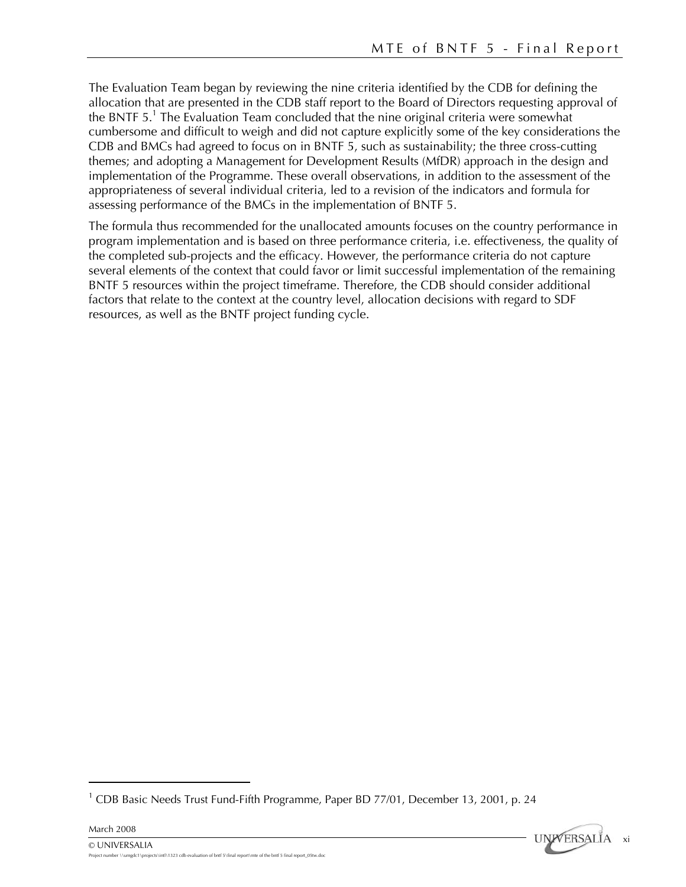The Evaluation Team began by reviewing the nine criteria identified by the CDB for defining the allocation that are presented in the CDB staff report to the Board of Directors requesting approval of the BNTF 5.[1] The Evaluation Team concluded that the nine original criteria were somewhat cumbersome and difficult to weigh and did not capture explicitly some of the key considerations the CDB and BMCs had agreed to focus on in BNTF 5, such as sustainability; the three cross-cutting themes; and adopting a Management for Development Results (MfDR) approach in the design and implementation of the Programme. These overall observations, in addition to the assessment of the appropriateness of several individual criteria, led to a revision of the indicators and formula for assessing performance of the BMCs in the implementation of BNTF 5.

The formula thus recommended for the unallocated amounts focuses on the country performance in program implementation and is based on three performance criteria, i.e. effectiveness, the quality of the completed sub-projects and the efficacy. However, the performance criteria do not capture several elements of the context that could favor or limit successful implementation of the remaining BNTF 5 resources within the project timeframe. Therefore, the CDB should consider additional factors that relate to the context at the country level, allocation decisions with regard to SDF resources, as well as the BNTF project funding cycle.

[1] CDB Basic Needs Trust Fund-Fifth Programme, Paper BD 77/01, December 13, 2001, p. 24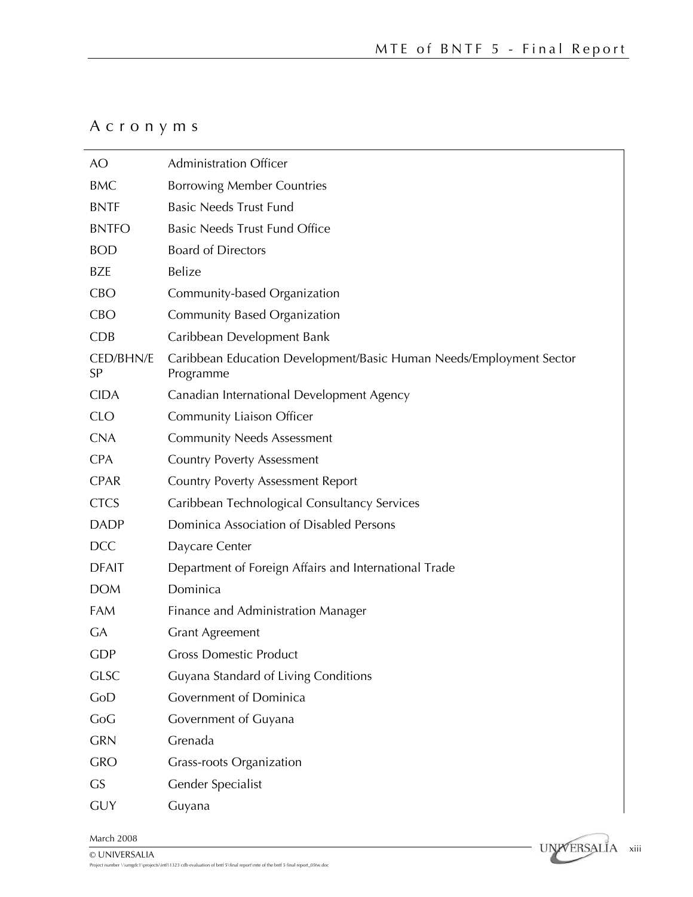# Acronyms

| | |
|---|---|
| AO | Administration Officer |
| BMC | Borrowing Member Countries |
| BNTF | Basic Needs Trust Fund |
| BNTFO | Basic Needs Trust Fund Office |
| BOD | Board of Directors |
| BZE | Belize |
| CBO | Community-based Organization |
| CBO | Community Based Organization |
| CDB | Caribbean Development Bank |
| CED/BHN/ESP | Caribbean Education Development/Basic Human Needs/Employment Sector Programme |
| CIDA | Canadian International Development Agency |
| CLO | Community Liaison Officer |
| CNA | Community Needs Assessment |
| CPA | Country Poverty Assessment |
| CPAR | Country Poverty Assessment Report |
| CTCS | Caribbean Technological Consultancy Services |
| DADP | Dominica Association of Disabled Persons |
| DCC | Daycare Center |
| DFAIT | Department of Foreign Affairs and International Trade |
| DOM | Dominica |
| FAM | Finance and Administration Manager |
| GA | Grant Agreement |
| GDP | Gross Domestic Product |
| GLSC | Guyana Standard of Living Conditions |
| GoD | Government of Dominica |
| GoG | Government of Guyana |
| GRN | Grenada |
| GRO | Grass-roots Organization |
| GS | Gender Specialist |
| GUY | Guyana |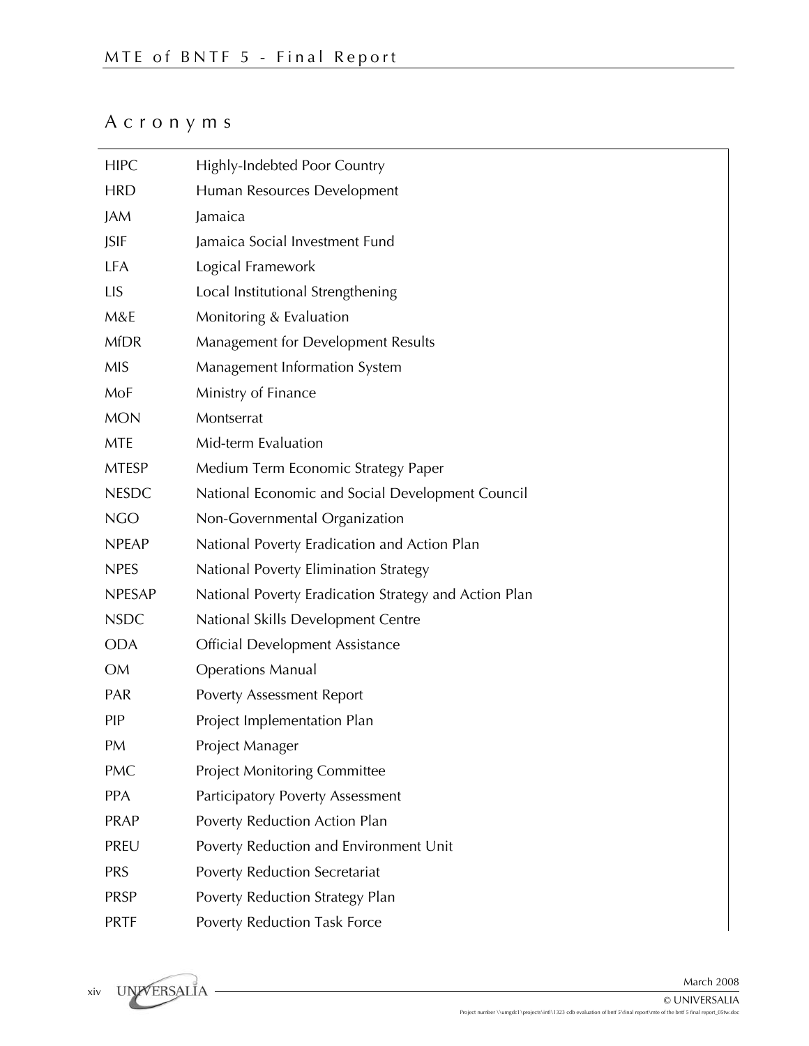# Acronyms

| | |
|---|---|
| HIPC | Highly-Indebted Poor Country |
| HRD | Human Resources Development |
| JAM | Jamaica |
| JSIF | Jamaica Social Investment Fund |
| LFA | Logical Framework |
| LIS | Local Institutional Strengthening |
| M&E | Monitoring & Evaluation |
| MfDR | Management for Development Results |
| MIS | Management Information System |
| MoF | Ministry of Finance |
| MON | Montserrat |
| MTE | Mid-term Evaluation |
| MTESP | Medium Term Economic Strategy Paper |
| NESDC | National Economic and Social Development Council |
| NGO | Non-Governmental Organization |
| NPEAP | National Poverty Eradication and Action Plan |
| NPES | National Poverty Elimination Strategy |
| NPESAP | National Poverty Eradication Strategy and Action Plan |
| NSDC | National Skills Development Centre |
| ODA | Official Development Assistance |
| OM | Operations Manual |
| PAR | Poverty Assessment Report |
| PIP | Project Implementation Plan |
| PM | Project Manager |
| PMC | Project Monitoring Committee |
| PPA | Participatory Poverty Assessment |
| PRAP | Poverty Reduction Action Plan |
| PREU | Poverty Reduction and Environment Unit |
| PRS | Poverty Reduction Secretariat |
| PRSP | Poverty Reduction Strategy Plan |
| PRTF | Poverty Reduction Task Force |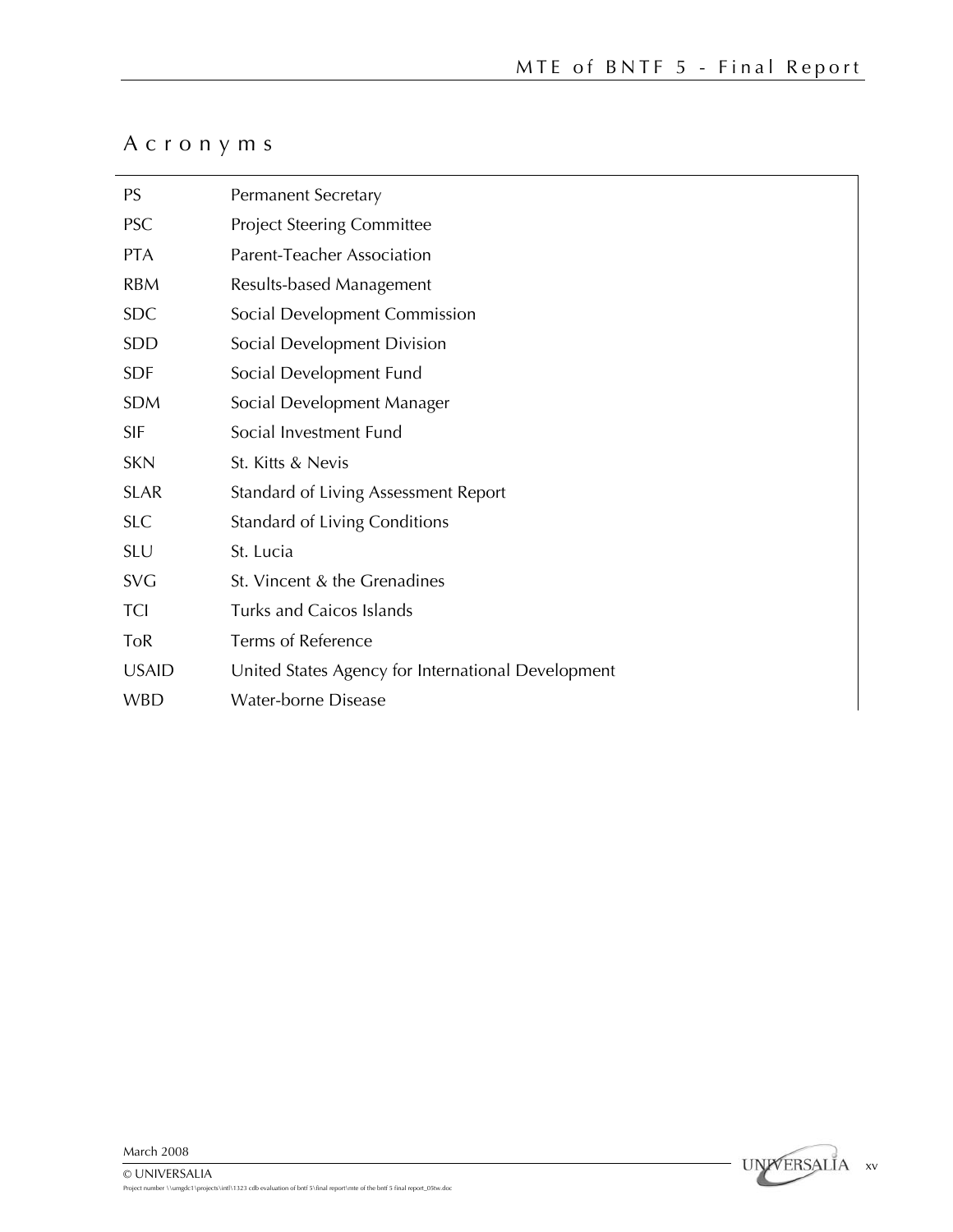# Acronyms

| | |
|---|---|
| PS | Permanent Secretary |
| PSC | Project Steering Committee |
| PTA | Parent-Teacher Association |
| RBM | Results-based Management |
| SDC | Social Development Commission |
| SDD | Social Development Division |
| SDF | Social Development Fund |
| SDM | Social Development Manager |
| SIF | Social Investment Fund |
| SKN | St. Kitts & Nevis |
| SLAR | Standard of Living Assessment Report |
| SLC | Standard of Living Conditions |
| SLU | St. Lucia |
| SVG | St. Vincent & the Grenadines |
| TCI | Turks and Caicos Islands |
| ToR | Terms of Reference |
| USAID | United States Agency for International Development |
| WBD | Water-borne Disease |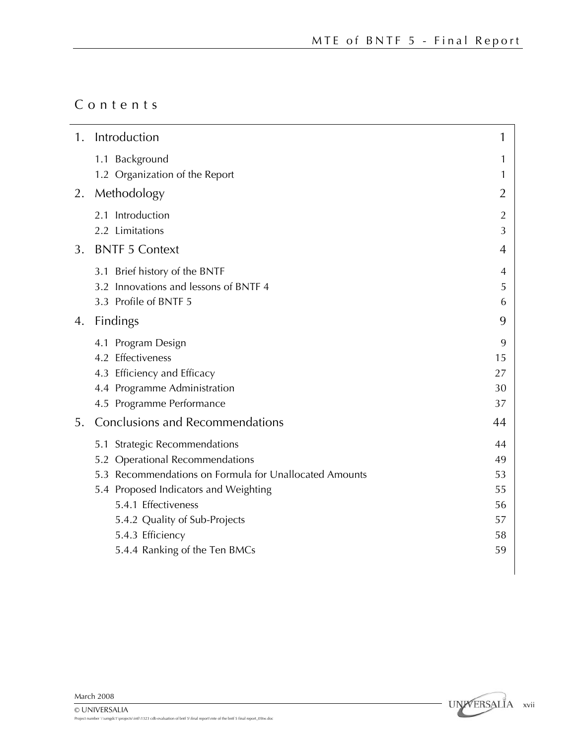# Contents

| | |
|---|---|
| 1. Introduction | 1 |
| 1.1 Background | 1 |
| 1.2 Organization of the Report | 1 |
| 2. Methodology | 2 |
| 2.1 Introduction | 2 |
| 2.2 Limitations | 3 |
| 3. BNTF 5 Context | 4 |
| 3.1 Brief history of the BNTF | 4 |
| 3.2 Innovations and lessons of BNTF 4 | 5 |
| 3.3 Profile of BNTF 5 | 6 |
| 4. Findings | 9 |
| 4.1 Program Design | 9 |
| 4.2 Effectiveness | 15 |
| 4.3 Efficiency and Efficacy | 27 |
| 4.4 Programme Administration | 30 |
| 4.5 Programme Performance | 37 |
| 5. Conclusions and Recommendations | 44 |
| 5.1 Strategic Recommendations | 44 |
| 5.2 Operational Recommendations | 49 |
| 5.3 Recommendations on Formula for Unallocated Amounts | 53 |
| 5.4 Proposed Indicators and Weighting | 55 |
| 5.4.1 Effectiveness | 56 |
| 5.4.2 Quality of Sub-Projects | 57 |
| 5.4.3 Efficiency | 58 |
| 5.4.4 Ranking of the Ten BMCs | 59 |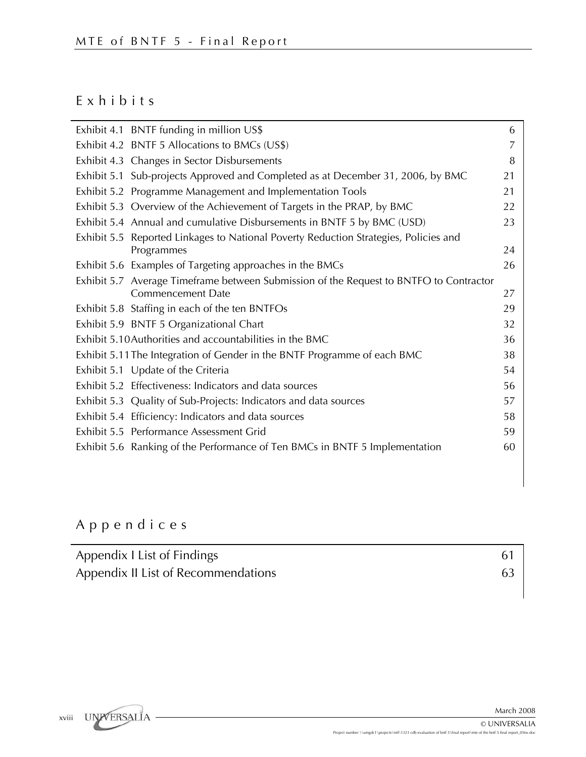## Exhibits

| | | |
|---|---|---|
| Exhibit 4.1 | BNTF funding in million US$ | 6 |
| Exhibit 4.2 | BNTF 5 Allocations to BMCs (US$) | 7 |
| Exhibit 4.3 | Changes in Sector Disbursements | 8 |
| Exhibit 5.1 | Sub-projects Approved and Completed as at December 31, 2006, by BMC | 21 |
| Exhibit 5.2 | Programme Management and Implementation Tools | 21 |
| Exhibit 5.3 | Overview of the Achievement of Targets in the PRAP, by BMC | 22 |
| Exhibit 5.4 | Annual and cumulative Disbursements in BNTF 5 by BMC (USD) | 23 |
| Exhibit 5.5 | Reported Linkages to National Poverty Reduction Strategies, Policies and Programmes | 24 |
| Exhibit 5.6 | Examples of Targeting approaches in the BMCs | 26 |
| Exhibit 5.7 | Average Timeframe between Submission of the Request to BNTFO to Contractor Commencement Date | 27 |
| Exhibit 5.8 | Staffing in each of the ten BNTFOs | 29 |
| Exhibit 5.9 | BNTF 5 Organizational Chart | 32 |
| Exhibit 5.10 | Authorities and accountabilities in the BMC | 36 |
| Exhibit 5.11 | The Integration of Gender in the BNTF Programme of each BMC | 38 |
| Exhibit 5.1 | Update of the Criteria | 54 |
| Exhibit 5.2 | Effectiveness: Indicators and data sources | 56 |
| Exhibit 5.3 | Quality of Sub-Projects: Indicators and data sources | 57 |
| Exhibit 5.4 | Efficiency: Indicators and data sources | 58 |
| Exhibit 5.5 | Performance Assessment Grid | 59 |
| Exhibit 5.6 | Ranking of the Performance of Ten BMCs in BNTF 5 Implementation | 60 |

## Appendices

| | |
|---|---|
| Appendix I List of Findings | 61 |
| Appendix II List of Recommendations | 63 |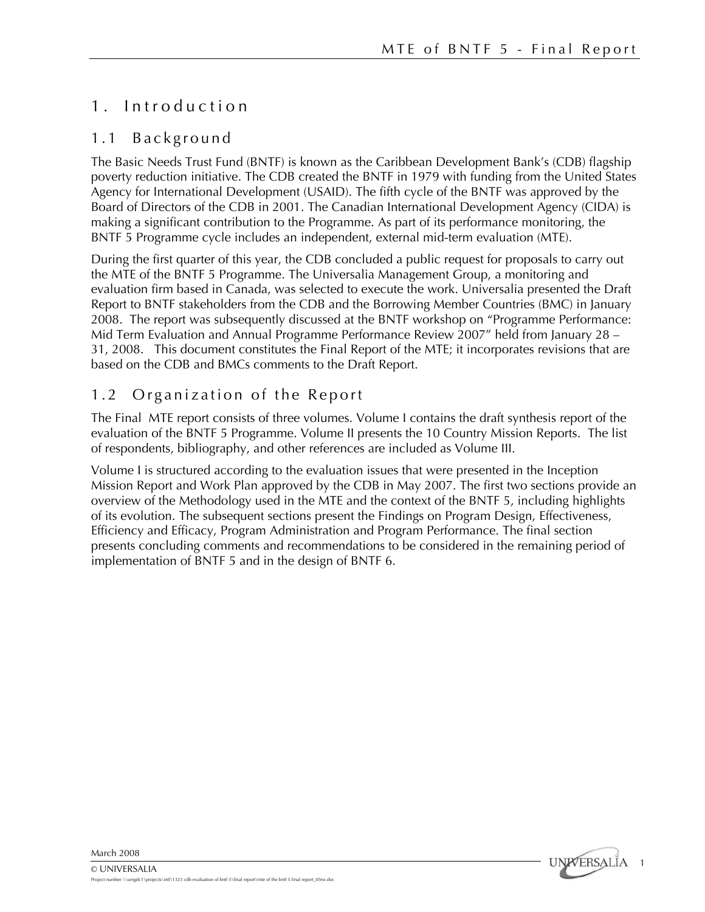# 1. Introduction

## 1.1 Background

The Basic Needs Trust Fund (BNTF) is known as the Caribbean Development Bank's (CDB) flagship poverty reduction initiative. The CDB created the BNTF in 1979 with funding from the United States Agency for International Development (USAID). The fifth cycle of the BNTF was approved by the Board of Directors of the CDB in 2001. The Canadian International Development Agency (CIDA) is making a significant contribution to the Programme. As part of its performance monitoring, the BNTF 5 Programme cycle includes an independent, external mid-term evaluation (MTE).

During the first quarter of this year, the CDB concluded a public request for proposals to carry out the MTE of the BNTF 5 Programme. The Universalia Management Group, a monitoring and evaluation firm based in Canada, was selected to execute the work. Universalia presented the Draft Report to BNTF stakeholders from the CDB and the Borrowing Member Countries (BMC) in January 2008. The report was subsequently discussed at the BNTF workshop on "Programme Performance: Mid Term Evaluation and Annual Programme Performance Review 2007" held from January 28 – 31, 2008. This document constitutes the Final Report of the MTE; it incorporates revisions that are based on the CDB and BMCs comments to the Draft Report.

## 1.2 Organization of the Report

The Final MTE report consists of three volumes. Volume I contains the draft synthesis report of the evaluation of the BNTF 5 Programme. Volume II presents the 10 Country Mission Reports. The list of respondents, bibliography, and other references are included as Volume III.

Volume I is structured according to the evaluation issues that were presented in the Inception Mission Report and Work Plan approved by the CDB in May 2007. The first two sections provide an overview of the Methodology used in the MTE and the context of the BNTF 5, including highlights of its evolution. The subsequent sections present the Findings on Program Design, Effectiveness, Efficiency and Efficacy, Program Administration and Program Performance. The final section presents concluding comments and recommendations to be considered in the remaining period of implementation of BNTF 5 and in the design of BNTF 6.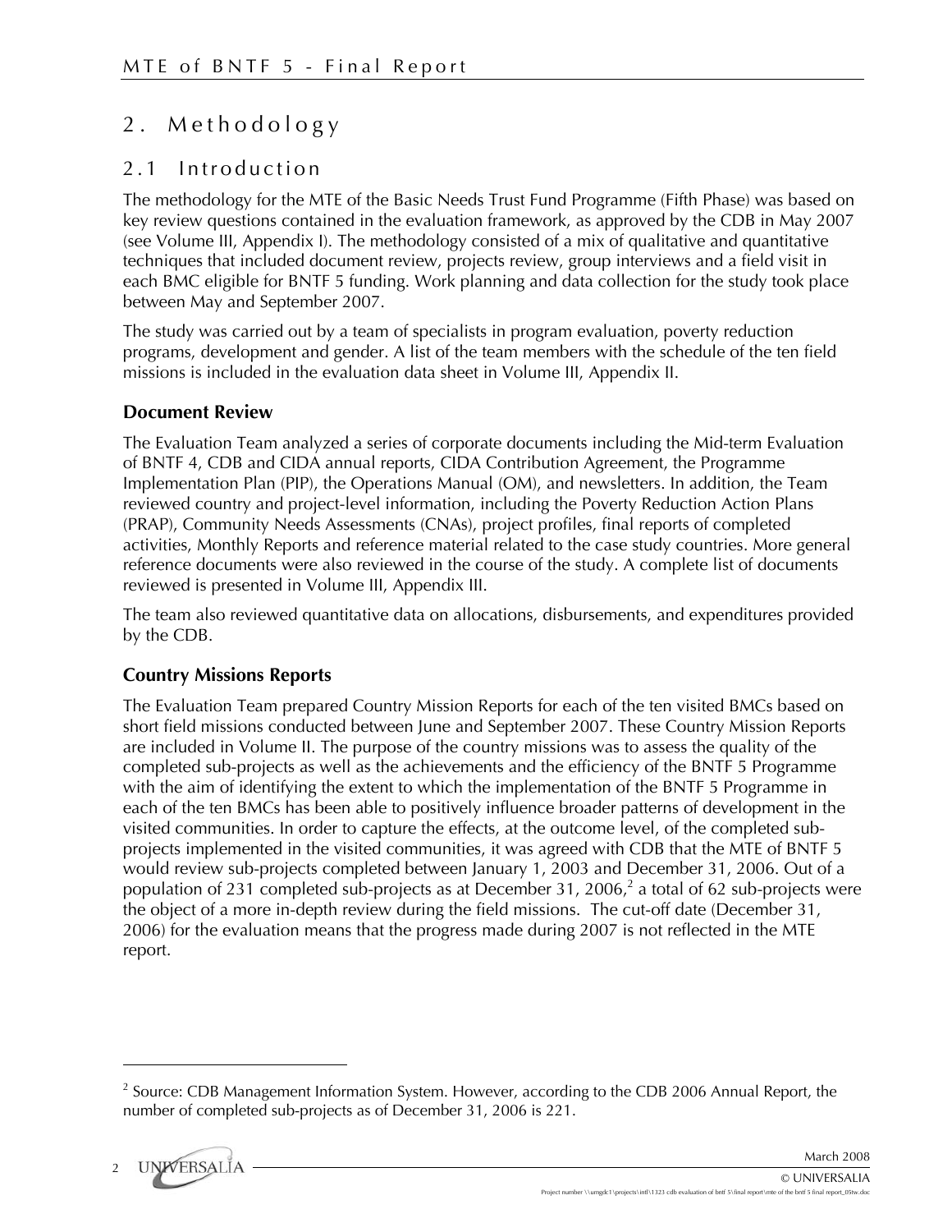# 2. Methodology

## 2.1 Introduction

The methodology for the MTE of the Basic Needs Trust Fund Programme (Fifth Phase) was based on key review questions contained in the evaluation framework, as approved by the CDB in May 2007 (see Volume III, Appendix I). The methodology consisted of a mix of qualitative and quantitative techniques that included document review, projects review, group interviews and a field visit in each BMC eligible for BNTF 5 funding. Work planning and data collection for the study took place between May and September 2007.

The study was carried out by a team of specialists in program evaluation, poverty reduction programs, development and gender. A list of the team members with the schedule of the ten field missions is included in the evaluation data sheet in Volume III, Appendix II.

### Document Review

The Evaluation Team analyzed a series of corporate documents including the Mid-term Evaluation of BNTF 4, CDB and CIDA annual reports, CIDA Contribution Agreement, the Programme Implementation Plan (PIP), the Operations Manual (OM), and newsletters. In addition, the Team reviewed country and project-level information, including the Poverty Reduction Action Plans (PRAP), Community Needs Assessments (CNAs), project profiles, final reports of completed activities, Monthly Reports and reference material related to the case study countries. More general reference documents were also reviewed in the course of the study. A complete list of documents reviewed is presented in Volume III, Appendix III.

The team also reviewed quantitative data on allocations, disbursements, and expenditures provided by the CDB.

### Country Missions Reports

The Evaluation Team prepared Country Mission Reports for each of the ten visited BMCs based on short field missions conducted between June and September 2007. These Country Mission Reports are included in Volume II. The purpose of the country missions was to assess the quality of the completed sub-projects as well as the achievements and the efficiency of the BNTF 5 Programme with the aim of identifying the extent to which the implementation of the BNTF 5 Programme in each of the ten BMCs has been able to positively influence broader patterns of development in the visited communities. In order to capture the effects, at the outcome level, of the completed sub-projects implemented in the visited communities, it was agreed with CDB that the MTE of BNTF 5 would review sub-projects completed between January 1, 2003 and December 31, 2006. Out of a population of 231 completed sub-projects as at December 31, 2006,[2] a total of 62 sub-projects were the object of a more in-depth review during the field missions. The cut-off date (December 31, 2006) for the evaluation means that the progress made during 2007 is not reflected in the MTE report.

---

[2] Source: CDB Management Information System. However, according to the CDB 2006 Annual Report, the number of completed sub-projects as of December 31, 2006 is 221.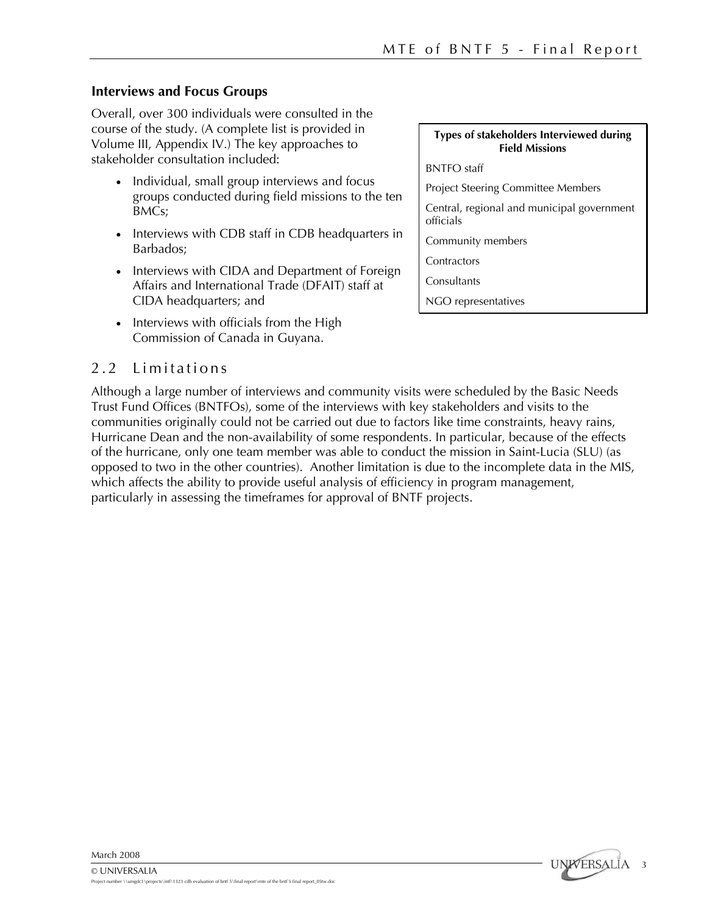### Interviews and Focus Groups

Overall, over 300 individuals were consulted in the course of the study. (A complete list is provided in Volume III, Appendix IV.) The key approaches to stakeholder consultation included:

- Individual, small group interviews and focus groups conducted during field missions to the ten BMCs;
- Interviews with CDB staff in CDB headquarters in Barbados;
- Interviews with CIDA and Department of Foreign Affairs and International Trade (DFAIT) staff at CIDA headquarters; and
- Interviews with officials from the High Commission of Canada in Guyana.

| Types of stakeholders Interviewed during Field Missions |
|---|
| BNTFO staff |
| Project Steering Committee Members |
| Central, regional and municipal government officials |
| Community members |
| Contractors |
| Consultants |
| NGO representatives |

## 2.2 Limitations

Although a large number of interviews and community visits were scheduled by the Basic Needs Trust Fund Offices (BNTFOs), some of the interviews with key stakeholders and visits to the communities originally could not be carried out due to factors like time constraints, heavy rains, Hurricane Dean and the non-availability of some respondents. In particular, because of the effects of the hurricane, only one team member was able to conduct the mission in Saint-Lucia (SLU) (as opposed to two in the other countries). Another limitation is due to the incomplete data in the MIS, which affects the ability to provide useful analysis of efficiency in program management, particularly in assessing the timeframes for approval of BNTF projects.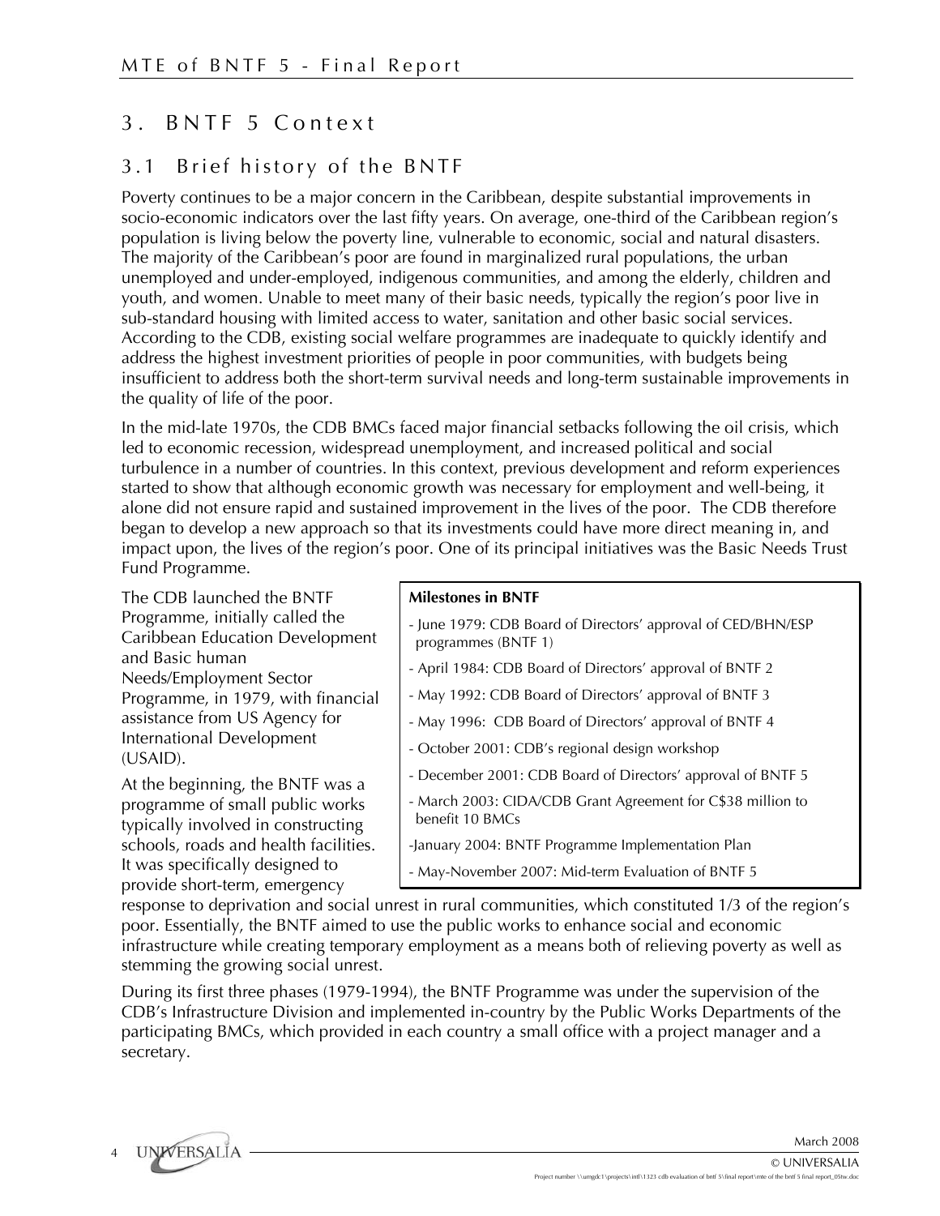# 3. BNTF 5 Context

## 3.1 Brief history of the BNTF

Poverty continues to be a major concern in the Caribbean, despite substantial improvements in socio-economic indicators over the last fifty years. On average, one-third of the Caribbean region's population is living below the poverty line, vulnerable to economic, social and natural disasters. The majority of the Caribbean's poor are found in marginalized rural populations, the urban unemployed and under-employed, indigenous communities, and among the elderly, children and youth, and women. Unable to meet many of their basic needs, typically the region's poor live in sub-standard housing with limited access to water, sanitation and other basic social services. According to the CDB, existing social welfare programmes are inadequate to quickly identify and address the highest investment priorities of people in poor communities, with budgets being insufficient to address both the short-term survival needs and long-term sustainable improvements in the quality of life of the poor.

In the mid-late 1970s, the CDB BMCs faced major financial setbacks following the oil crisis, which led to economic recession, widespread unemployment, and increased political and social turbulence in a number of countries. In this context, previous development and reform experiences started to show that although economic growth was necessary for employment and well-being, it alone did not ensure rapid and sustained improvement in the lives of the poor. The CDB therefore began to develop a new approach so that its investments could have more direct meaning in, and impact upon, the lives of the region's poor. One of its principal initiatives was the Basic Needs Trust Fund Programme.

The CDB launched the BNTF Programme, initially called the Caribbean Education Development and Basic human Needs/Employment Sector Programme, in 1979, with financial assistance from US Agency for International Development (USAID).

**Milestones in BNTF**

- June 1979: CDB Board of Directors' approval of CED/BHN/ESP programmes (BNTF 1)
- April 1984: CDB Board of Directors' approval of BNTF 2
- May 1992: CDB Board of Directors' approval of BNTF 3
- May 1996: CDB Board of Directors' approval of BNTF 4
- October 2001: CDB's regional design workshop
- December 2001: CDB Board of Directors' approval of BNTF 5
- March 2003: CIDA/CDB Grant Agreement for C$38 million to benefit 10 BMCs
- January 2004: BNTF Programme Implementation Plan
- May-November 2007: Mid-term Evaluation of BNTF 5

At the beginning, the BNTF was a programme of small public works typically involved in constructing schools, roads and health facilities. It was specifically designed to provide short-term, emergency response to deprivation and social unrest in rural communities, which constituted 1/3 of the region's poor. Essentially, the BNTF aimed to use the public works to enhance social and economic infrastructure while creating temporary employment as a means both of relieving poverty as well as stemming the growing social unrest.

During its first three phases (1979-1994), the BNTF Programme was under the supervision of the CDB's Infrastructure Division and implemented in-country by the Public Works Departments of the participating BMCs, which provided in each country a small office with a project manager and a secretary.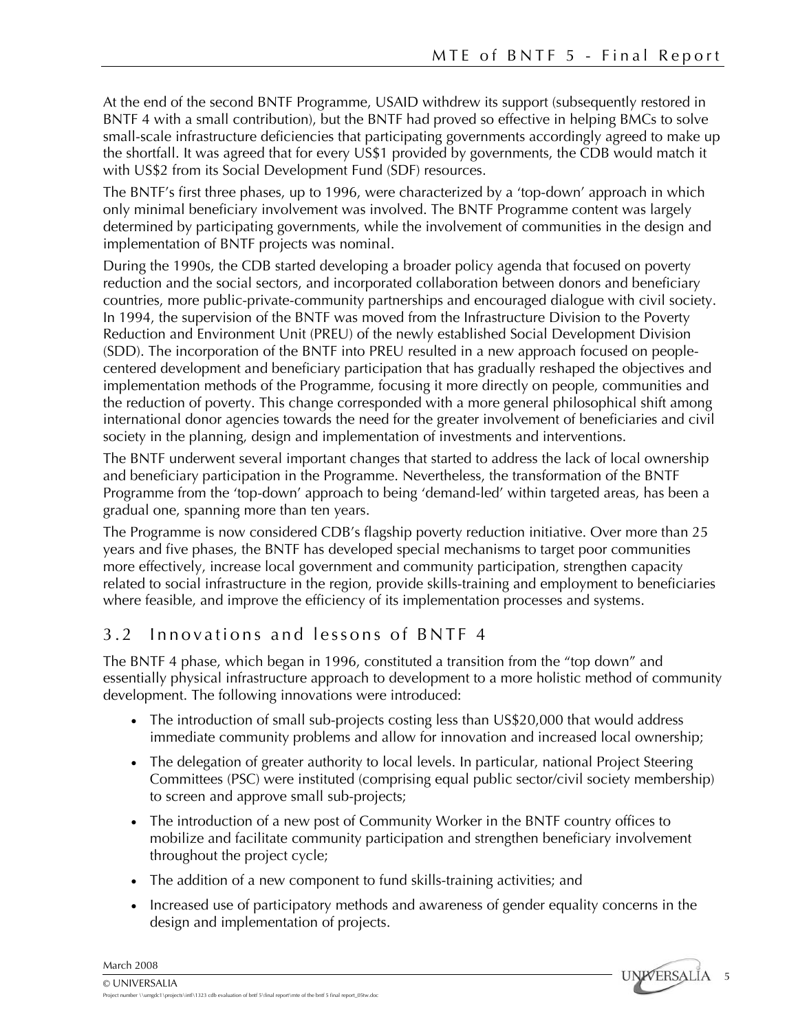At the end of the second BNTF Programme, USAID withdrew its support (subsequently restored in BNTF 4 with a small contribution), but the BNTF had proved so effective in helping BMCs to solve small-scale infrastructure deficiencies that participating governments accordingly agreed to make up the shortfall. It was agreed that for every US$1 provided by governments, the CDB would match it with US$2 from its Social Development Fund (SDF) resources.

The BNTF's first three phases, up to 1996, were characterized by a 'top-down' approach in which only minimal beneficiary involvement was involved. The BNTF Programme content was largely determined by participating governments, while the involvement of communities in the design and implementation of BNTF projects was nominal.

During the 1990s, the CDB started developing a broader policy agenda that focused on poverty reduction and the social sectors, and incorporated collaboration between donors and beneficiary countries, more public-private-community partnerships and encouraged dialogue with civil society. In 1994, the supervision of the BNTF was moved from the Infrastructure Division to the Poverty Reduction and Environment Unit (PREU) of the newly established Social Development Division (SDD). The incorporation of the BNTF into PREU resulted in a new approach focused on people-centered development and beneficiary participation that has gradually reshaped the objectives and implementation methods of the Programme, focusing it more directly on people, communities and the reduction of poverty. This change corresponded with a more general philosophical shift among international donor agencies towards the need for the greater involvement of beneficiaries and civil society in the planning, design and implementation of investments and interventions.

The BNTF underwent several important changes that started to address the lack of local ownership and beneficiary participation in the Programme. Nevertheless, the transformation of the BNTF Programme from the 'top-down' approach to being 'demand-led' within targeted areas, has been a gradual one, spanning more than ten years.

The Programme is now considered CDB's flagship poverty reduction initiative. Over more than 25 years and five phases, the BNTF has developed special mechanisms to target poor communities more effectively, increase local government and community participation, strengthen capacity related to social infrastructure in the region, provide skills-training and employment to beneficiaries where feasible, and improve the efficiency of its implementation processes and systems.

## 3.2 Innovations and lessons of BNTF 4

The BNTF 4 phase, which began in 1996, constituted a transition from the "top down" and essentially physical infrastructure approach to development to a more holistic method of community development. The following innovations were introduced:

- The introduction of small sub-projects costing less than US$20,000 that would address immediate community problems and allow for innovation and increased local ownership;
- The delegation of greater authority to local levels. In particular, national Project Steering Committees (PSC) were instituted (comprising equal public sector/civil society membership) to screen and approve small sub-projects;
- The introduction of a new post of Community Worker in the BNTF country offices to mobilize and facilitate community participation and strengthen beneficiary involvement throughout the project cycle;
- The addition of a new component to fund skills-training activities; and
- Increased use of participatory methods and awareness of gender equality concerns in the design and implementation of projects.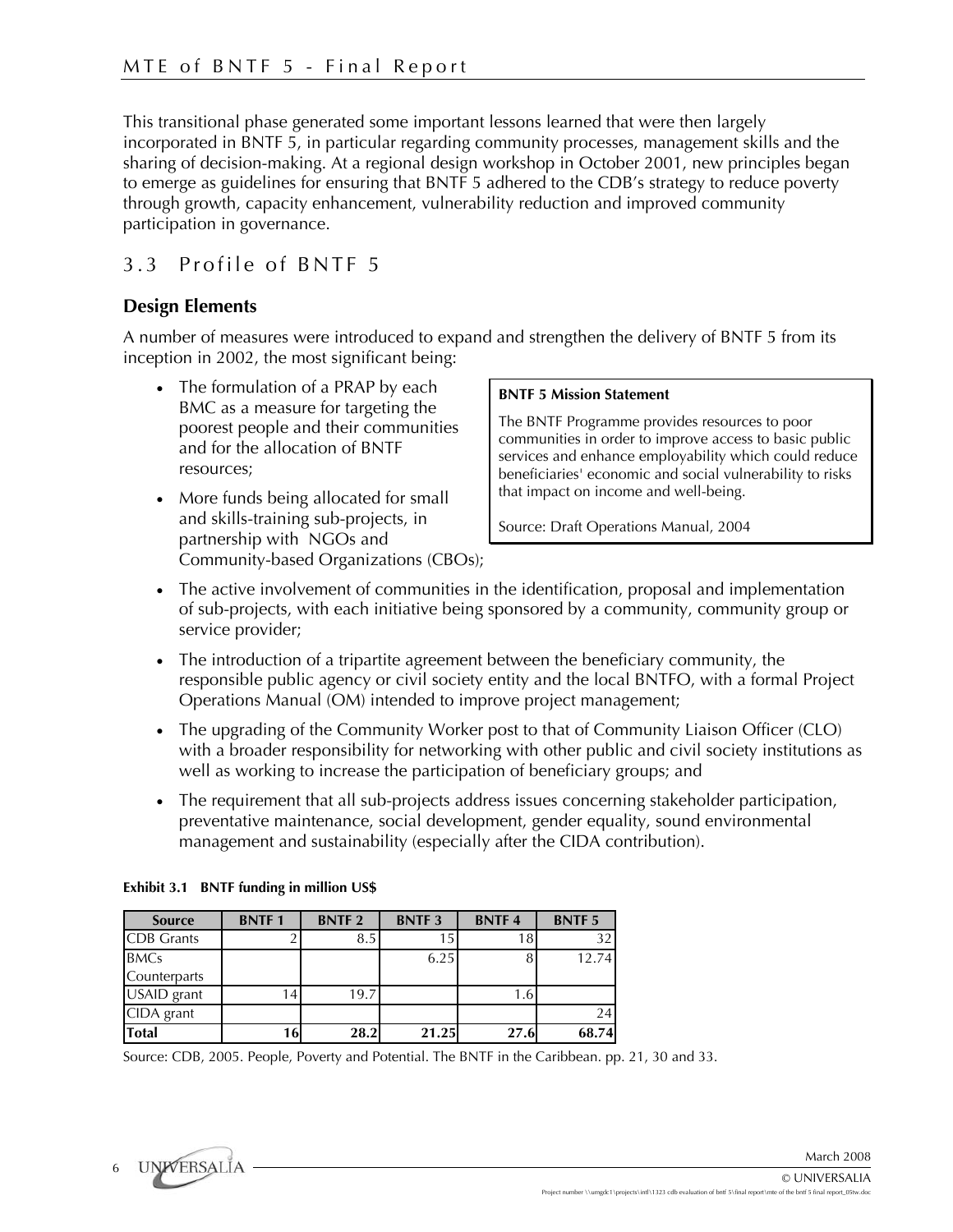This transitional phase generated some important lessons learned that were then largely incorporated in BNTF 5, in particular regarding community processes, management skills and the sharing of decision-making. At a regional design workshop in October 2001, new principles began to emerge as guidelines for ensuring that BNTF 5 adhered to the CDB's strategy to reduce poverty through growth, capacity enhancement, vulnerability reduction and improved community participation in governance.

## 3.3 Profile of BNTF 5

### Design Elements

A number of measures were introduced to expand and strengthen the delivery of BNTF 5 from its inception in 2002, the most significant being:

- The formulation of a PRAP by each BMC as a measure for targeting the poorest people and their communities and for the allocation of BNTF resources;
- More funds being allocated for small and skills-training sub-projects, in partnership with NGOs and Community-based Organizations (CBOs);
- The active involvement of communities in the identification, proposal and implementation of sub-projects, with each initiative being sponsored by a community, community group or service provider;
- The introduction of a tripartite agreement between the beneficiary community, the responsible public agency or civil society entity and the local BNTFO, with a formal Project Operations Manual (OM) intended to improve project management;
- The upgrading of the Community Worker post to that of Community Liaison Officer (CLO) with a broader responsibility for networking with other public and civil society institutions as well as working to increase the participation of beneficiary groups; and
- The requirement that all sub-projects address issues concerning stakeholder participation, preventative maintenance, social development, gender equality, sound environmental management and sustainability (especially after the CIDA contribution).

> **BNTF 5 Mission Statement**
>
> The BNTF Programme provides resources to poor communities in order to improve access to basic public services and enhance employability which could reduce beneficiaries' economic and social vulnerability to risks that impact on income and well-being.
>
> Source: Draft Operations Manual, 2004

**Exhibit 3.1 BNTF funding in million US$**

| Source | BNTF 1 | BNTF 2 | BNTF 3 | BNTF 4 | BNTF 5 |
|---|---|---|---|---|---|
| CDB Grants | 2 | 8.5 | 15 | 18 | 32 |
| BMCs Counterparts | | | 6.25 | 8 | 12.74 |
| USAID grant | 14 | 19.7 | | 1.6 | |
| CIDA grant | | | | | 24 |
| **Total** | **16** | **28.2** | **21.25** | **27.6** | **68.74** |

Source: CDB, 2005. People, Poverty and Potential. The BNTF in the Caribbean. pp. 21, 30 and 33.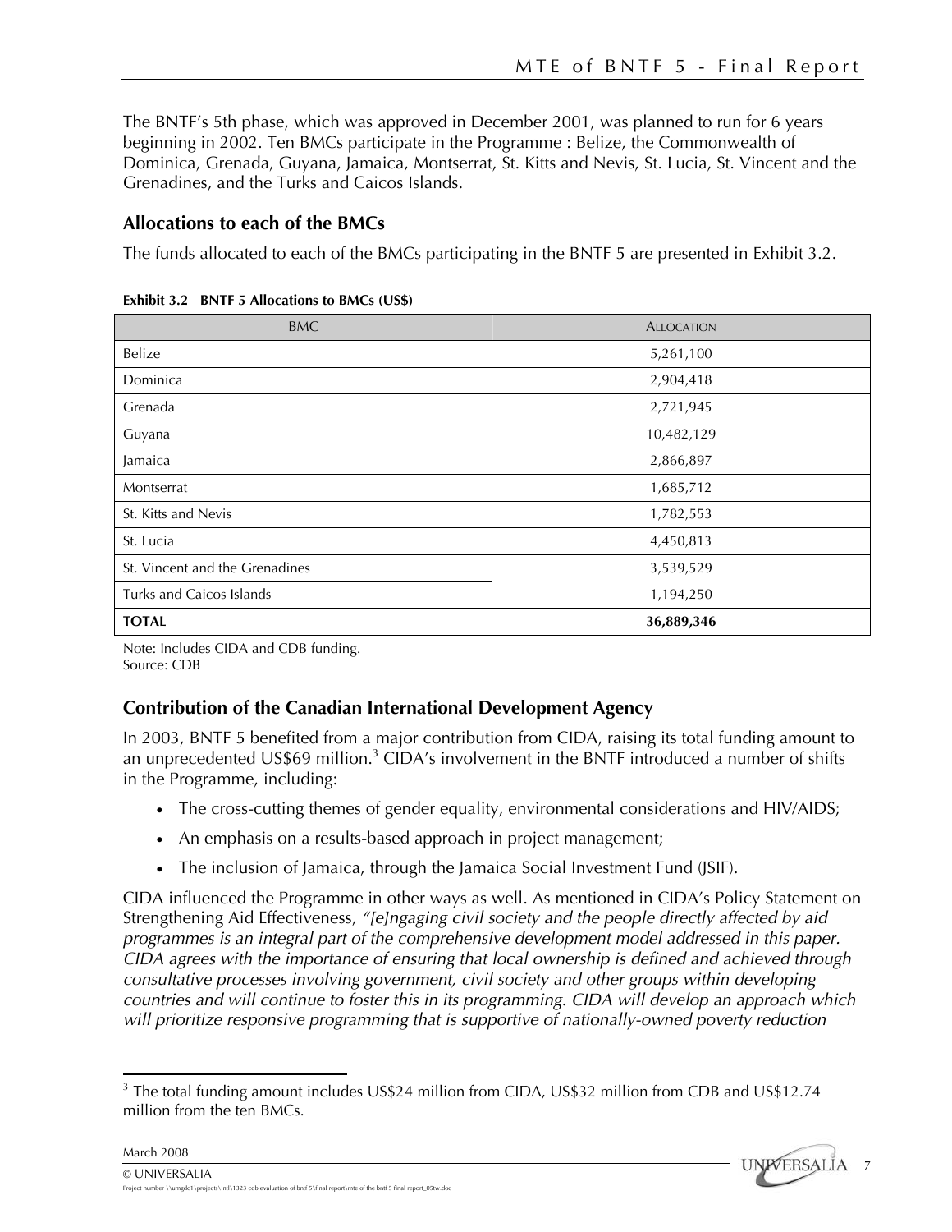The BNTF's 5th phase, which was approved in December 2001, was planned to run for 6 years beginning in 2002. Ten BMCs participate in the Programme : Belize, the Commonwealth of Dominica, Grenada, Guyana, Jamaica, Montserrat, St. Kitts and Nevis, St. Lucia, St. Vincent and the Grenadines, and the Turks and Caicos Islands.

### Allocations to each of the BMCs

The funds allocated to each of the BMCs participating in the BNTF 5 are presented in Exhibit 3.2.

**Exhibit 3.2 BNTF 5 Allocations to BMCs (US$)**

| BMC | ALLOCATION |
|---|---|
| Belize | 5,261,100 |
| Dominica | 2,904,418 |
| Grenada | 2,721,945 |
| Guyana | 10,482,129 |
| Jamaica | 2,866,897 |
| Montserrat | 1,685,712 |
| St. Kitts and Nevis | 1,782,553 |
| St. Lucia | 4,450,813 |
| St. Vincent and the Grenadines | 3,539,529 |
| Turks and Caicos Islands | 1,194,250 |
| **TOTAL** | **36,889,346** |

Note: Includes CIDA and CDB funding.
Source: CDB

### Contribution of the Canadian International Development Agency

In 2003, BNTF 5 benefited from a major contribution from CIDA, raising its total funding amount to an unprecedented US$69 million.[3] CIDA's involvement in the BNTF introduced a number of shifts in the Programme, including:

- The cross-cutting themes of gender equality, environmental considerations and HIV/AIDS;
- An emphasis on a results-based approach in project management;
- The inclusion of Jamaica, through the Jamaica Social Investment Fund (JSIF).

CIDA influenced the Programme in other ways as well. As mentioned in CIDA's Policy Statement on Strengthening Aid Effectiveness, *"[e]ngaging civil society and the people directly affected by aid programmes is an integral part of the comprehensive development model addressed in this paper. CIDA agrees with the importance of ensuring that local ownership is defined and achieved through consultative processes involving government, civil society and other groups within developing countries and will continue to foster this in its programming. CIDA will develop an approach which will prioritize responsive programming that is supportive of nationally-owned poverty reduction*

[3] The total funding amount includes US$24 million from CIDA, US$32 million from CDB and US$12.74 million from the ten BMCs.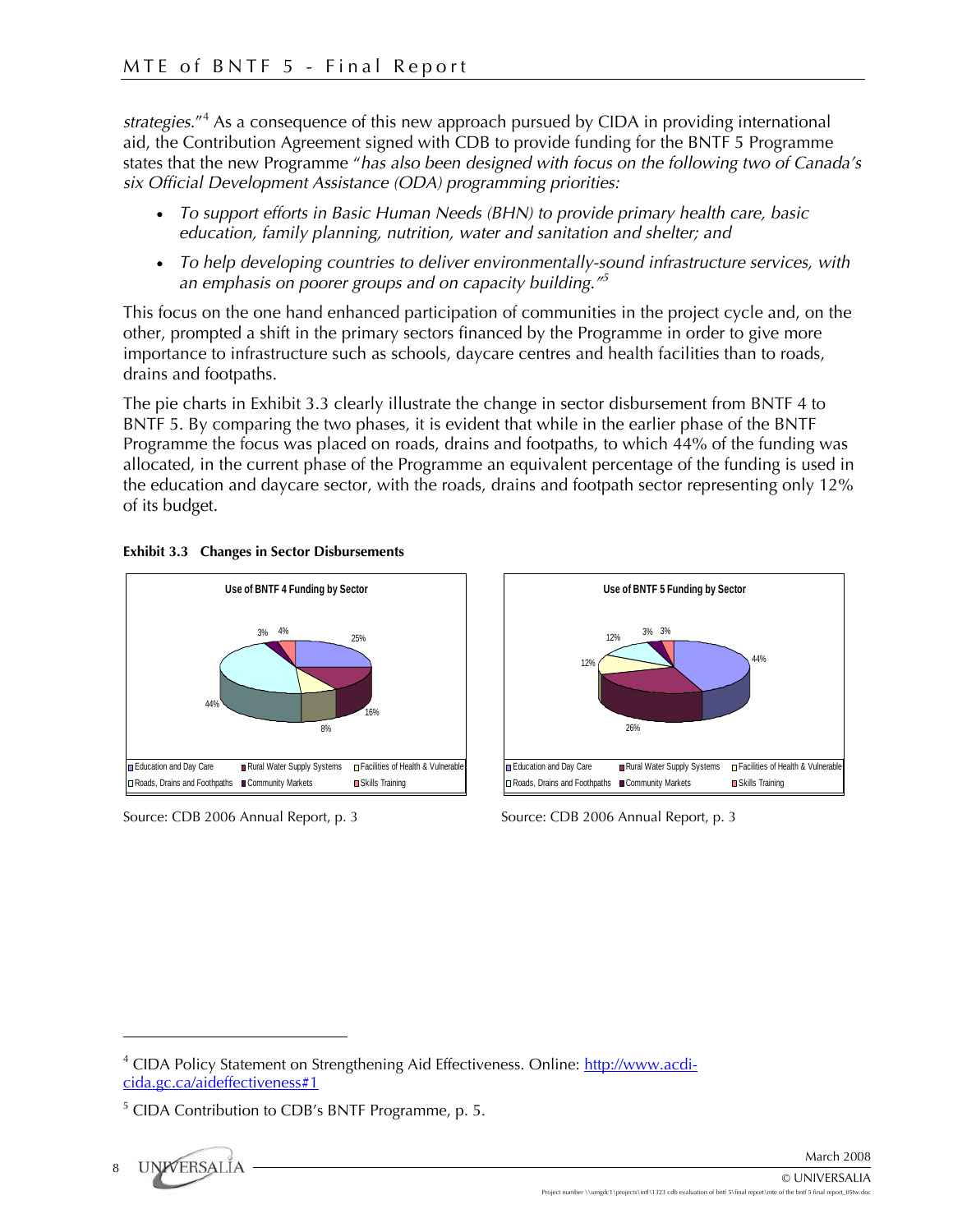*strategies.*"[4] As a consequence of this new approach pursued by CIDA in providing international aid, the Contribution Agreement signed with CDB to provide funding for the BNTF 5 Programme states that the new Programme "*has also been designed with focus on the following two of Canada's six Official Development Assistance (ODA) programming priorities:*

- *To support efforts in Basic Human Needs (BHN) to provide primary health care, basic education, family planning, nutrition, water and sanitation and shelter; and*
- *To help developing countries to deliver environmentally-sound infrastructure services, with an emphasis on poorer groups and on capacity building.*"[5]

This focus on the one hand enhanced participation of communities in the project cycle and, on the other, prompted a shift in the primary sectors financed by the Programme in order to give more importance to infrastructure such as schools, daycare centres and health facilities than to roads, drains and footpaths.

The pie charts in Exhibit 3.3 clearly illustrate the change in sector disbursement from BNTF 4 to BNTF 5. By comparing the two phases, it is evident that while in the earlier phase of the BNTF Programme the focus was placed on roads, drains and footpaths, to which 44% of the funding was allocated, in the current phase of the Programme an equivalent percentage of the funding is used in the education and daycare sector, with the roads, drains and footpath sector representing only 12% of its budget.

**Exhibit 3.3 Changes in Sector Disbursements**

**Use of BNTF 4 Funding by Sector**

| Sector | Share |
|---|---|
| Education and Day Care | 25% |
| Rural Water Supply Systems | 16% |
| Facilities of Health & Vulnerable | 8% |
| Roads, Drains and Footpaths | 44% |
| Community Markets | 3% |
| Skills Training | 4% |

Source: CDB 2006 Annual Report, p. 3

**Use of BNTF 5 Funding by Sector**

| Sector | Share |
|---|---|
| Education and Day Care | 44% |
| Rural Water Supply Systems | 26% |
| Facilities of Health & Vulnerable | 12% |
| Roads, Drains and Footpaths | 12% |
| Community Markets | 3% |
| Skills Training | 3% |

Source: CDB 2006 Annual Report, p. 3

---

[4] CIDA Policy Statement on Strengthening Aid Effectiveness. Online: http://www.acdi-cida.gc.ca/aideffectiveness#1

[5] CIDA Contribution to CDB's BNTF Programme, p. 5.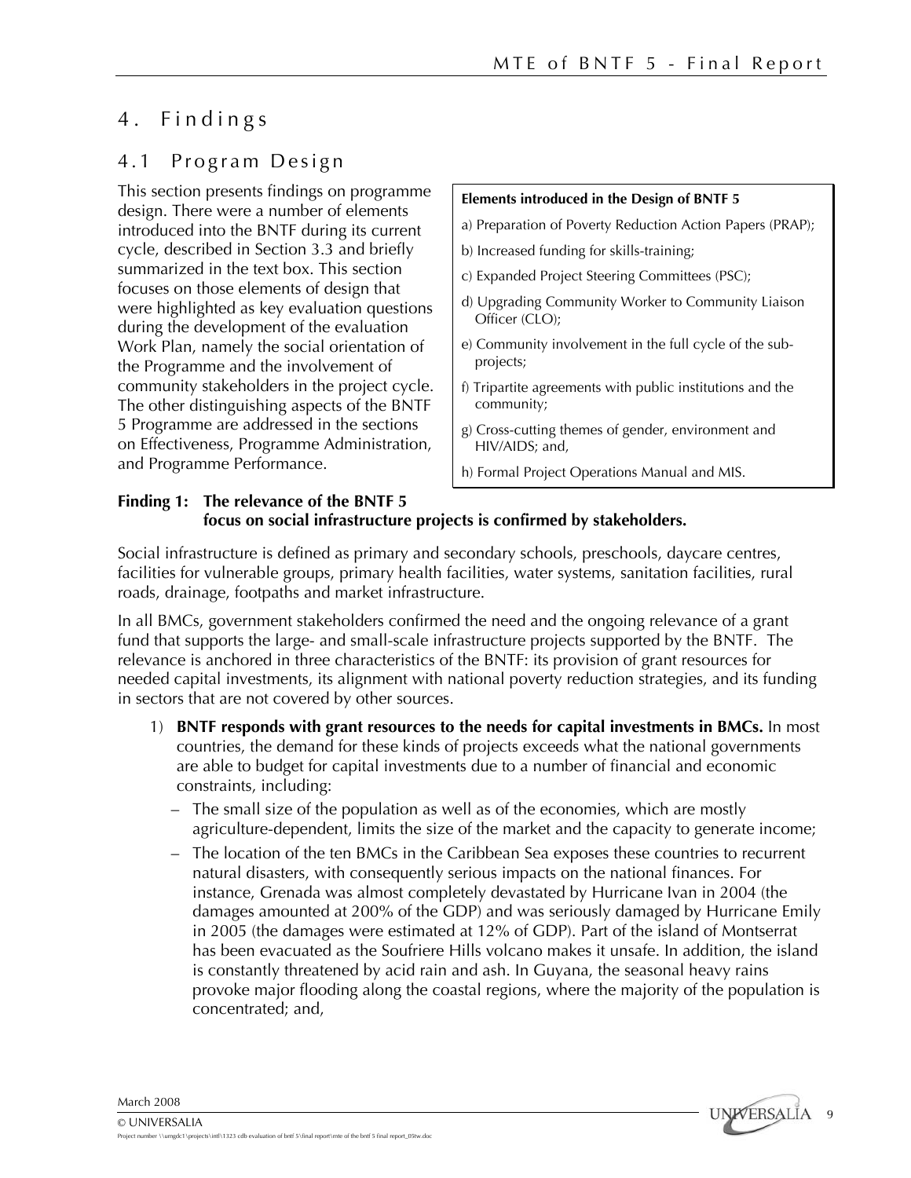# 4. Findings

## 4.1 Program Design

This section presents findings on programme design. There were a number of elements introduced into the BNTF during its current cycle, described in Section 3.3 and briefly summarized in the text box. This section focuses on those elements of design that were highlighted as key evaluation questions during the development of the evaluation Work Plan, namely the social orientation of the Programme and the involvement of community stakeholders in the project cycle. The other distinguishing aspects of the BNTF 5 Programme are addressed in the sections on Effectiveness, Programme Administration, and Programme Performance.

> **Elements introduced in the Design of BNTF 5**
>
> a) Preparation of Poverty Reduction Action Papers (PRAP);
>
> b) Increased funding for skills-training;
>
> c) Expanded Project Steering Committees (PSC);
>
> d) Upgrading Community Worker to Community Liaison Officer (CLO);
>
> e) Community involvement in the full cycle of the sub-projects;
>
> f) Tripartite agreements with public institutions and the community;
>
> g) Cross-cutting themes of gender, environment and HIV/AIDS; and,
>
> h) Formal Project Operations Manual and MIS.

**Finding 1: The relevance of the BNTF 5 focus on social infrastructure projects is confirmed by stakeholders.**

Social infrastructure is defined as primary and secondary schools, preschools, daycare centres, facilities for vulnerable groups, primary health facilities, water systems, sanitation facilities, rural roads, drainage, footpaths and market infrastructure.

In all BMCs, government stakeholders confirmed the need and the ongoing relevance of a grant fund that supports the large- and small-scale infrastructure projects supported by the BNTF. The relevance is anchored in three characteristics of the BNTF: its provision of grant resources for needed capital investments, its alignment with national poverty reduction strategies, and its funding in sectors that are not covered by other sources.

1) **BNTF responds with grant resources to the needs for capital investments in BMCs.** In most countries, the demand for these kinds of projects exceeds what the national governments are able to budget for capital investments due to a number of financial and economic constraints, including:
   - The small size of the population as well as of the economies, which are mostly agriculture-dependent, limits the size of the market and the capacity to generate income;
   - The location of the ten BMCs in the Caribbean Sea exposes these countries to recurrent natural disasters, with consequently serious impacts on the national finances. For instance, Grenada was almost completely devastated by Hurricane Ivan in 2004 (the damages amounted at 200% of the GDP) and was seriously damaged by Hurricane Emily in 2005 (the damages were estimated at 12% of GDP). Part of the island of Montserrat has been evacuated as the Soufriere Hills volcano makes it unsafe. In addition, the island is constantly threatened by acid rain and ash. In Guyana, the seasonal heavy rains provoke major flooding along the coastal regions, where the majority of the population is concentrated; and,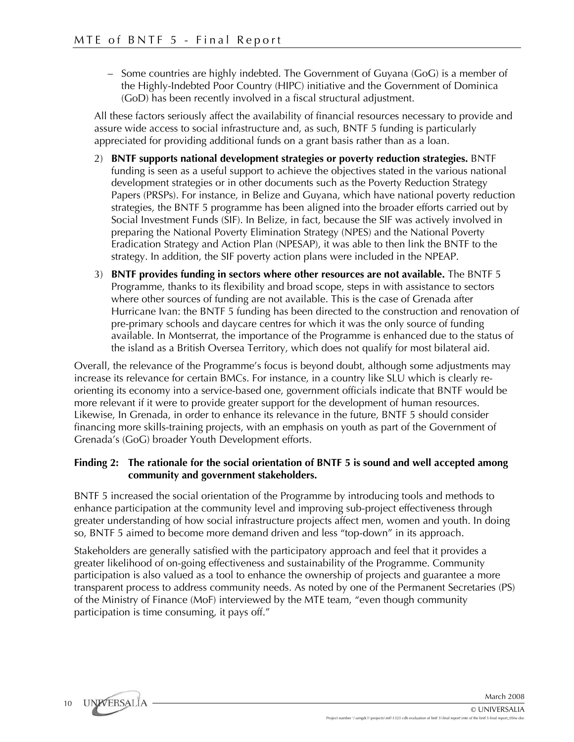– Some countries are highly indebted. The Government of Guyana (GoG) is a member of the Highly-Indebted Poor Country (HIPC) initiative and the Government of Dominica (GoD) has been recently involved in a fiscal structural adjustment.

All these factors seriously affect the availability of financial resources necessary to provide and assure wide access to social infrastructure and, as such, BNTF 5 funding is particularly appreciated for providing additional funds on a grant basis rather than as a loan.

2) **BNTF supports national development strategies or poverty reduction strategies.** BNTF funding is seen as a useful support to achieve the objectives stated in the various national development strategies or in other documents such as the Poverty Reduction Strategy Papers (PRSPs). For instance, in Belize and Guyana, which have national poverty reduction strategies, the BNTF 5 programme has been aligned into the broader efforts carried out by Social Investment Funds (SIF). In Belize, in fact, because the SIF was actively involved in preparing the National Poverty Elimination Strategy (NPES) and the National Poverty Eradication Strategy and Action Plan (NPESAP), it was able to then link the BNTF to the strategy. In addition, the SIF poverty action plans were included in the NPEAP.

3) **BNTF provides funding in sectors where other resources are not available.** The BNTF 5 Programme, thanks to its flexibility and broad scope, steps in with assistance to sectors where other sources of funding are not available. This is the case of Grenada after Hurricane Ivan: the BNTF 5 funding has been directed to the construction and renovation of pre-primary schools and daycare centres for which it was the only source of funding available. In Montserrat, the importance of the Programme is enhanced due to the status of the island as a British Oversea Territory, which does not qualify for most bilateral aid.

Overall, the relevance of the Programme's focus is beyond doubt, although some adjustments may increase its relevance for certain BMCs. For instance, in a country like SLU which is clearly re-orienting its economy into a service-based one, government officials indicate that BNTF would be more relevant if it were to provide greater support for the development of human resources. Likewise, In Grenada, in order to enhance its relevance in the future, BNTF 5 should consider financing more skills-training projects, with an emphasis on youth as part of the Government of Grenada's (GoG) broader Youth Development efforts.

**Finding 2: The rationale for the social orientation of BNTF 5 is sound and well accepted among community and government stakeholders.**

BNTF 5 increased the social orientation of the Programme by introducing tools and methods to enhance participation at the community level and improving sub-project effectiveness through greater understanding of how social infrastructure projects affect men, women and youth. In doing so, BNTF 5 aimed to become more demand driven and less "top-down" in its approach.

Stakeholders are generally satisfied with the participatory approach and feel that it provides a greater likelihood of on-going effectiveness and sustainability of the Programme. Community participation is also valued as a tool to enhance the ownership of projects and guarantee a more transparent process to address community needs. As noted by one of the Permanent Secretaries (PS) of the Ministry of Finance (MoF) interviewed by the MTE team, "even though community participation is time consuming, it pays off."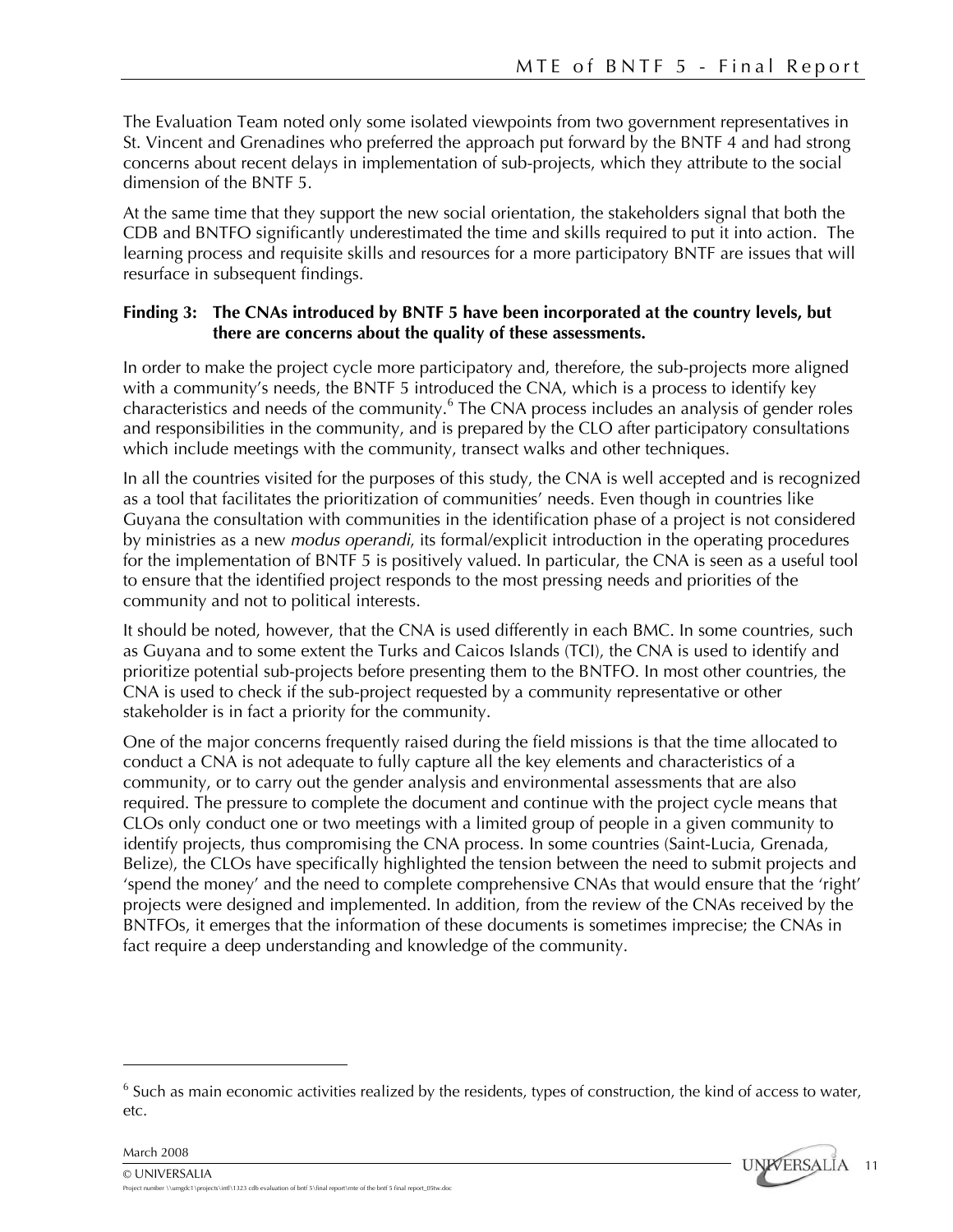The Evaluation Team noted only some isolated viewpoints from two government representatives in St. Vincent and Grenadines who preferred the approach put forward by the BNTF 4 and had strong concerns about recent delays in implementation of sub-projects, which they attribute to the social dimension of the BNTF 5.

At the same time that they support the new social orientation, the stakeholders signal that both the CDB and BNTFO significantly underestimated the time and skills required to put it into action. The learning process and requisite skills and resources for a more participatory BNTF are issues that will resurface in subsequent findings.

**Finding 3: The CNAs introduced by BNTF 5 have been incorporated at the country levels, but there are concerns about the quality of these assessments.**

In order to make the project cycle more participatory and, therefore, the sub-projects more aligned with a community's needs, the BNTF 5 introduced the CNA, which is a process to identify key characteristics and needs of the community.[6] The CNA process includes an analysis of gender roles and responsibilities in the community, and is prepared by the CLO after participatory consultations which include meetings with the community, transect walks and other techniques.

In all the countries visited for the purposes of this study, the CNA is well accepted and is recognized as a tool that facilitates the prioritization of communities' needs. Even though in countries like Guyana the consultation with communities in the identification phase of a project is not considered by ministries as a new *modus operandi*, its formal/explicit introduction in the operating procedures for the implementation of BNTF 5 is positively valued. In particular, the CNA is seen as a useful tool to ensure that the identified project responds to the most pressing needs and priorities of the community and not to political interests.

It should be noted, however, that the CNA is used differently in each BMC. In some countries, such as Guyana and to some extent the Turks and Caicos Islands (TCI), the CNA is used to identify and prioritize potential sub-projects before presenting them to the BNTFO. In most other countries, the CNA is used to check if the sub-project requested by a community representative or other stakeholder is in fact a priority for the community.

One of the major concerns frequently raised during the field missions is that the time allocated to conduct a CNA is not adequate to fully capture all the key elements and characteristics of a community, or to carry out the gender analysis and environmental assessments that are also required. The pressure to complete the document and continue with the project cycle means that CLOs only conduct one or two meetings with a limited group of people in a given community to identify projects, thus compromising the CNA process. In some countries (Saint-Lucia, Grenada, Belize), the CLOs have specifically highlighted the tension between the need to submit projects and 'spend the money' and the need to complete comprehensive CNAs that would ensure that the 'right' projects were designed and implemented. In addition, from the review of the CNAs received by the BNTFOs, it emerges that the information of these documents is sometimes imprecise; the CNAs in fact require a deep understanding and knowledge of the community.

---

[6] Such as main economic activities realized by the residents, types of construction, the kind of access to water, etc.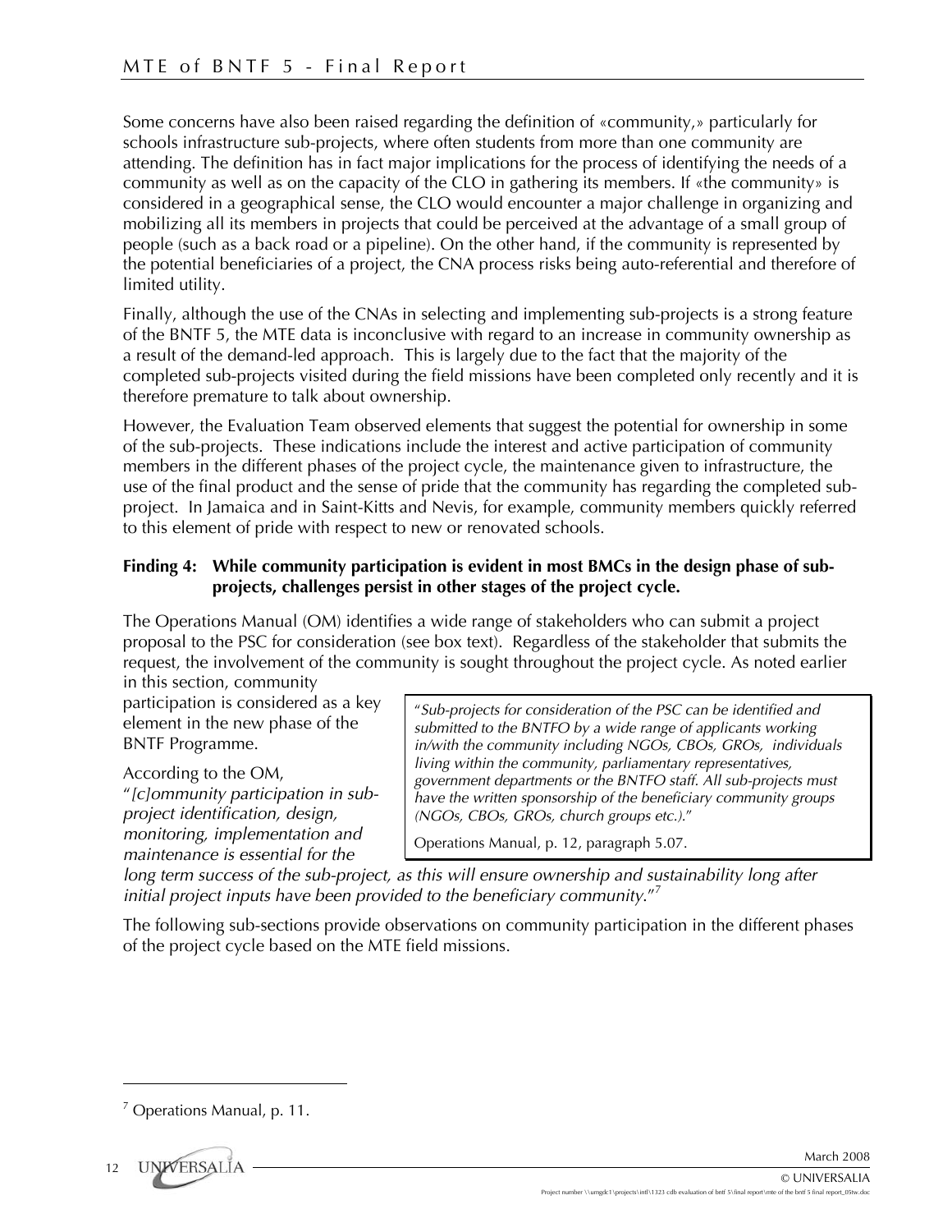Some concerns have also been raised regarding the definition of «community,» particularly for schools infrastructure sub-projects, where often students from more than one community are attending. The definition has in fact major implications for the process of identifying the needs of a community as well as on the capacity of the CLO in gathering its members. If «the community» is considered in a geographical sense, the CLO would encounter a major challenge in organizing and mobilizing all its members in projects that could be perceived at the advantage of a small group of people (such as a back road or a pipeline). On the other hand, if the community is represented by the potential beneficiaries of a project, the CNA process risks being auto-referential and therefore of limited utility.

Finally, although the use of the CNAs in selecting and implementing sub-projects is a strong feature of the BNTF 5, the MTE data is inconclusive with regard to an increase in community ownership as a result of the demand-led approach. This is largely due to the fact that the majority of the completed sub-projects visited during the field missions have been completed only recently and it is therefore premature to talk about ownership.

However, the Evaluation Team observed elements that suggest the potential for ownership in some of the sub-projects. These indications include the interest and active participation of community members in the different phases of the project cycle, the maintenance given to infrastructure, the use of the final product and the sense of pride that the community has regarding the completed sub-project. In Jamaica and in Saint-Kitts and Nevis, for example, community members quickly referred to this element of pride with respect to new or renovated schools.

**Finding 4: While community participation is evident in most BMCs in the design phase of sub-projects, challenges persist in other stages of the project cycle.**

The Operations Manual (OM) identifies a wide range of stakeholders who can submit a project proposal to the PSC for consideration (see box text). Regardless of the stakeholder that submits the request, the involvement of the community is sought throughout the project cycle. As noted earlier in this section, community participation is considered as a key element in the new phase of the BNTF Programme.

> "*Sub-projects for consideration of the PSC can be identified and submitted to the BNTFO by a wide range of applicants working in/with the community including NGOs, CBOs, GROs, individuals living within the community, parliamentary representatives, government departments or the BNTFO staff. All sub-projects must have the written sponsorship of the beneficiary community groups (NGOs, CBOs, GROs, church groups etc.).*"
>
> Operations Manual, p. 12, paragraph 5.07.

According to the OM, "*[c]ommunity participation in sub-project identification, design, monitoring, implementation and maintenance is essential for the long term success of the sub-project, as this will ensure ownership and sustainability long after initial project inputs have been provided to the beneficiary community.*"[7]

The following sub-sections provide observations on community participation in the different phases of the project cycle based on the MTE field missions.

[7] Operations Manual, p. 11.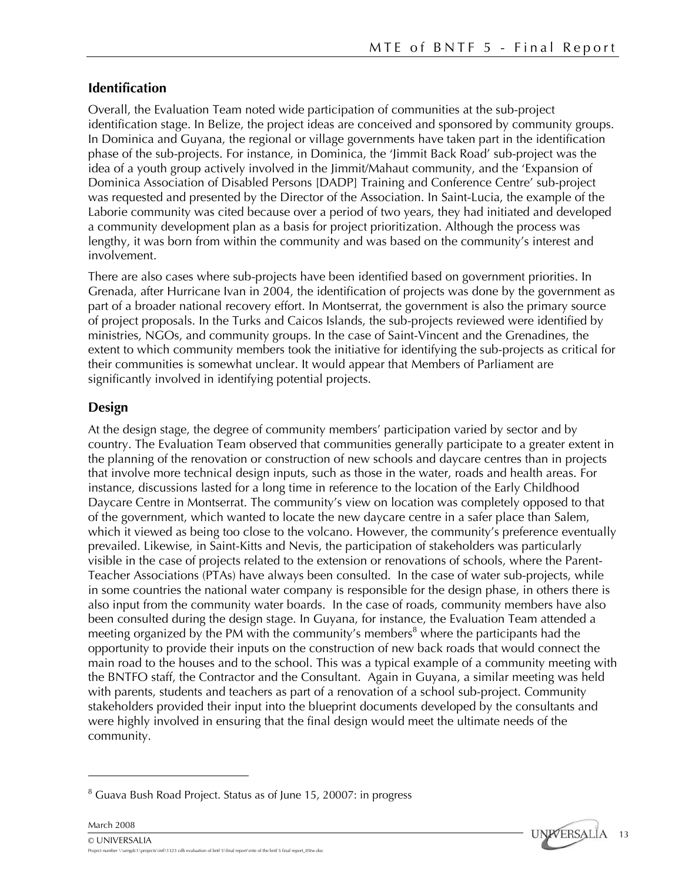## Identification

Overall, the Evaluation Team noted wide participation of communities at the sub-project identification stage. In Belize, the project ideas are conceived and sponsored by community groups. In Dominica and Guyana, the regional or village governments have taken part in the identification phase of the sub-projects. For instance, in Dominica, the 'Jimmit Back Road' sub-project was the idea of a youth group actively involved in the Jimmit/Mahaut community, and the 'Expansion of Dominica Association of Disabled Persons [DADP] Training and Conference Centre' sub-project was requested and presented by the Director of the Association. In Saint-Lucia, the example of the Laborie community was cited because over a period of two years, they had initiated and developed a community development plan as a basis for project prioritization. Although the process was lengthy, it was born from within the community and was based on the community's interest and involvement.

There are also cases where sub-projects have been identified based on government priorities. In Grenada, after Hurricane Ivan in 2004, the identification of projects was done by the government as part of a broader national recovery effort. In Montserrat, the government is also the primary source of project proposals. In the Turks and Caicos Islands, the sub-projects reviewed were identified by ministries, NGOs, and community groups. In the case of Saint-Vincent and the Grenadines, the extent to which community members took the initiative for identifying the sub-projects as critical for their communities is somewhat unclear. It would appear that Members of Parliament are significantly involved in identifying potential projects.

## Design

At the design stage, the degree of community members' participation varied by sector and by country. The Evaluation Team observed that communities generally participate to a greater extent in the planning of the renovation or construction of new schools and daycare centres than in projects that involve more technical design inputs, such as those in the water, roads and health areas. For instance, discussions lasted for a long time in reference to the location of the Early Childhood Daycare Centre in Montserrat. The community's view on location was completely opposed to that of the government, which wanted to locate the new daycare centre in a safer place than Salem, which it viewed as being too close to the volcano. However, the community's preference eventually prevailed. Likewise, in Saint-Kitts and Nevis, the participation of stakeholders was particularly visible in the case of projects related to the extension or renovations of schools, where the Parent-Teacher Associations (PTAs) have always been consulted. In the case of water sub-projects, while in some countries the national water company is responsible for the design phase, in others there is also input from the community water boards. In the case of roads, community members have also been consulted during the design stage. In Guyana, for instance, the Evaluation Team attended a meeting organized by the PM with the community's members[8] where the participants had the opportunity to provide their inputs on the construction of new back roads that would connect the main road to the houses and to the school. This was a typical example of a community meeting with the BNTFO staff, the Contractor and the Consultant. Again in Guyana, a similar meeting was held with parents, students and teachers as part of a renovation of a school sub-project. Community stakeholders provided their input into the blueprint documents developed by the consultants and were highly involved in ensuring that the final design would meet the ultimate needs of the community.

---

[8] Guava Bush Road Project. Status as of June 15, 20007: in progress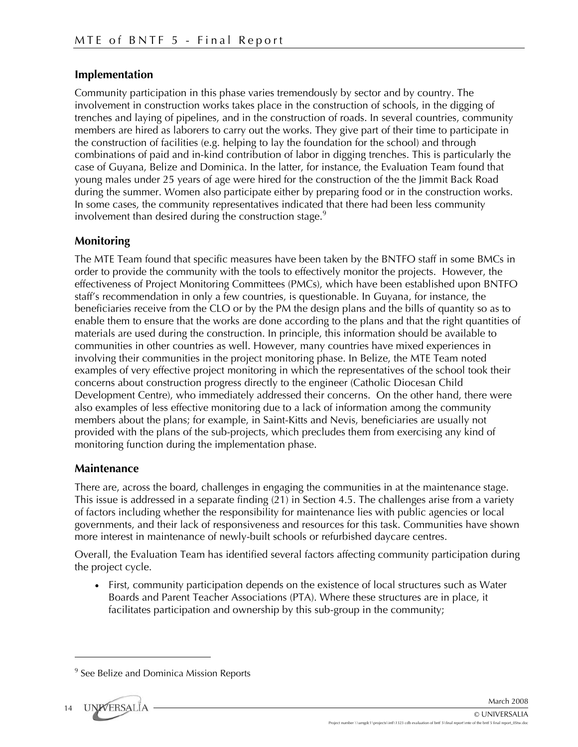### Implementation

Community participation in this phase varies tremendously by sector and by country. The involvement in construction works takes place in the construction of schools, in the digging of trenches and laying of pipelines, and in the construction of roads. In several countries, community members are hired as laborers to carry out the works. They give part of their time to participate in the construction of facilities (e.g. helping to lay the foundation for the school) and through combinations of paid and in-kind contribution of labor in digging trenches. This is particularly the case of Guyana, Belize and Dominica. In the latter, for instance, the Evaluation Team found that young males under 25 years of age were hired for the construction of the the Jimmit Back Road during the summer. Women also participate either by preparing food or in the construction works. In some cases, the community representatives indicated that there had been less community involvement than desired during the construction stage.[9]

### Monitoring

The MTE Team found that specific measures have been taken by the BNTFO staff in some BMCs in order to provide the community with the tools to effectively monitor the projects. However, the effectiveness of Project Monitoring Committees (PMCs), which have been established upon BNTFO staff's recommendation in only a few countries, is questionable. In Guyana, for instance, the beneficiaries receive from the CLO or by the PM the design plans and the bills of quantity so as to enable them to ensure that the works are done according to the plans and that the right quantities of materials are used during the construction. In principle, this information should be available to communities in other countries as well. However, many countries have mixed experiences in involving their communities in the project monitoring phase. In Belize, the MTE Team noted examples of very effective project monitoring in which the representatives of the school took their concerns about construction progress directly to the engineer (Catholic Diocesan Child Development Centre), who immediately addressed their concerns. On the other hand, there were also examples of less effective monitoring due to a lack of information among the community members about the plans; for example, in Saint-Kitts and Nevis, beneficiaries are usually not provided with the plans of the sub-projects, which precludes them from exercising any kind of monitoring function during the implementation phase.

### Maintenance

There are, across the board, challenges in engaging the communities in at the maintenance stage. This issue is addressed in a separate finding (21) in Section 4.5. The challenges arise from a variety of factors including whether the responsibility for maintenance lies with public agencies or local governments, and their lack of responsiveness and resources for this task. Communities have shown more interest in maintenance of newly-built schools or refurbished daycare centres.

Overall, the Evaluation Team has identified several factors affecting community participation during the project cycle.

- First, community participation depends on the existence of local structures such as Water Boards and Parent Teacher Associations (PTA). Where these structures are in place, it facilitates participation and ownership by this sub-group in the community;

---

[9] See Belize and Dominica Mission Reports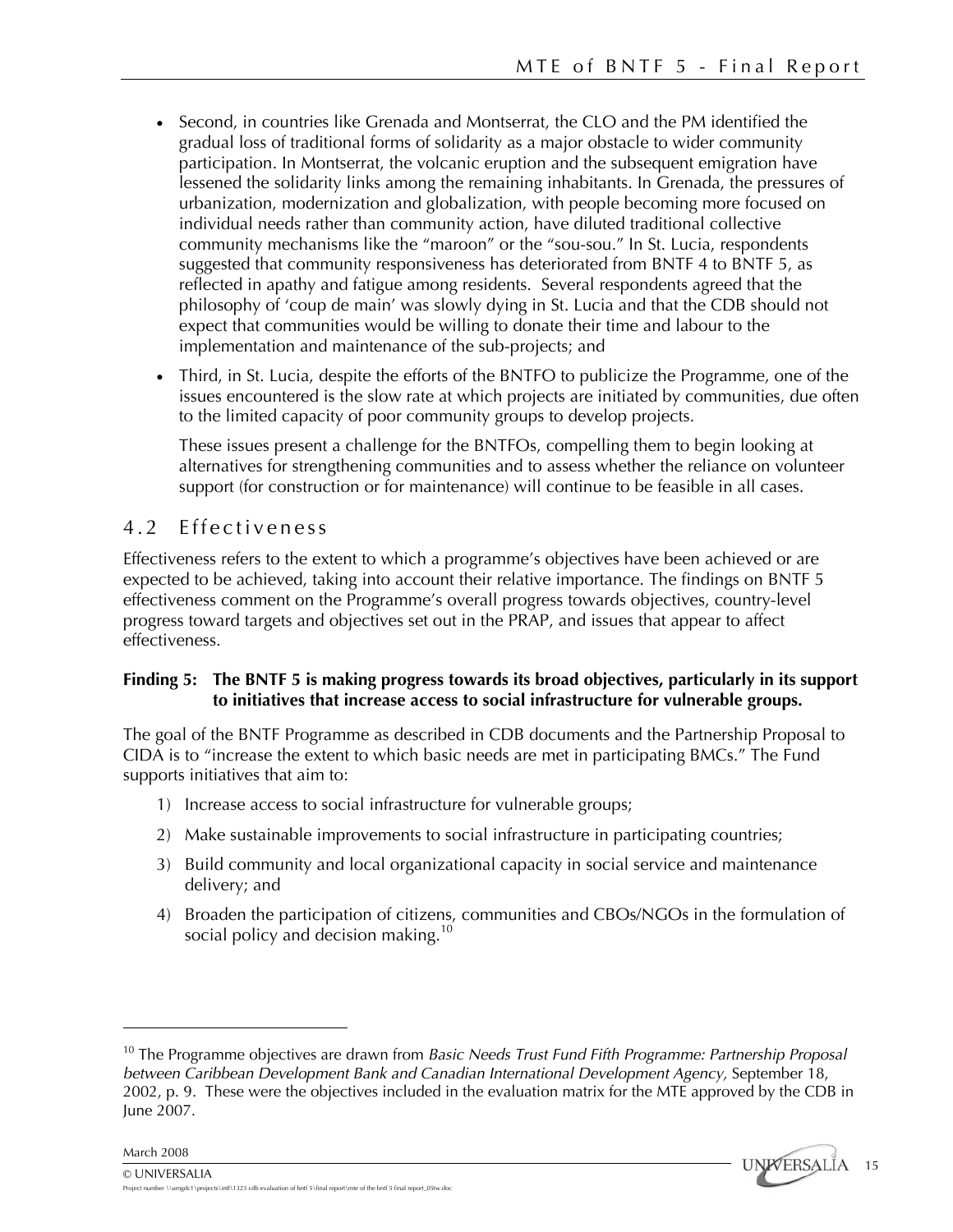- Second, in countries like Grenada and Montserrat, the CLO and the PM identified the gradual loss of traditional forms of solidarity as a major obstacle to wider community participation. In Montserrat, the volcanic eruption and the subsequent emigration have lessened the solidarity links among the remaining inhabitants. In Grenada, the pressures of urbanization, modernization and globalization, with people becoming more focused on individual needs rather than community action, have diluted traditional collective community mechanisms like the "maroon" or the "sou-sou." In St. Lucia, respondents suggested that community responsiveness has deteriorated from BNTF 4 to BNTF 5, as reflected in apathy and fatigue among residents. Several respondents agreed that the philosophy of 'coup de main' was slowly dying in St. Lucia and that the CDB should not expect that communities would be willing to donate their time and labour to the implementation and maintenance of the sub-projects; and

- Third, in St. Lucia, despite the efforts of the BNTFO to publicize the Programme, one of the issues encountered is the slow rate at which projects are initiated by communities, due often to the limited capacity of poor community groups to develop projects.

  These issues present a challenge for the BNTFOs, compelling them to begin looking at alternatives for strengthening communities and to assess whether the reliance on volunteer support (for construction or for maintenance) will continue to be feasible in all cases.

## 4.2 Effectiveness

Effectiveness refers to the extent to which a programme's objectives have been achieved or are expected to be achieved, taking into account their relative importance. The findings on BNTF 5 effectiveness comment on the Programme's overall progress towards objectives, country-level progress toward targets and objectives set out in the PRAP, and issues that appear to affect effectiveness.

**Finding 5: The BNTF 5 is making progress towards its broad objectives, particularly in its support to initiatives that increase access to social infrastructure for vulnerable groups.**

The goal of the BNTF Programme as described in CDB documents and the Partnership Proposal to CIDA is to "increase the extent to which basic needs are met in participating BMCs." The Fund supports initiatives that aim to:

1) Increase access to social infrastructure for vulnerable groups;
2) Make sustainable improvements to social infrastructure in participating countries;
3) Build community and local organizational capacity in social service and maintenance delivery; and
4) Broaden the participation of citizens, communities and CBOs/NGOs in the formulation of social policy and decision making.[10]

[10] The Programme objectives are drawn from *Basic Needs Trust Fund Fifth Programme: Partnership Proposal between Caribbean Development Bank and Canadian International Development Agency,* September 18, 2002, p. 9. These were the objectives included in the evaluation matrix for the MTE approved by the CDB in June 2007.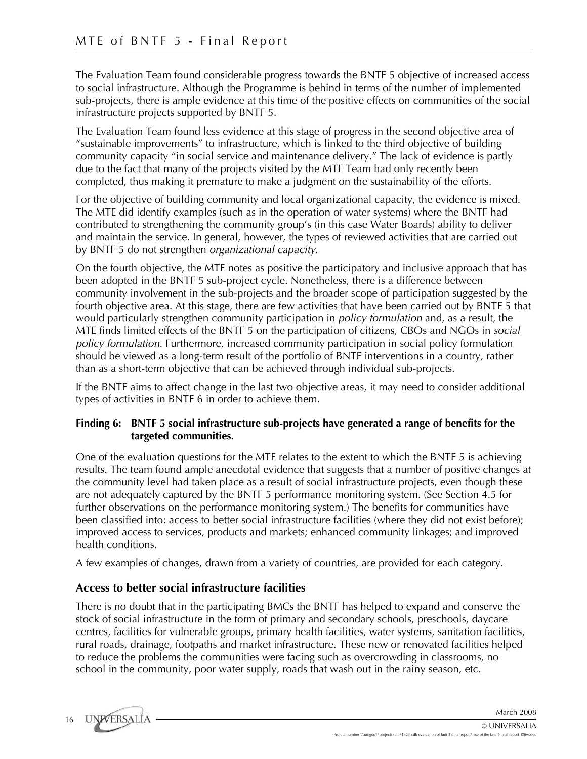The Evaluation Team found considerable progress towards the BNTF 5 objective of increased access to social infrastructure. Although the Programme is behind in terms of the number of implemented sub-projects, there is ample evidence at this time of the positive effects on communities of the social infrastructure projects supported by BNTF 5.

The Evaluation Team found less evidence at this stage of progress in the second objective area of "sustainable improvements" to infrastructure, which is linked to the third objective of building community capacity "in social service and maintenance delivery." The lack of evidence is partly due to the fact that many of the projects visited by the MTE Team had only recently been completed, thus making it premature to make a judgment on the sustainability of the efforts.

For the objective of building community and local organizational capacity, the evidence is mixed. The MTE did identify examples (such as in the operation of water systems) where the BNTF had contributed to strengthening the community group's (in this case Water Boards) ability to deliver and maintain the service. In general, however, the types of reviewed activities that are carried out by BNTF 5 do not strengthen *organizational capacity*.

On the fourth objective, the MTE notes as positive the participatory and inclusive approach that has been adopted in the BNTF 5 sub-project cycle. Nonetheless, there is a difference between community involvement in the sub-projects and the broader scope of participation suggested by the fourth objective area. At this stage, there are few activities that have been carried out by BNTF 5 that would particularly strengthen community participation in *policy formulation* and, as a result, the MTE finds limited effects of the BNTF 5 on the participation of citizens, CBOs and NGOs in *social policy formulation.* Furthermore, increased community participation in social policy formulation should be viewed as a long-term result of the portfolio of BNTF interventions in a country, rather than as a short-term objective that can be achieved through individual sub-projects.

If the BNTF aims to affect change in the last two objective areas, it may need to consider additional types of activities in BNTF 6 in order to achieve them.

**Finding 6: BNTF 5 social infrastructure sub-projects have generated a range of benefits for the targeted communities.**

One of the evaluation questions for the MTE relates to the extent to which the BNTF 5 is achieving results. The team found ample anecdotal evidence that suggests that a number of positive changes at the community level had taken place as a result of social infrastructure projects, even though these are not adequately captured by the BNTF 5 performance monitoring system. (See Section 4.5 for further observations on the performance monitoring system.) The benefits for communities have been classified into: access to better social infrastructure facilities (where they did not exist before); improved access to services, products and markets; enhanced community linkages; and improved health conditions.

A few examples of changes, drawn from a variety of countries, are provided for each category.

### Access to better social infrastructure facilities

There is no doubt that in the participating BMCs the BNTF has helped to expand and conserve the stock of social infrastructure in the form of primary and secondary schools, preschools, daycare centres, facilities for vulnerable groups, primary health facilities, water systems, sanitation facilities, rural roads, drainage, footpaths and market infrastructure. These new or renovated facilities helped to reduce the problems the communities were facing such as overcrowding in classrooms, no school in the community, poor water supply, roads that wash out in the rainy season, etc.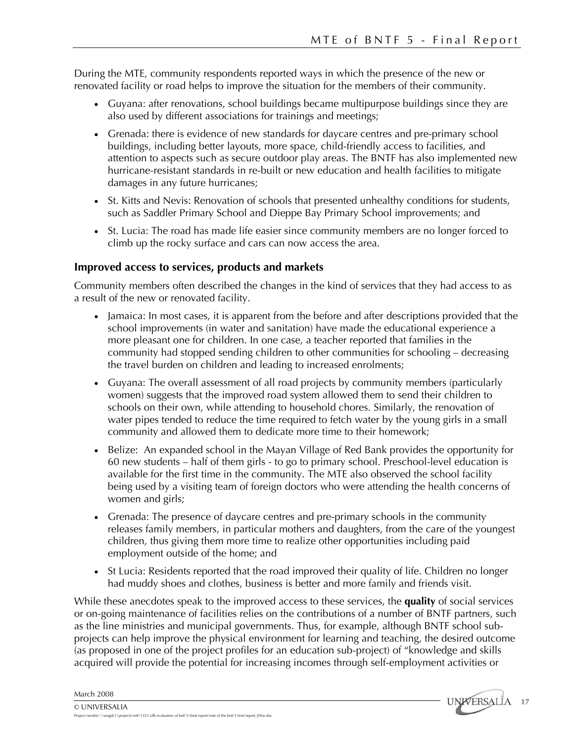During the MTE, community respondents reported ways in which the presence of the new or renovated facility or road helps to improve the situation for the members of their community.

- Guyana: after renovations, school buildings became multipurpose buildings since they are also used by different associations for trainings and meetings;
- Grenada: there is evidence of new standards for daycare centres and pre-primary school buildings, including better layouts, more space, child-friendly access to facilities, and attention to aspects such as secure outdoor play areas. The BNTF has also implemented new hurricane-resistant standards in re-built or new education and health facilities to mitigate damages in any future hurricanes;
- St. Kitts and Nevis: Renovation of schools that presented unhealthy conditions for students, such as Saddler Primary School and Dieppe Bay Primary School improvements; and
- St. Lucia: The road has made life easier since community members are no longer forced to climb up the rocky surface and cars can now access the area.

### Improved access to services, products and markets

Community members often described the changes in the kind of services that they had access to as a result of the new or renovated facility.

- Jamaica: In most cases, it is apparent from the before and after descriptions provided that the school improvements (in water and sanitation) have made the educational experience a more pleasant one for children. In one case, a teacher reported that families in the community had stopped sending children to other communities for schooling – decreasing the travel burden on children and leading to increased enrolments;
- Guyana: The overall assessment of all road projects by community members (particularly women) suggests that the improved road system allowed them to send their children to schools on their own, while attending to household chores. Similarly, the renovation of water pipes tended to reduce the time required to fetch water by the young girls in a small community and allowed them to dedicate more time to their homework;
- Belize: An expanded school in the Mayan Village of Red Bank provides the opportunity for 60 new students – half of them girls - to go to primary school. Preschool-level education is available for the first time in the community. The MTE also observed the school facility being used by a visiting team of foreign doctors who were attending the health concerns of women and girls;
- Grenada: The presence of daycare centres and pre-primary schools in the community releases family members, in particular mothers and daughters, from the care of the youngest children, thus giving them more time to realize other opportunities including paid employment outside of the home; and
- St Lucia: Residents reported that the road improved their quality of life. Children no longer had muddy shoes and clothes, business is better and more family and friends visit.

While these anecdotes speak to the improved access to these services, the **quality** of social services or on-going maintenance of facilities relies on the contributions of a number of BNTF partners, such as the line ministries and municipal governments. Thus, for example, although BNTF school sub-projects can help improve the physical environment for learning and teaching, the desired outcome (as proposed in one of the project profiles for an education sub-project) of "knowledge and skills acquired will provide the potential for increasing incomes through self-employment activities or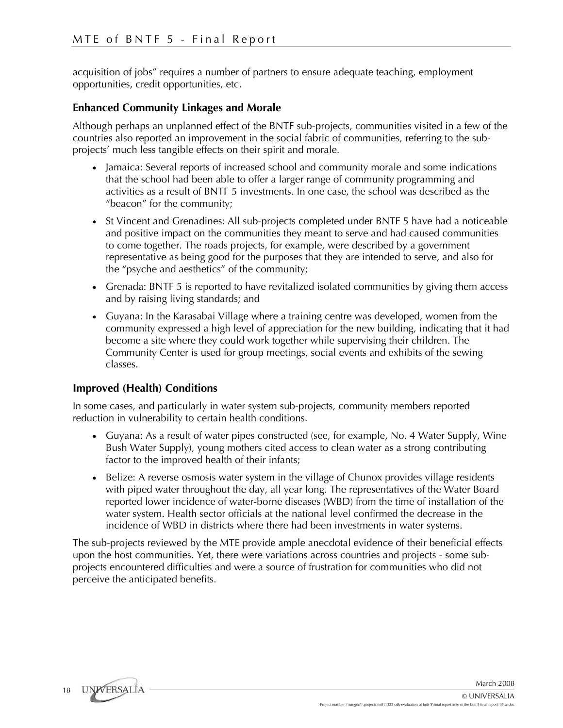acquisition of jobs" requires a number of partners to ensure adequate teaching, employment opportunities, credit opportunities, etc.

### Enhanced Community Linkages and Morale

Although perhaps an unplanned effect of the BNTF sub-projects, communities visited in a few of the countries also reported an improvement in the social fabric of communities, referring to the sub-projects' much less tangible effects on their spirit and morale.

- Jamaica: Several reports of increased school and community morale and some indications that the school had been able to offer a larger range of community programming and activities as a result of BNTF 5 investments. In one case, the school was described as the "beacon" for the community;
- St Vincent and Grenadines: All sub-projects completed under BNTF 5 have had a noticeable and positive impact on the communities they meant to serve and had caused communities to come together. The roads projects, for example, were described by a government representative as being good for the purposes that they are intended to serve, and also for the "psyche and aesthetics" of the community;
- Grenada: BNTF 5 is reported to have revitalized isolated communities by giving them access and by raising living standards; and
- Guyana: In the Karasabai Village where a training centre was developed, women from the community expressed a high level of appreciation for the new building, indicating that it had become a site where they could work together while supervising their children. The Community Center is used for group meetings, social events and exhibits of the sewing classes.

### Improved (Health) Conditions

In some cases, and particularly in water system sub-projects, community members reported reduction in vulnerability to certain health conditions.

- Guyana: As a result of water pipes constructed (see, for example, No. 4 Water Supply, Wine Bush Water Supply), young mothers cited access to clean water as a strong contributing factor to the improved health of their infants;
- Belize: A reverse osmosis water system in the village of Chunox provides village residents with piped water throughout the day, all year long. The representatives of the Water Board reported lower incidence of water-borne diseases (WBD) from the time of installation of the water system. Health sector officials at the national level confirmed the decrease in the incidence of WBD in districts where there had been investments in water systems.

The sub-projects reviewed by the MTE provide ample anecdotal evidence of their beneficial effects upon the host communities. Yet, there were variations across countries and projects - some sub-projects encountered difficulties and were a source of frustration for communities who did not perceive the anticipated benefits.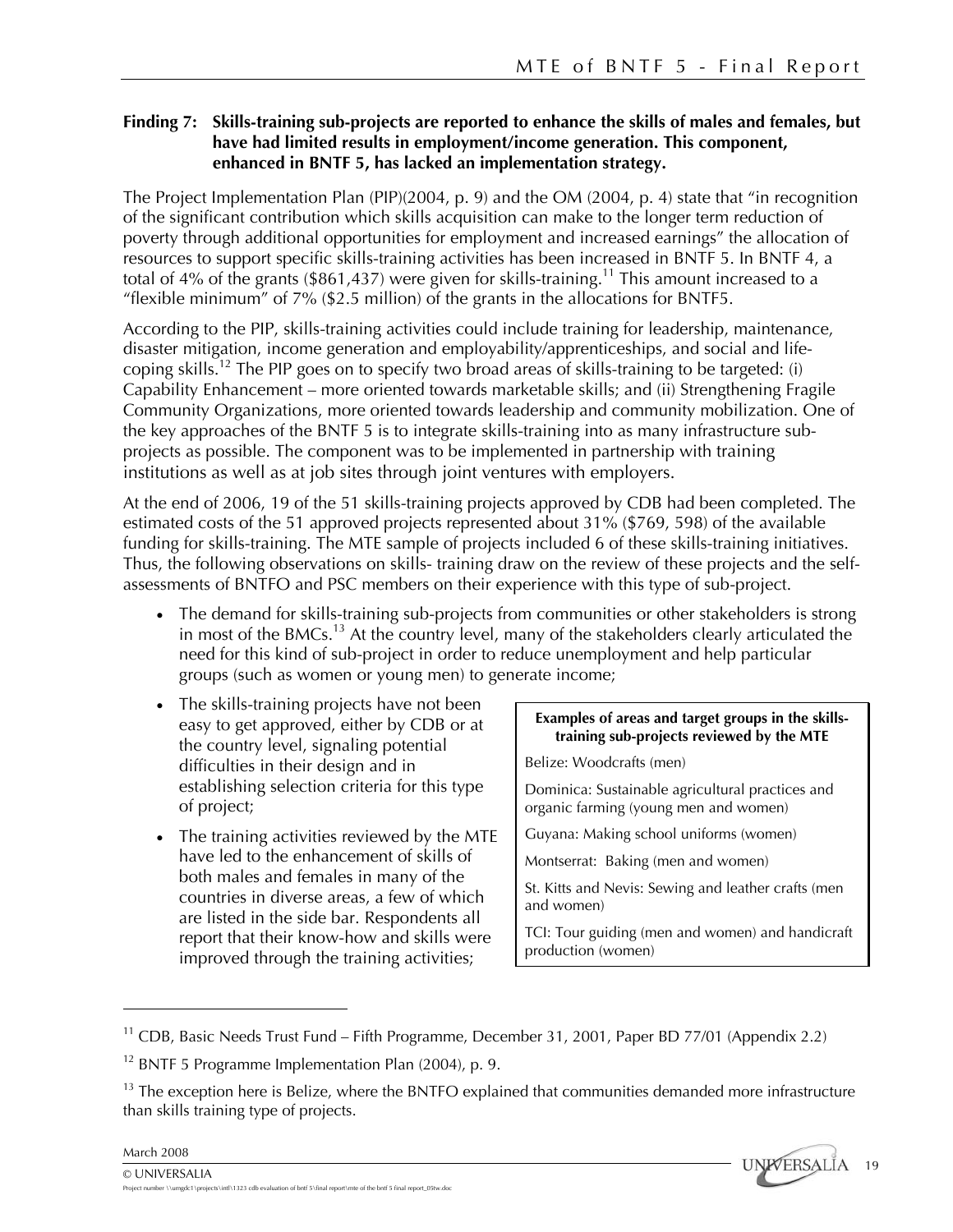**Finding 7: Skills-training sub-projects are reported to enhance the skills of males and females, but have had limited results in employment/income generation. This component, enhanced in BNTF 5, has lacked an implementation strategy.**

The Project Implementation Plan (PIP)(2004, p. 9) and the OM (2004, p. 4) state that "in recognition of the significant contribution which skills acquisition can make to the longer term reduction of poverty through additional opportunities for employment and increased earnings" the allocation of resources to support specific skills-training activities has been increased in BNTF 5. In BNTF 4, a total of 4% of the grants ($861,437) were given for skills-training.[11] This amount increased to a "flexible minimum" of 7% ($2.5 million) of the grants in the allocations for BNTF5.

According to the PIP, skills-training activities could include training for leadership, maintenance, disaster mitigation, income generation and employability/apprenticeships, and social and life-coping skills.[12] The PIP goes on to specify two broad areas of skills-training to be targeted: (i) Capability Enhancement – more oriented towards marketable skills; and (ii) Strengthening Fragile Community Organizations, more oriented towards leadership and community mobilization. One of the key approaches of the BNTF 5 is to integrate skills-training into as many infrastructure sub-projects as possible. The component was to be implemented in partnership with training institutions as well as at job sites through joint ventures with employers.

At the end of 2006, 19 of the 51 skills-training projects approved by CDB had been completed. The estimated costs of the 51 approved projects represented about 31% ($769, 598) of the available funding for skills-training. The MTE sample of projects included 6 of these skills-training initiatives. Thus, the following observations on skills- training draw on the review of these projects and the self-assessments of BNTFO and PSC members on their experience with this type of sub-project.

- The demand for skills-training sub-projects from communities or other stakeholders is strong in most of the BMCs.[13] At the country level, many of the stakeholders clearly articulated the need for this kind of sub-project in order to reduce unemployment and help particular groups (such as women or young men) to generate income;
- The skills-training projects have not been easy to get approved, either by CDB or at the country level, signaling potential difficulties in their design and in establishing selection criteria for this type of project;
- The training activities reviewed by the MTE have led to the enhancement of skills of both males and females in many of the countries in diverse areas, a few of which are listed in the side bar. Respondents all report that their know-how and skills were improved through the training activities;

| **Examples of areas and target groups in the skills-training sub-projects reviewed by the MTE** |
|---|
| Belize: Woodcrafts (men) |
| Dominica: Sustainable agricultural practices and organic farming (young men and women) |
| Guyana: Making school uniforms (women) |
| Montserrat: Baking (men and women) |
| St. Kitts and Nevis: Sewing and leather crafts (men and women) |
| TCI: Tour guiding (men and women) and handicraft production (women) |

---

[11] CDB, Basic Needs Trust Fund – Fifth Programme, December 31, 2001, Paper BD 77/01 (Appendix 2.2)

[12] BNTF 5 Programme Implementation Plan (2004), p. 9.

[13] The exception here is Belize, where the BNTFO explained that communities demanded more infrastructure than skills training type of projects.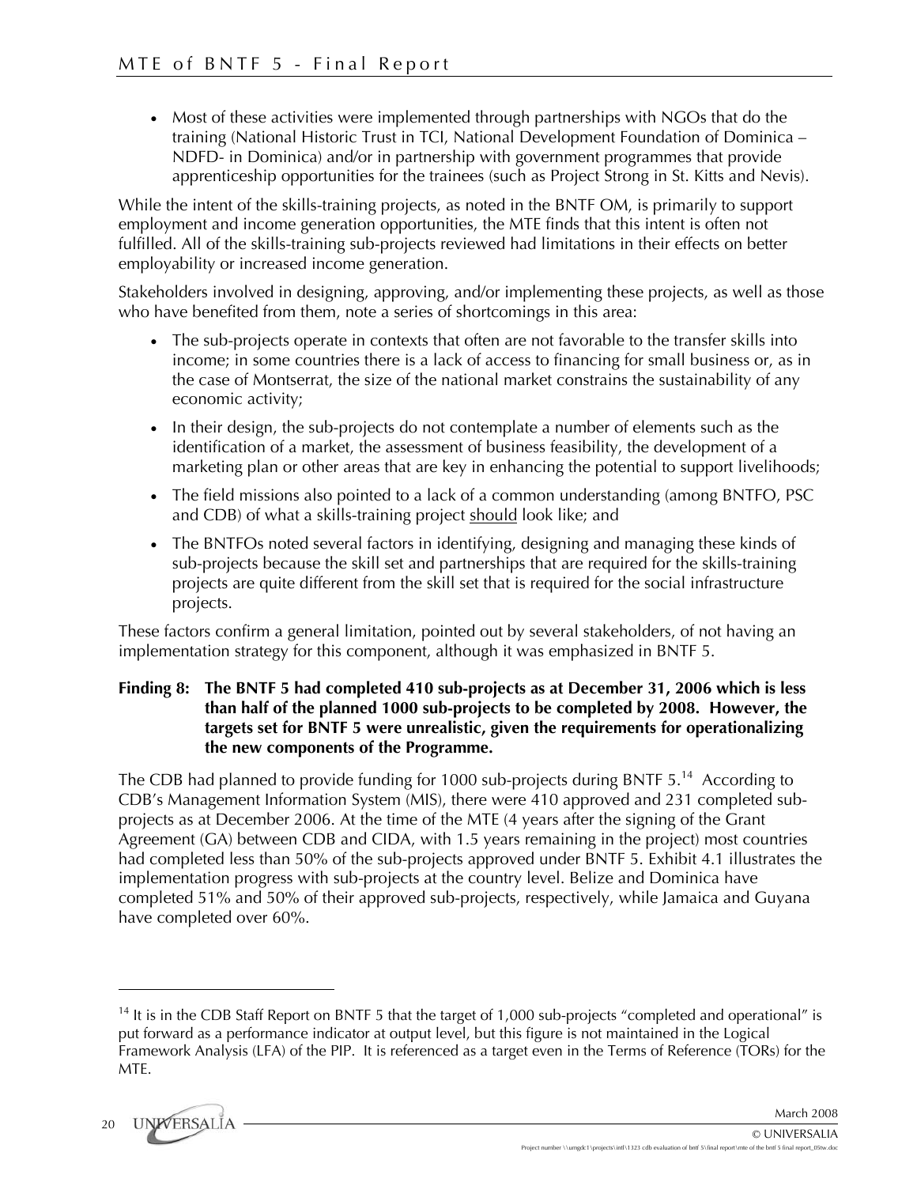- Most of these activities were implemented through partnerships with NGOs that do the training (National Historic Trust in TCI, National Development Foundation of Dominica – NDFD- in Dominica) and/or in partnership with government programmes that provide apprenticeship opportunities for the trainees (such as Project Strong in St. Kitts and Nevis).

While the intent of the skills-training projects, as noted in the BNTF OM, is primarily to support employment and income generation opportunities, the MTE finds that this intent is often not fulfilled. All of the skills-training sub-projects reviewed had limitations in their effects on better employability or increased income generation.

Stakeholders involved in designing, approving, and/or implementing these projects, as well as those who have benefited from them, note a series of shortcomings in this area:

- The sub-projects operate in contexts that often are not favorable to the transfer skills into income; in some countries there is a lack of access to financing for small business or, as in the case of Montserrat, the size of the national market constrains the sustainability of any economic activity;
- In their design, the sub-projects do not contemplate a number of elements such as the identification of a market, the assessment of business feasibility, the development of a marketing plan or other areas that are key in enhancing the potential to support livelihoods;
- The field missions also pointed to a lack of a common understanding (among BNTFO, PSC and CDB) of what a skills-training project <u>should</u> look like; and
- The BNTFOs noted several factors in identifying, designing and managing these kinds of sub-projects because the skill set and partnerships that are required for the skills-training projects are quite different from the skill set that is required for the social infrastructure projects.

These factors confirm a general limitation, pointed out by several stakeholders, of not having an implementation strategy for this component, although it was emphasized in BNTF 5.

**Finding 8: The BNTF 5 had completed 410 sub-projects as at December 31, 2006 which is less than half of the planned 1000 sub-projects to be completed by 2008. However, the targets set for BNTF 5 were unrealistic, given the requirements for operationalizing the new components of the Programme.**

The CDB had planned to provide funding for 1000 sub-projects during BNTF 5.[14] According to CDB's Management Information System (MIS), there were 410 approved and 231 completed sub-projects as at December 2006. At the time of the MTE (4 years after the signing of the Grant Agreement (GA) between CDB and CIDA, with 1.5 years remaining in the project) most countries had completed less than 50% of the sub-projects approved under BNTF 5. Exhibit 4.1 illustrates the implementation progress with sub-projects at the country level. Belize and Dominica have completed 51% and 50% of their approved sub-projects, respectively, while Jamaica and Guyana have completed over 60%.

---

[14] It is in the CDB Staff Report on BNTF 5 that the target of 1,000 sub-projects "completed and operational" is put forward as a performance indicator at output level, but this figure is not maintained in the Logical Framework Analysis (LFA) of the PIP. It is referenced as a target even in the Terms of Reference (TORs) for the MTE.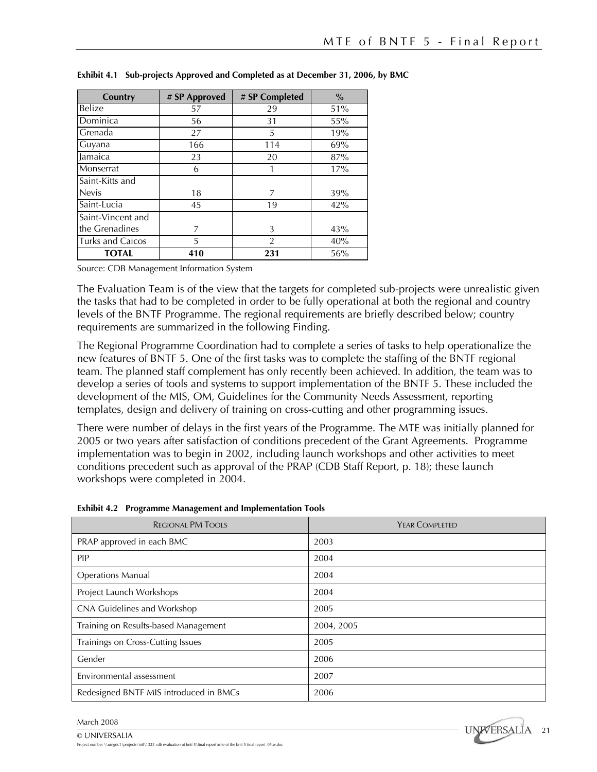**Exhibit 4.1 Sub-projects Approved and Completed as at December 31, 2006, by BMC**

| Country | # SP Approved | # SP Completed | % |
|---|---|---|---|
| Belize | 57 | 29 | 51% |
| Dominica | 56 | 31 | 55% |
| Grenada | 27 | 5 | 19% |
| Guyana | 166 | 114 | 69% |
| Jamaica | 23 | 20 | 87% |
| Monserrat | 6 | 1 | 17% |
| Saint-Kitts and Nevis | 18 | 7 | 39% |
| Saint-Lucia | 45 | 19 | 42% |
| Saint-Vincent and the Grenadines | 7 | 3 | 43% |
| Turks and Caicos | 5 | 2 | 40% |
| **TOTAL** | **410** | **231** | 56% |

Source: CDB Management Information System

The Evaluation Team is of the view that the targets for completed sub-projects were unrealistic given the tasks that had to be completed in order to be fully operational at both the regional and country levels of the BNTF Programme. The regional requirements are briefly described below; country requirements are summarized in the following Finding.

The Regional Programme Coordination had to complete a series of tasks to help operationalize the new features of BNTF 5. One of the first tasks was to complete the staffing of the BNTF regional team. The planned staff complement has only recently been achieved. In addition, the team was to develop a series of tools and systems to support implementation of the BNTF 5. These included the development of the MIS, OM, Guidelines for the Community Needs Assessment, reporting templates, design and delivery of training on cross-cutting and other programming issues.

There were number of delays in the first years of the Programme. The MTE was initially planned for 2005 or two years after satisfaction of conditions precedent of the Grant Agreements. Programme implementation was to begin in 2002, including launch workshops and other activities to meet conditions precedent such as approval of the PRAP (CDB Staff Report, p. 18); these launch workshops were completed in 2004.

**Exhibit 4.2 Programme Management and Implementation Tools**

| Regional PM Tools | Year Completed |
|---|---|
| PRAP approved in each BMC | 2003 |
| PIP | 2004 |
| Operations Manual | 2004 |
| Project Launch Workshops | 2004 |
| CNA Guidelines and Workshop | 2005 |
| Training on Results-based Management | 2004, 2005 |
| Trainings on Cross-Cutting Issues | 2005 |
| Gender | 2006 |
| Environmental assessment | 2007 |
| Redesigned BNTF MIS introduced in BMCs | 2006 |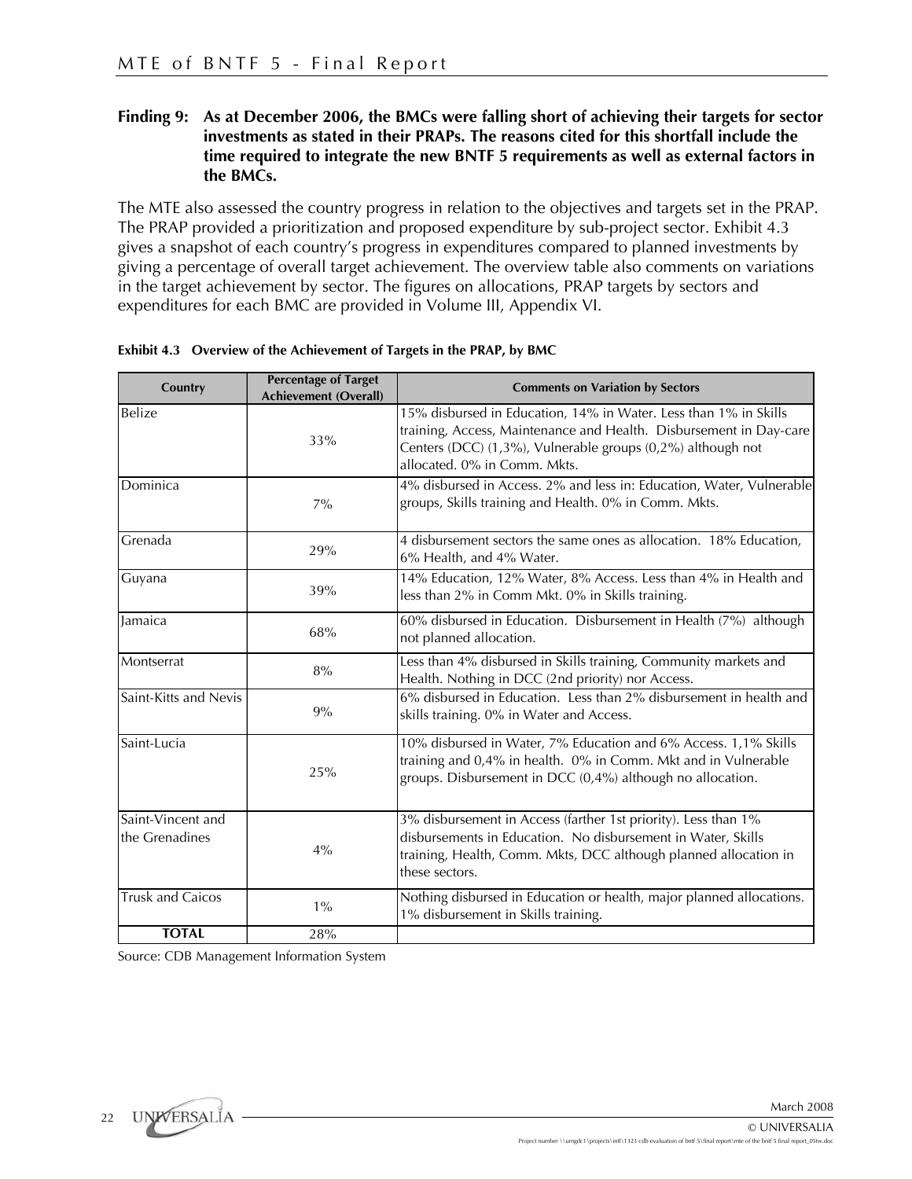**Finding 9: As at December 2006, the BMCs were falling short of achieving their targets for sector investments as stated in their PRAPs. The reasons cited for this shortfall include the time required to integrate the new BNTF 5 requirements as well as external factors in the BMCs.**

The MTE also assessed the country progress in relation to the objectives and targets set in the PRAP. The PRAP provided a prioritization and proposed expenditure by sub-project sector. Exhibit 4.3 gives a snapshot of each country's progress in expenditures compared to planned investments by giving a percentage of overall target achievement. The overview table also comments on variations in the target achievement by sector. The figures on allocations, PRAP targets by sectors and expenditures for each BMC are provided in Volume III, Appendix VI.

**Exhibit 4.3 Overview of the Achievement of Targets in the PRAP, by BMC**

| Country | Percentage of Target Achievement (Overall) | Comments on Variation by Sectors |
|---|---|---|
| Belize | 33% | 15% disbursed in Education, 14% in Water. Less than 1% in Skills training, Access, Maintenance and Health. Disbursement in Day-care Centers (DCC) (1,3%), Vulnerable groups (0,2%) although not allocated. 0% in Comm. Mkts. |
| Dominica | 7% | 4% disbursed in Access. 2% and less in: Education, Water, Vulnerable groups, Skills training and Health. 0% in Comm. Mkts. |
| Grenada | 29% | 4 disbursement sectors the same ones as allocation. 18% Education, 6% Health, and 4% Water. |
| Guyana | 39% | 14% Education, 12% Water, 8% Access. Less than 4% in Health and less than 2% in Comm Mkt. 0% in Skills training. |
| Jamaica | 68% | 60% disbursed in Education. Disbursement in Health (7%) although not planned allocation. |
| Montserrat | 8% | Less than 4% disbursed in Skills training, Community markets and Health. Nothing in DCC (2nd priority) nor Access. |
| Saint-Kitts and Nevis | 9% | 6% disbursed in Education. Less than 2% disbursement in health and skills training. 0% in Water and Access. |
| Saint-Lucia | 25% | 10% disbursed in Water, 7% Education and 6% Access. 1,1% Skills training and 0,4% in health. 0% in Comm. Mkt and in Vulnerable groups. Disbursement in DCC (0,4%) although no allocation. |
| Saint-Vincent and the Grenadines | 4% | 3% disbursement in Access (farther 1st priority). Less than 1% disbursements in Education. No disbursement in Water, Skills training, Health, Comm. Mkts, DCC although planned allocation in these sectors. |
| Trusk and Caicos | 1% | Nothing disbursed in Education or health, major planned allocations. 1% disbursement in Skills training. |
| **TOTAL** | 28% | |

Source: CDB Management Information System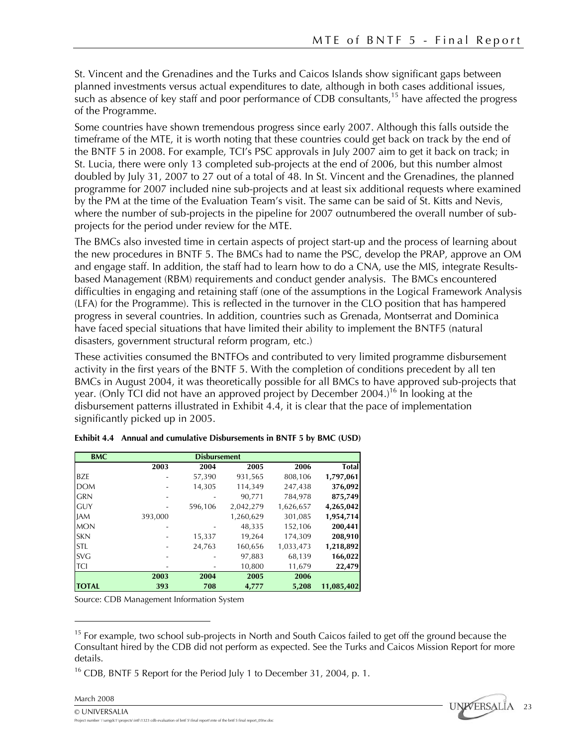St. Vincent and the Grenadines and the Turks and Caicos Islands show significant gaps between planned investments versus actual expenditures to date, although in both cases additional issues, such as absence of key staff and poor performance of CDB consultants,[15] have affected the progress of the Programme.

Some countries have shown tremendous progress since early 2007. Although this falls outside the timeframe of the MTE, it is worth noting that these countries could get back on track by the end of the BNTF 5 in 2008. For example, TCI's PSC approvals in July 2007 aim to get it back on track; in St. Lucia, there were only 13 completed sub-projects at the end of 2006, but this number almost doubled by July 31, 2007 to 27 out of a total of 48. In St. Vincent and the Grenadines, the planned programme for 2007 included nine sub-projects and at least six additional requests where examined by the PM at the time of the Evaluation Team's visit. The same can be said of St. Kitts and Nevis, where the number of sub-projects in the pipeline for 2007 outnumbered the overall number of sub-projects for the period under review for the MTE.

The BMCs also invested time in certain aspects of project start-up and the process of learning about the new procedures in BNTF 5. The BMCs had to name the PSC, develop the PRAP, approve an OM and engage staff. In addition, the staff had to learn how to do a CNA, use the MIS, integrate Results-based Management (RBM) requirements and conduct gender analysis. The BMCs encountered difficulties in engaging and retaining staff (one of the assumptions in the Logical Framework Analysis (LFA) for the Programme). This is reflected in the turnover in the CLO position that has hampered progress in several countries. In addition, countries such as Grenada, Montserrat and Dominica have faced special situations that have limited their ability to implement the BNTF5 (natural disasters, government structural reform program, etc.)

These activities consumed the BNTFOs and contributed to very limited programme disbursement activity in the first years of the BNTF 5. With the completion of conditions precedent by all ten BMCs in August 2004, it was theoretically possible for all BMCs to have approved sub-projects that year. (Only TCI did not have an approved project by December 2004.)[16] In looking at the disbursement patterns illustrated in Exhibit 4.4, it is clear that the pace of implementation significantly picked up in 2005.

**Exhibit 4.4 Annual and cumulative Disbursements in BNTF 5 by BMC (USD)**

| BMC | Disbursement | | | | |
|---|---|---|---|---|---|
| | 2003 | 2004 | 2005 | 2006 | Total |
| BZE | - | 57,390 | 931,565 | 808,106 | **1,797,061** |
| DOM | - | 14,305 | 114,349 | 247,438 | **376,092** |
| GRN | - | - | 90,771 | 784,978 | **875,749** |
| GUY | - | 596,106 | 2,042,279 | 1,626,657 | **4,265,042** |
| JAM | 393,000 | | 1,260,629 | 301,085 | **1,954,714** |
| MON | - | - | 48,335 | 152,106 | **200,441** |
| SKN | - | 15,337 | 19,264 | 174,309 | **208,910** |
| STL | - | 24,763 | 160,656 | 1,033,473 | **1,218,892** |
| SVG | - | - | 97,883 | 68,139 | **166,022** |
| TCI | - | - | 10,800 | 11,679 | **22,479** |
| | **2003** | **2004** | **2005** | **2006** | |
| **TOTAL** | **393** | **708** | **4,777** | **5,208** | **11,085,402** |

Source: CDB Management Information System

[15] For example, two school sub-projects in North and South Caicos failed to get off the ground because the Consultant hired by the CDB did not perform as expected. See the Turks and Caicos Mission Report for more details.

[16] CDB, BNTF 5 Report for the Period July 1 to December 31, 2004, p. 1.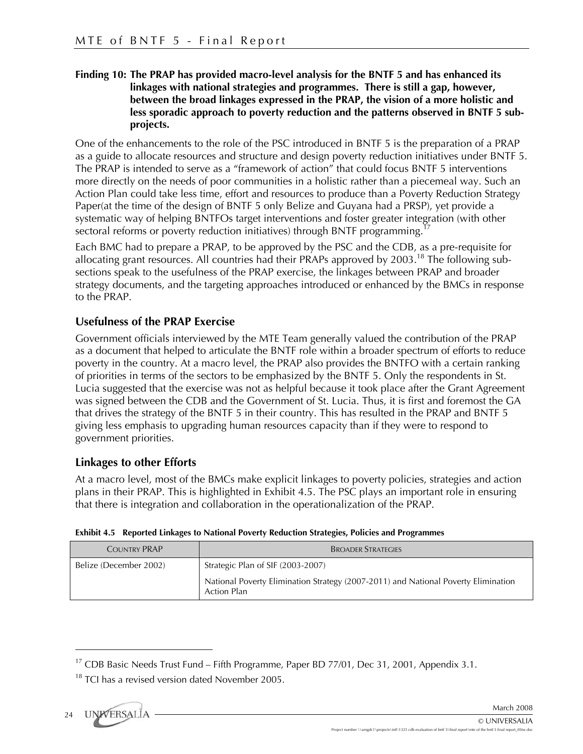**Finding 10: The PRAP has provided macro-level analysis for the BNTF 5 and has enhanced its linkages with national strategies and programmes. There is still a gap, however, between the broad linkages expressed in the PRAP, the vision of a more holistic and less sporadic approach to poverty reduction and the patterns observed in BNTF 5 sub-projects.**

One of the enhancements to the role of the PSC introduced in BNTF 5 is the preparation of a PRAP as a guide to allocate resources and structure and design poverty reduction initiatives under BNTF 5. The PRAP is intended to serve as a "framework of action" that could focus BNTF 5 interventions more directly on the needs of poor communities in a holistic rather than a piecemeal way. Such an Action Plan could take less time, effort and resources to produce than a Poverty Reduction Strategy Paper(at the time of the design of BNTF 5 only Belize and Guyana had a PRSP), yet provide a systematic way of helping BNTFOs target interventions and foster greater integration (with other sectoral reforms or poverty reduction initiatives) through BNTF programming.[17]

Each BMC had to prepare a PRAP, to be approved by the PSC and the CDB, as a pre-requisite for allocating grant resources. All countries had their PRAPs approved by 2003.[18] The following sub-sections speak to the usefulness of the PRAP exercise, the linkages between PRAP and broader strategy documents, and the targeting approaches introduced or enhanced by the BMCs in response to the PRAP.

## Usefulness of the PRAP Exercise

Government officials interviewed by the MTE Team generally valued the contribution of the PRAP as a document that helped to articulate the BNTF role within a broader spectrum of efforts to reduce poverty in the country. At a macro level, the PRAP also provides the BNTFO with a certain ranking of priorities in terms of the sectors to be emphasized by the BNTF 5. Only the respondents in St. Lucia suggested that the exercise was not as helpful because it took place after the Grant Agreement was signed between the CDB and the Government of St. Lucia. Thus, it is first and foremost the GA that drives the strategy of the BNTF 5 in their country. This has resulted in the PRAP and BNTF 5 giving less emphasis to upgrading human resources capacity than if they were to respond to government priorities.

## Linkages to other Efforts

At a macro level, most of the BMCs make explicit linkages to poverty policies, strategies and action plans in their PRAP. This is highlighted in Exhibit 4.5. The PSC plays an important role in ensuring that there is integration and collaboration in the operationalization of the PRAP.

**Exhibit 4.5 Reported Linkages to National Poverty Reduction Strategies, Policies and Programmes**

| COUNTRY PRAP | BROADER STRATEGIES |
|---|---|
| Belize (December 2002) | Strategic Plan of SIF (2003-2007)<br><br>National Poverty Elimination Strategy (2007-2011) and National Poverty Elimination Action Plan |

[17] CDB Basic Needs Trust Fund – Fifth Programme, Paper BD 77/01, Dec 31, 2001, Appendix 3.1.

[18] TCI has a revised version dated November 2005.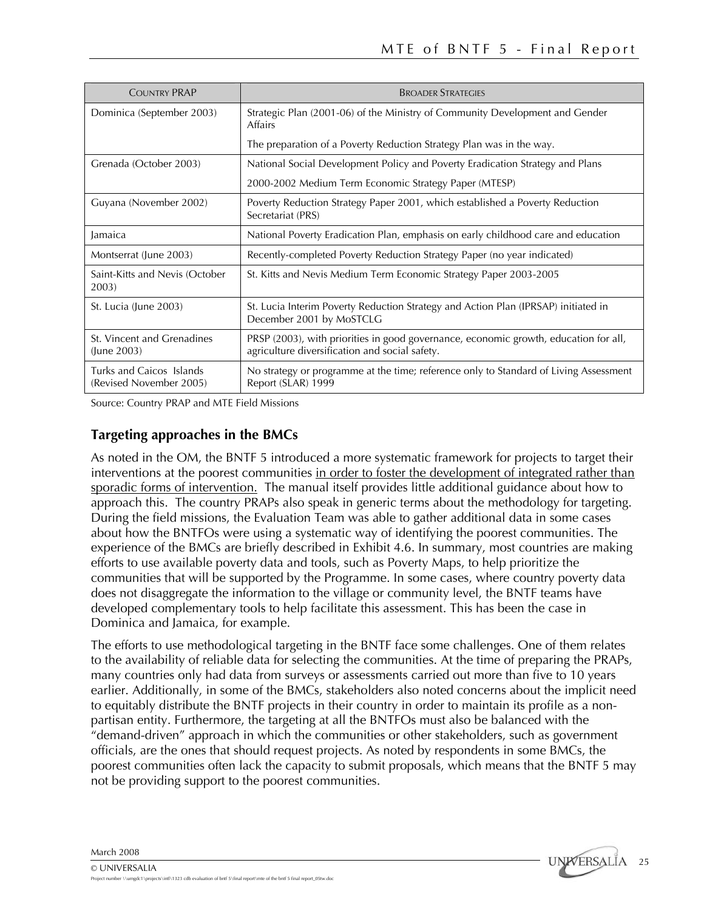| Country PRAP | Broader Strategies |
|---|---|
| Dominica (September 2003) | Strategic Plan (2001-06) of the Ministry of Community Development and Gender Affairs<br><br>The preparation of a Poverty Reduction Strategy Plan was in the way. |
| Grenada (October 2003) | National Social Development Policy and Poverty Eradication Strategy and Plans<br><br>2000-2002 Medium Term Economic Strategy Paper (MTESP) |
| Guyana (November 2002) | Poverty Reduction Strategy Paper 2001, which established a Poverty Reduction Secretariat (PRS) |
| Jamaica | National Poverty Eradication Plan, emphasis on early childhood care and education |
| Montserrat (June 2003) | Recently-completed Poverty Reduction Strategy Paper (no year indicated) |
| Saint-Kitts and Nevis (October 2003) | St. Kitts and Nevis Medium Term Economic Strategy Paper 2003-2005 |
| St. Lucia (June 2003) | St. Lucia Interim Poverty Reduction Strategy and Action Plan (IPRSAP) initiated in December 2001 by MoSTCLG |
| St. Vincent and Grenadines (June 2003) | PRSP (2003), with priorities in good governance, economic growth, education for all, agriculture diversification and social safety. |
| Turks and Caicos Islands (Revised November 2005) | No strategy or programme at the time; reference only to Standard of Living Assessment Report (SLAR) 1999 |

Source: Country PRAP and MTE Field Missions

## Targeting approaches in the BMCs

As noted in the OM, the BNTF 5 introduced a more systematic framework for projects to target their interventions at the poorest communities in order to foster the development of integrated rather than sporadic forms of intervention. The manual itself provides little additional guidance about how to approach this. The country PRAPs also speak in generic terms about the methodology for targeting. During the field missions, the Evaluation Team was able to gather additional data in some cases about how the BNTFOs were using a systematic way of identifying the poorest communities. The experience of the BMCs are briefly described in Exhibit 4.6. In summary, most countries are making efforts to use available poverty data and tools, such as Poverty Maps, to help prioritize the communities that will be supported by the Programme. In some cases, where country poverty data does not disaggregate the information to the village or community level, the BNTF teams have developed complementary tools to help facilitate this assessment. This has been the case in Dominica and Jamaica, for example.

The efforts to use methodological targeting in the BNTF face some challenges. One of them relates to the availability of reliable data for selecting the communities. At the time of preparing the PRAPs, many countries only had data from surveys or assessments carried out more than five to 10 years earlier. Additionally, in some of the BMCs, stakeholders also noted concerns about the implicit need to equitably distribute the BNTF projects in their country in order to maintain its profile as a non-partisan entity. Furthermore, the targeting at all the BNTFOs must also be balanced with the "demand-driven" approach in which the communities or other stakeholders, such as government officials, are the ones that should request projects. As noted by respondents in some BMCs, the poorest communities often lack the capacity to submit proposals, which means that the BNTF 5 may not be providing support to the poorest communities.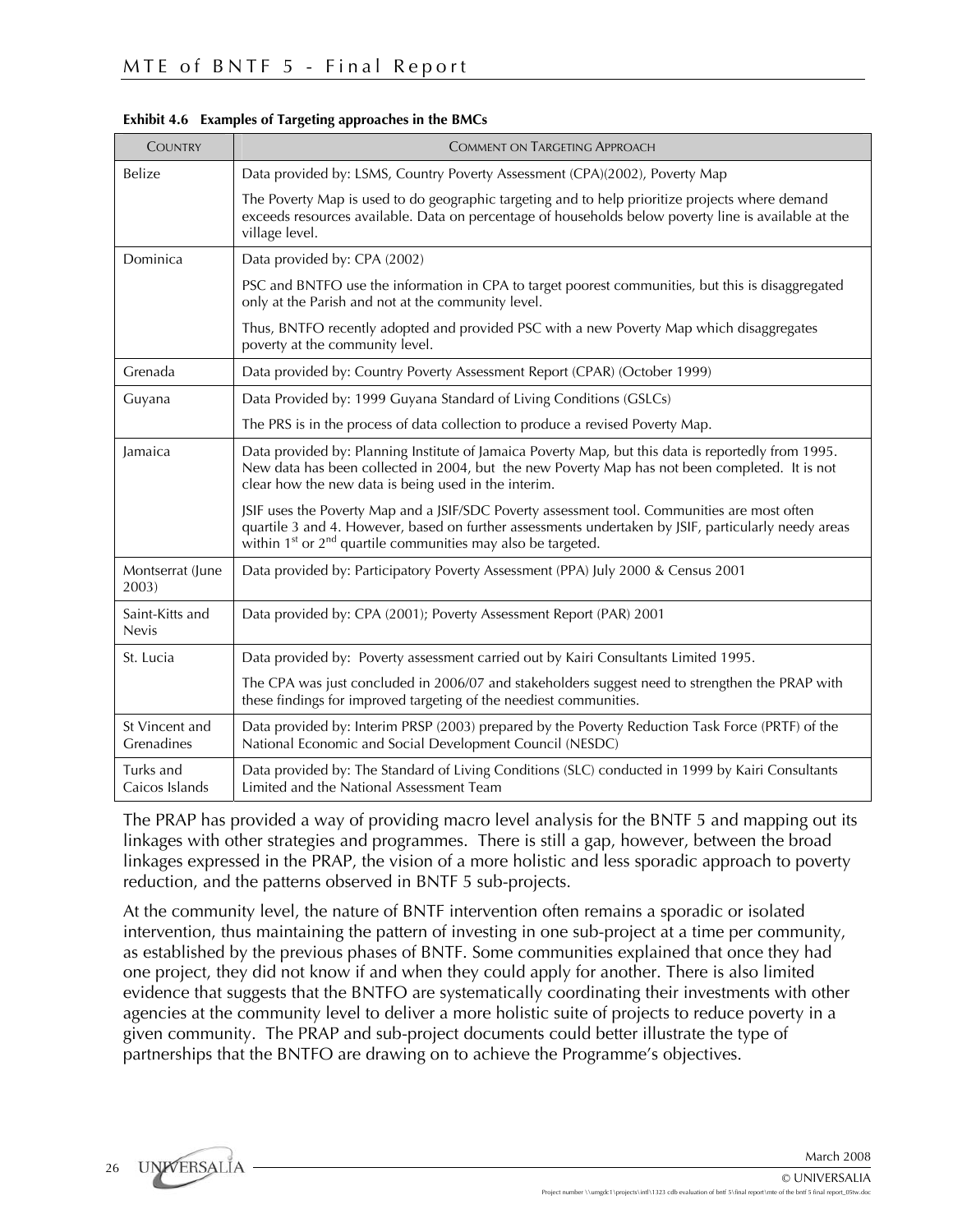**Exhibit 4.6 Examples of Targeting approaches in the BMCs**

| COUNTRY | COMMENT ON TARGETING APPROACH |
|---|---|
| Belize | Data provided by: LSMS, Country Poverty Assessment (CPA)(2002), Poverty Map<br><br>The Poverty Map is used to do geographic targeting and to help prioritize projects where demand exceeds resources available. Data on percentage of households below poverty line is available at the village level. |
| Dominica | Data provided by: CPA (2002)<br><br>PSC and BNTFO use the information in CPA to target poorest communities, but this is disaggregated only at the Parish and not at the community level.<br><br>Thus, BNTFO recently adopted and provided PSC with a new Poverty Map which disaggregates poverty at the community level. |
| Grenada | Data provided by: Country Poverty Assessment Report (CPAR) (October 1999) |
| Guyana | Data Provided by: 1999 Guyana Standard of Living Conditions (GSLCs)<br><br>The PRS is in the process of data collection to produce a revised Poverty Map. |
| Jamaica | Data provided by: Planning Institute of Jamaica Poverty Map, but this data is reportedly from 1995. New data has been collected in 2004, but the new Poverty Map has not been completed. It is not clear how the new data is being used in the interim.<br><br>JSIF uses the Poverty Map and a JSIF/SDC Poverty assessment tool. Communities are most often quartile 3 and 4. However, based on further assessments undertaken by JSIF, particularly needy areas within 1st or 2nd quartile communities may also be targeted. |
| Montserrat (June 2003) | Data provided by: Participatory Poverty Assessment (PPA) July 2000 & Census 2001 |
| Saint-Kitts and Nevis | Data provided by: CPA (2001); Poverty Assessment Report (PAR) 2001 |
| St. Lucia | Data provided by: Poverty assessment carried out by Kairi Consultants Limited 1995.<br><br>The CPA was just concluded in 2006/07 and stakeholders suggest need to strengthen the PRAP with these findings for improved targeting of the neediest communities. |
| St Vincent and Grenadines | Data provided by: Interim PRSP (2003) prepared by the Poverty Reduction Task Force (PRTF) of the National Economic and Social Development Council (NESDC) |
| Turks and Caicos Islands | Data provided by: The Standard of Living Conditions (SLC) conducted in 1999 by Kairi Consultants Limited and the National Assessment Team |

The PRAP has provided a way of providing macro level analysis for the BNTF 5 and mapping out its linkages with other strategies and programmes. There is still a gap, however, between the broad linkages expressed in the PRAP, the vision of a more holistic and less sporadic approach to poverty reduction, and the patterns observed in BNTF 5 sub-projects.

At the community level, the nature of BNTF intervention often remains a sporadic or isolated intervention, thus maintaining the pattern of investing in one sub-project at a time per community, as established by the previous phases of BNTF. Some communities explained that once they had one project, they did not know if and when they could apply for another. There is also limited evidence that suggests that the BNTFO are systematically coordinating their investments with other agencies at the community level to deliver a more holistic suite of projects to reduce poverty in a given community. The PRAP and sub-project documents could better illustrate the type of partnerships that the BNTFO are drawing on to achieve the Programme's objectives.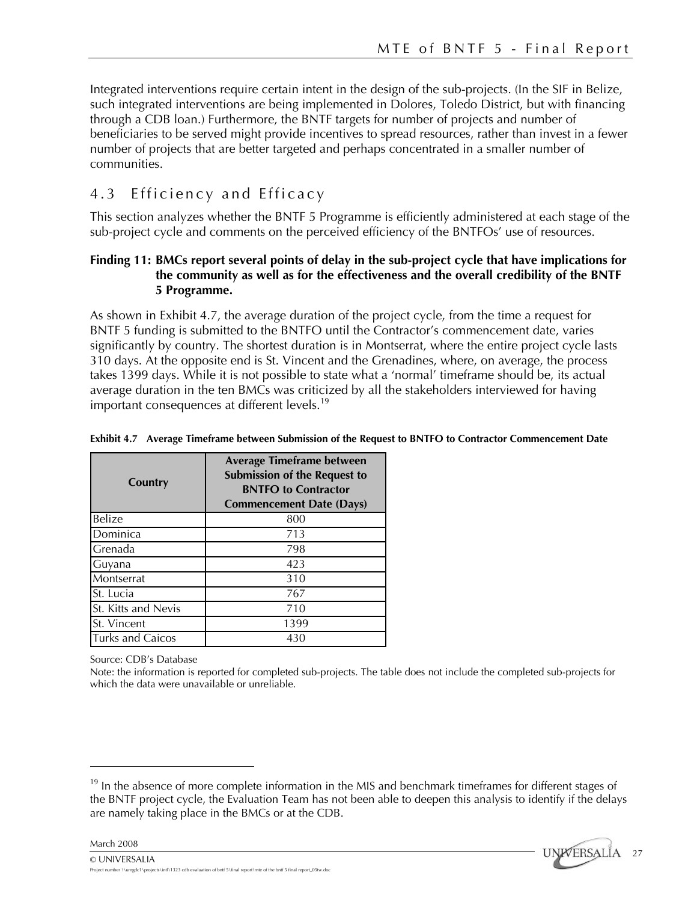Integrated interventions require certain intent in the design of the sub-projects. (In the SIF in Belize, such integrated interventions are being implemented in Dolores, Toledo District, but with financing through a CDB loan.) Furthermore, the BNTF targets for number of projects and number of beneficiaries to be served might provide incentives to spread resources, rather than invest in a fewer number of projects that are better targeted and perhaps concentrated in a smaller number of communities.

## 4.3 Efficiency and Efficacy

This section analyzes whether the BNTF 5 Programme is efficiently administered at each stage of the sub-project cycle and comments on the perceived efficiency of the BNTFOs' use of resources.

**Finding 11: BMCs report several points of delay in the sub-project cycle that have implications for the community as well as for the effectiveness and the overall credibility of the BNTF 5 Programme.**

As shown in Exhibit 4.7, the average duration of the project cycle, from the time a request for BNTF 5 funding is submitted to the BNTFO until the Contractor's commencement date, varies significantly by country. The shortest duration is in Montserrat, where the entire project cycle lasts 310 days. At the opposite end is St. Vincent and the Grenadines, where, on average, the process takes 1399 days. While it is not possible to state what a 'normal' timeframe should be, its actual average duration in the ten BMCs was criticized by all the stakeholders interviewed for having important consequences at different levels.[19]

**Exhibit 4.7 Average Timeframe between Submission of the Request to BNTFO to Contractor Commencement Date**

| Country | Average Timeframe between Submission of the Request to BNTFO to Contractor Commencement Date (Days) |
|---|---|
| Belize | 800 |
| Dominica | 713 |
| Grenada | 798 |
| Guyana | 423 |
| Montserrat | 310 |
| St. Lucia | 767 |
| St. Kitts and Nevis | 710 |
| St. Vincent | 1399 |
| Turks and Caicos | 430 |

Source: CDB's Database

Note: the information is reported for completed sub-projects. The table does not include the completed sub-projects for which the data were unavailable or unreliable.

[19] In the absence of more complete information in the MIS and benchmark timeframes for different stages of the BNTF project cycle, the Evaluation Team has not been able to deepen this analysis to identify if the delays are namely taking place in the BMCs or at the CDB.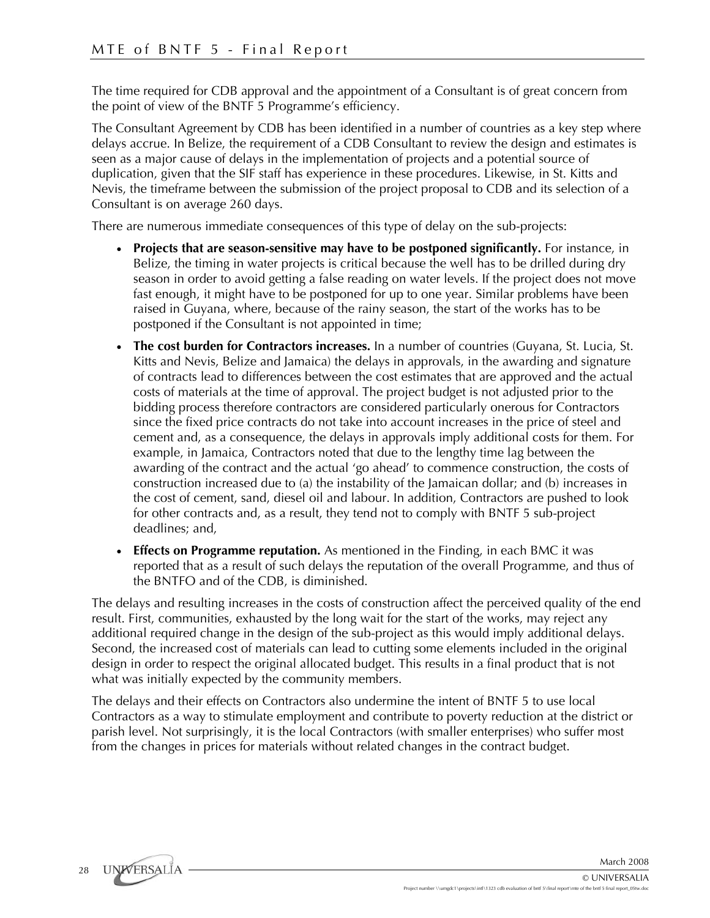The time required for CDB approval and the appointment of a Consultant is of great concern from the point of view of the BNTF 5 Programme's efficiency.

The Consultant Agreement by CDB has been identified in a number of countries as a key step where delays accrue. In Belize, the requirement of a CDB Consultant to review the design and estimates is seen as a major cause of delays in the implementation of projects and a potential source of duplication, given that the SIF staff has experience in these procedures. Likewise, in St. Kitts and Nevis, the timeframe between the submission of the project proposal to CDB and its selection of a Consultant is on average 260 days.

There are numerous immediate consequences of this type of delay on the sub-projects:

- **Projects that are season-sensitive may have to be postponed significantly.** For instance, in Belize, the timing in water projects is critical because the well has to be drilled during dry season in order to avoid getting a false reading on water levels. If the project does not move fast enough, it might have to be postponed for up to one year. Similar problems have been raised in Guyana, where, because of the rainy season, the start of the works has to be postponed if the Consultant is not appointed in time;
- **The cost burden for Contractors increases.** In a number of countries (Guyana, St. Lucia, St. Kitts and Nevis, Belize and Jamaica) the delays in approvals, in the awarding and signature of contracts lead to differences between the cost estimates that are approved and the actual costs of materials at the time of approval. The project budget is not adjusted prior to the bidding process therefore contractors are considered particularly onerous for Contractors since the fixed price contracts do not take into account increases in the price of steel and cement and, as a consequence, the delays in approvals imply additional costs for them. For example, in Jamaica, Contractors noted that due to the lengthy time lag between the awarding of the contract and the actual 'go ahead' to commence construction, the costs of construction increased due to (a) the instability of the Jamaican dollar; and (b) increases in the cost of cement, sand, diesel oil and labour. In addition, Contractors are pushed to look for other contracts and, as a result, they tend not to comply with BNTF 5 sub-project deadlines; and,
- **Effects on Programme reputation.** As mentioned in the Finding, in each BMC it was reported that as a result of such delays the reputation of the overall Programme, and thus of the BNTFO and of the CDB, is diminished.

The delays and resulting increases in the costs of construction affect the perceived quality of the end result. First, communities, exhausted by the long wait for the start of the works, may reject any additional required change in the design of the sub-project as this would imply additional delays. Second, the increased cost of materials can lead to cutting some elements included in the original design in order to respect the original allocated budget. This results in a final product that is not what was initially expected by the community members.

The delays and their effects on Contractors also undermine the intent of BNTF 5 to use local Contractors as a way to stimulate employment and contribute to poverty reduction at the district or parish level. Not surprisingly, it is the local Contractors (with smaller enterprises) who suffer most from the changes in prices for materials without related changes in the contract budget.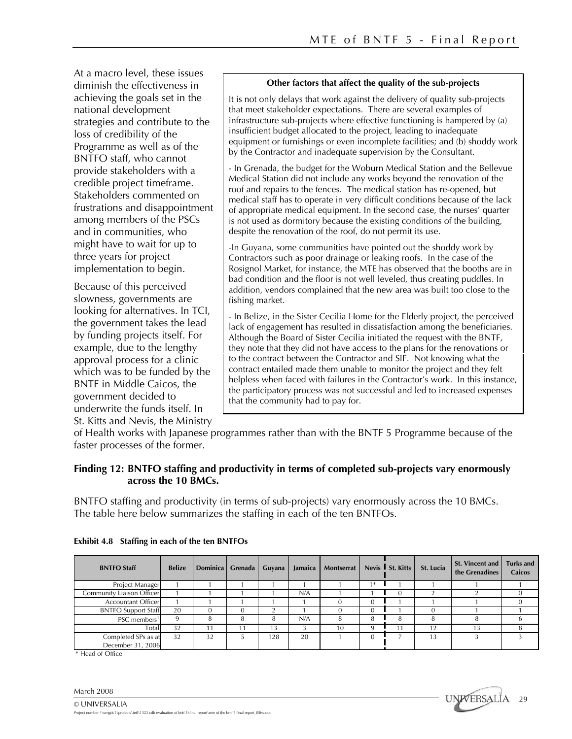At a macro level, these issues diminish the effectiveness in achieving the goals set in the national development strategies and contribute to the loss of credibility of the Programme as well as of the BNTFO staff, who cannot provide stakeholders with a credible project timeframe. Stakeholders commented on frustrations and disappointment among members of the PSCs and in communities, who might have to wait for up to three years for project implementation to begin.

Because of this perceived slowness, governments are looking for alternatives. In TCI, the government takes the lead by funding projects itself. For example, due to the lengthy approval process for a clinic which was to be funded by the BNTF in Middle Caicos, the government decided to underwrite the funds itself. In St. Kitts and Nevis, the Ministry of Health works with Japanese programmes rather than with the BNTF 5 Programme because of the faster processes of the former.

> **Other factors that affect the quality of the sub-projects**
>
> It is not only delays that work against the delivery of quality sub-projects that meet stakeholder expectations. There are several examples of infrastructure sub-projects where effective functioning is hampered by (a) insufficient budget allocated to the project, leading to inadequate equipment or furnishings or even incomplete facilities; and (b) shoddy work by the Contractor and inadequate supervision by the Consultant.
>
> - In Grenada, the budget for the Woburn Medical Station and the Bellevue Medical Station did not include any works beyond the renovation of the roof and repairs to the fences. The medical station has re-opened, but medical staff has to operate in very difficult conditions because of the lack of appropriate medical equipment. In the second case, the nurses' quarter is not used as dormitory because the existing conditions of the building, despite the renovation of the roof, do not permit its use.
>
> -In Guyana, some communities have pointed out the shoddy work by Contractors such as poor drainage or leaking roofs. In the case of the Rosignol Market, for instance, the MTE has observed that the booths are in bad condition and the floor is not well leveled, thus creating puddles. In addition, vendors complained that the new area was built too close to the fishing market.
>
> - In Belize, in the Sister Cecilia Home for the Elderly project, the perceived lack of engagement has resulted in dissatisfaction among the beneficiaries. Although the Board of Sister Cecilia initiated the request with the BNTF, they note that they did not have access to the plans for the renovations or to the contract between the Contractor and SIF. Not knowing what the contract entailed made them unable to monitor the project and they felt helpless when faced with failures in the Contractor's work. In this instance, the participatory process was not successful and led to increased expenses that the community had to pay for.

### Finding 12: BNTFO staffing and productivity in terms of completed sub-projects vary enormously across the 10 BMCs.

BNTFO staffing and productivity (in terms of sub-projects) vary enormously across the 10 BMCs. The table here below summarizes the staffing in each of the ten BNTFOs.

**Exhibit 4.8 Staffing in each of the ten BNTFOs**

| BNTFO Staff | Belize | Dominica | Grenada | Guyana | Jamaica | Montserrat | Nevis | St. Kitts | St. Lucia | St. Vincent and the Grenadines | Turks and Caicos |
|---|---|---|---|---|---|---|---|---|---|---|---|
| Project Manager | 1 | 1 | 1 | 1 | 1 | 1 | 1* | 1 | 1 | 1 | 1 |
| Community Liaison Officer | 1 | 1 | 1 | 1 | N/A | 1 | 1 | 0 | 2 | 2 | 0 |
| Accountant Officer | 1 | 1 | 1 | 1 | 1 | 0 | 0 | 1 | 1 | 1 | 0 |
| BNTFO Support Staff | 20 | 0 | 0 | 2 | 1 | 0 | 0 | 1 | 0 | 1 | 1 |
| PSC members[1] | 9 | 8 | 8 | 8 | N/A | 8 | 8 | 8 | 8 | 8 | 6 |
| Total | 32 | 11 | 11 | 13 | 3 | 10 | 9 | 11 | 12 | 13 | 8 |
| Completed SPs as at December 31, 2006 | 32 | 32 | 5 | 128 | 20 | 1 | 0 | 7 | 13 | 3 | 3 |

\* Head of Office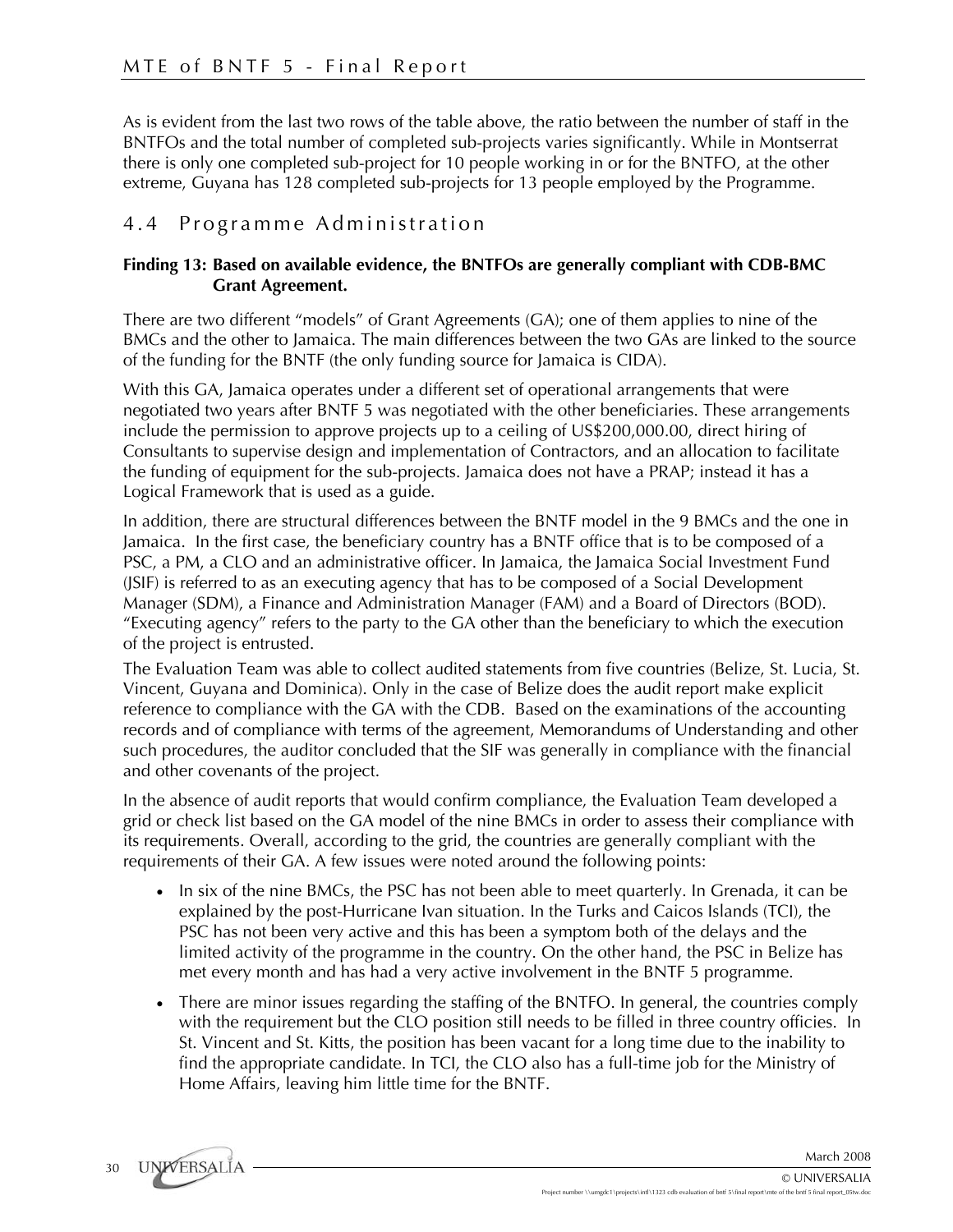As is evident from the last two rows of the table above, the ratio between the number of staff in the BNTFOs and the total number of completed sub-projects varies significantly. While in Montserrat there is only one completed sub-project for 10 people working in or for the BNTFO, at the other extreme, Guyana has 128 completed sub-projects for 13 people employed by the Programme.

## 4.4 Programme Administration

**Finding 13: Based on available evidence, the BNTFOs are generally compliant with CDB-BMC Grant Agreement.**

There are two different "models" of Grant Agreements (GA); one of them applies to nine of the BMCs and the other to Jamaica. The main differences between the two GAs are linked to the source of the funding for the BNTF (the only funding source for Jamaica is CIDA).

With this GA, Jamaica operates under a different set of operational arrangements that were negotiated two years after BNTF 5 was negotiated with the other beneficiaries. These arrangements include the permission to approve projects up to a ceiling of US$200,000.00, direct hiring of Consultants to supervise design and implementation of Contractors, and an allocation to facilitate the funding of equipment for the sub-projects. Jamaica does not have a PRAP; instead it has a Logical Framework that is used as a guide.

In addition, there are structural differences between the BNTF model in the 9 BMCs and the one in Jamaica. In the first case, the beneficiary country has a BNTF office that is to be composed of a PSC, a PM, a CLO and an administrative officer. In Jamaica, the Jamaica Social Investment Fund (JSIF) is referred to as an executing agency that has to be composed of a Social Development Manager (SDM), a Finance and Administration Manager (FAM) and a Board of Directors (BOD). "Executing agency" refers to the party to the GA other than the beneficiary to which the execution of the project is entrusted.

The Evaluation Team was able to collect audited statements from five countries (Belize, St. Lucia, St. Vincent, Guyana and Dominica). Only in the case of Belize does the audit report make explicit reference to compliance with the GA with the CDB. Based on the examinations of the accounting records and of compliance with terms of the agreement, Memorandums of Understanding and other such procedures, the auditor concluded that the SIF was generally in compliance with the financial and other covenants of the project.

In the absence of audit reports that would confirm compliance, the Evaluation Team developed a grid or check list based on the GA model of the nine BMCs in order to assess their compliance with its requirements. Overall, according to the grid, the countries are generally compliant with the requirements of their GA. A few issues were noted around the following points:

- In six of the nine BMCs, the PSC has not been able to meet quarterly. In Grenada, it can be explained by the post-Hurricane Ivan situation. In the Turks and Caicos Islands (TCI), the PSC has not been very active and this has been a symptom both of the delays and the limited activity of the programme in the country. On the other hand, the PSC in Belize has met every month and has had a very active involvement in the BNTF 5 programme.
- There are minor issues regarding the staffing of the BNTFO. In general, the countries comply with the requirement but the CLO position still needs to be filled in three country officies. In St. Vincent and St. Kitts, the position has been vacant for a long time due to the inability to find the appropriate candidate. In TCI, the CLO also has a full-time job for the Ministry of Home Affairs, leaving him little time for the BNTF.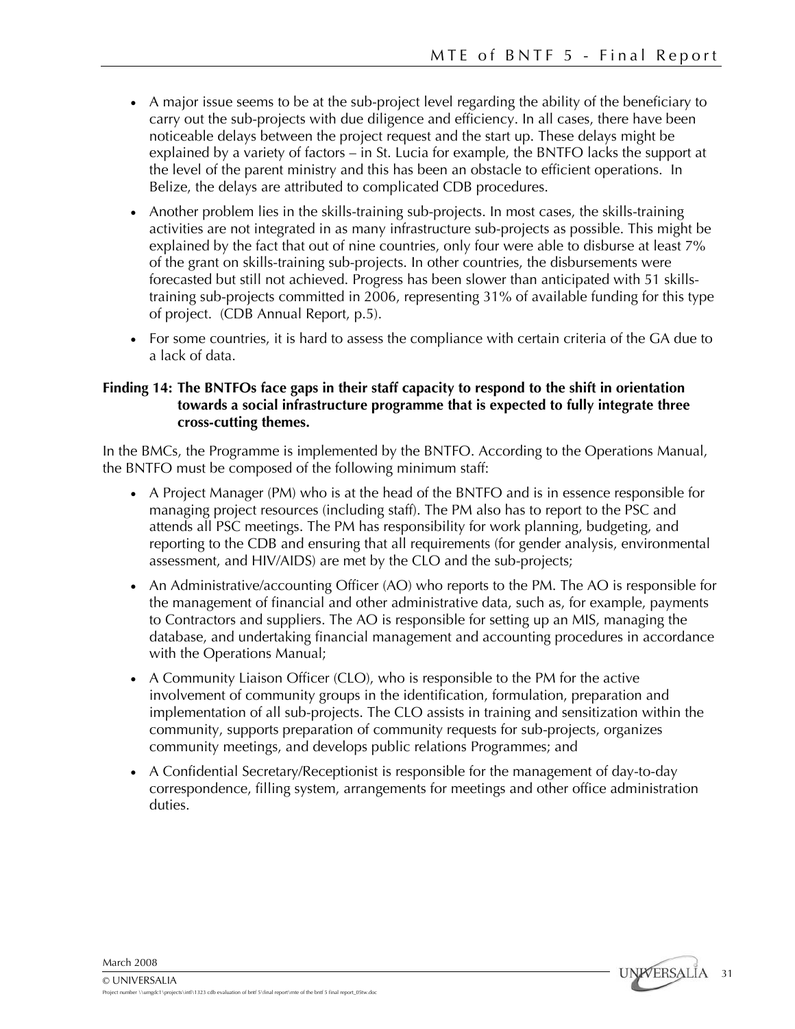- A major issue seems to be at the sub-project level regarding the ability of the beneficiary to carry out the sub-projects with due diligence and efficiency. In all cases, there have been noticeable delays between the project request and the start up. These delays might be explained by a variety of factors – in St. Lucia for example, the BNTFO lacks the support at the level of the parent ministry and this has been an obstacle to efficient operations. In Belize, the delays are attributed to complicated CDB procedures.
- Another problem lies in the skills-training sub-projects. In most cases, the skills-training activities are not integrated in as many infrastructure sub-projects as possible. This might be explained by the fact that out of nine countries, only four were able to disburse at least 7% of the grant on skills-training sub-projects. In other countries, the disbursements were forecasted but still not achieved. Progress has been slower than anticipated with 51 skills-training sub-projects committed in 2006, representing 31% of available funding for this type of project. (CDB Annual Report, p.5).
- For some countries, it is hard to assess the compliance with certain criteria of the GA due to a lack of data.

**Finding 14: The BNTFOs face gaps in their staff capacity to respond to the shift in orientation towards a social infrastructure programme that is expected to fully integrate three cross-cutting themes.**

In the BMCs, the Programme is implemented by the BNTFO. According to the Operations Manual, the BNTFO must be composed of the following minimum staff:

- A Project Manager (PM) who is at the head of the BNTFO and is in essence responsible for managing project resources (including staff). The PM also has to report to the PSC and attends all PSC meetings. The PM has responsibility for work planning, budgeting, and reporting to the CDB and ensuring that all requirements (for gender analysis, environmental assessment, and HIV/AIDS) are met by the CLO and the sub-projects;
- An Administrative/accounting Officer (AO) who reports to the PM. The AO is responsible for the management of financial and other administrative data, such as, for example, payments to Contractors and suppliers. The AO is responsible for setting up an MIS, managing the database, and undertaking financial management and accounting procedures in accordance with the Operations Manual;
- A Community Liaison Officer (CLO), who is responsible to the PM for the active involvement of community groups in the identification, formulation, preparation and implementation of all sub-projects. The CLO assists in training and sensitization within the community, supports preparation of community requests for sub-projects, organizes community meetings, and develops public relations Programmes; and
- A Confidential Secretary/Receptionist is responsible for the management of day-to-day correspondence, filling system, arrangements for meetings and other office administration duties.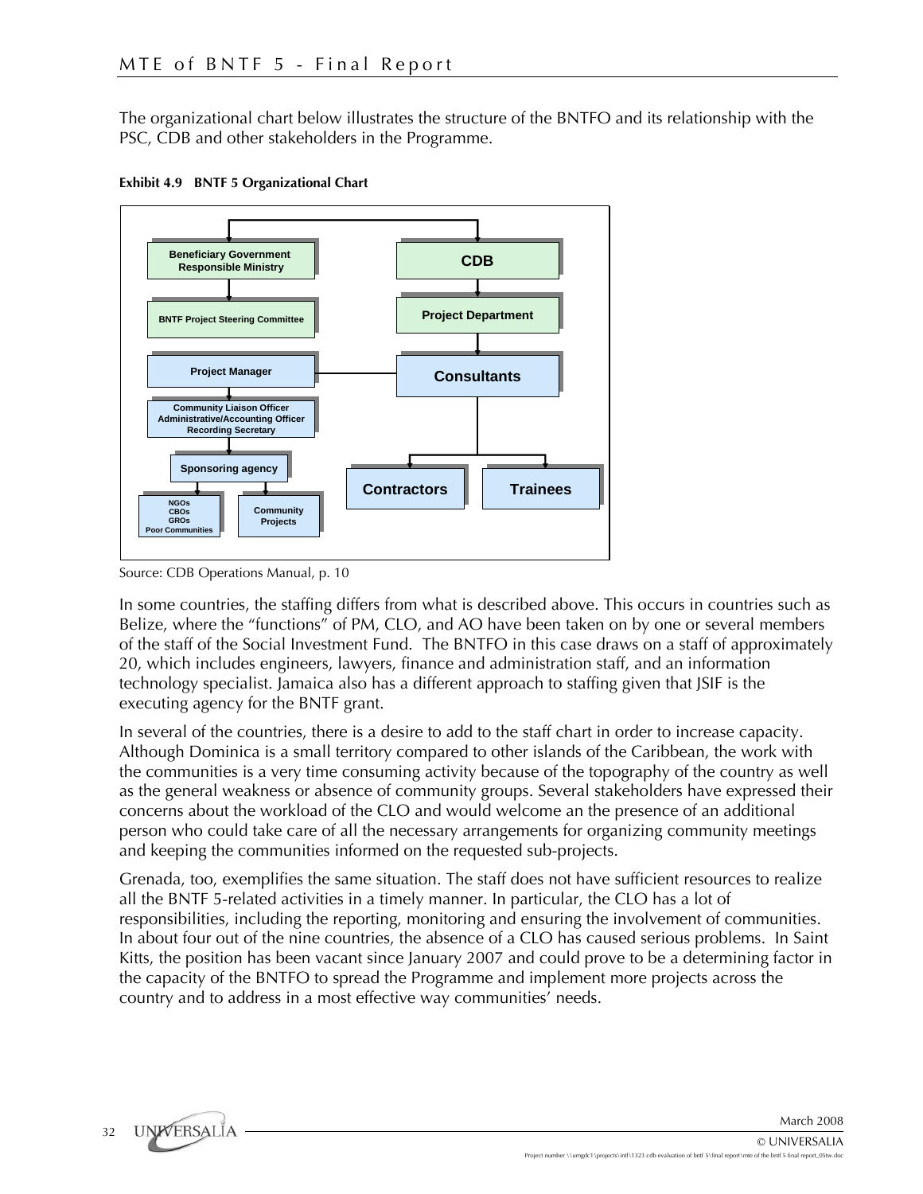The organizational chart below illustrates the structure of the BNTFO and its relationship with the PSC, CDB and other stakeholders in the Programme.

**Exhibit 4.9 BNTF 5 Organizational Chart**

Beneficiary Government Responsible Ministry

CDB

BNTF Project Steering Committee

Project Department

Project Manager

Consultants

Community Liaison Officer
Administrative/Accounting Officer
Recording Secretary

Sponsoring agency

Contractors

Trainees

NGOs
CBOs
GROs
Poor Communities

Community Projects

Source: CDB Operations Manual, p. 10

In some countries, the staffing differs from what is described above. This occurs in countries such as Belize, where the "functions" of PM, CLO, and AO have been taken on by one or several members of the staff of the Social Investment Fund. The BNTFO in this case draws on a staff of approximately 20, which includes engineers, lawyers, finance and administration staff, and an information technology specialist. Jamaica also has a different approach to staffing given that JSIF is the executing agency for the BNTF grant.

In several of the countries, there is a desire to add to the staff chart in order to increase capacity. Although Dominica is a small territory compared to other islands of the Caribbean, the work with the communities is a very time consuming activity because of the topography of the country as well as the general weakness or absence of community groups. Several stakeholders have expressed their concerns about the workload of the CLO and would welcome an the presence of an additional person who could take care of all the necessary arrangements for organizing community meetings and keeping the communities informed on the requested sub-projects.

Grenada, too, exemplifies the same situation. The staff does not have sufficient resources to realize all the BNTF 5-related activities in a timely manner. In particular, the CLO has a lot of responsibilities, including the reporting, monitoring and ensuring the involvement of communities. In about four out of the nine countries, the absence of a CLO has caused serious problems. In Saint Kitts, the position has been vacant since January 2007 and could prove to be a determining factor in the capacity of the BNTFO to spread the Programme and implement more projects across the country and to address in a most effective way communities' needs.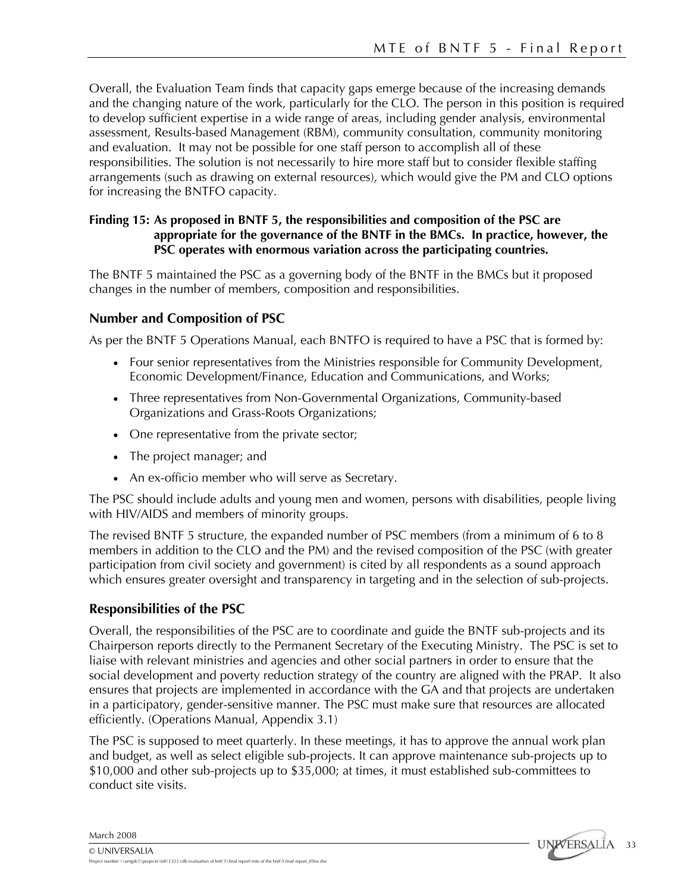Overall, the Evaluation Team finds that capacity gaps emerge because of the increasing demands and the changing nature of the work, particularly for the CLO. The person in this position is required to develop sufficient expertise in a wide range of areas, including gender analysis, environmental assessment, Results-based Management (RBM), community consultation, community monitoring and evaluation. It may not be possible for one staff person to accomplish all of these responsibilities. The solution is not necessarily to hire more staff but to consider flexible staffing arrangements (such as drawing on external resources), which would give the PM and CLO options for increasing the BNTFO capacity.

**Finding 15: As proposed in BNTF 5, the responsibilities and composition of the PSC are appropriate for the governance of the BNTF in the BMCs. In practice, however, the PSC operates with enormous variation across the participating countries.**

The BNTF 5 maintained the PSC as a governing body of the BNTF in the BMCs but it proposed changes in the number of members, composition and responsibilities.

### Number and Composition of PSC

As per the BNTF 5 Operations Manual, each BNTFO is required to have a PSC that is formed by:

- Four senior representatives from the Ministries responsible for Community Development, Economic Development/Finance, Education and Communications, and Works;
- Three representatives from Non-Governmental Organizations, Community-based Organizations and Grass-Roots Organizations;
- One representative from the private sector;
- The project manager; and
- An ex-officio member who will serve as Secretary.

The PSC should include adults and young men and women, persons with disabilities, people living with HIV/AIDS and members of minority groups.

The revised BNTF 5 structure, the expanded number of PSC members (from a minimum of 6 to 8 members in addition to the CLO and the PM) and the revised composition of the PSC (with greater participation from civil society and government) is cited by all respondents as a sound approach which ensures greater oversight and transparency in targeting and in the selection of sub-projects.

### Responsibilities of the PSC

Overall, the responsibilities of the PSC are to coordinate and guide the BNTF sub-projects and its Chairperson reports directly to the Permanent Secretary of the Executing Ministry. The PSC is set to liaise with relevant ministries and agencies and other social partners in order to ensure that the social development and poverty reduction strategy of the country are aligned with the PRAP. It also ensures that projects are implemented in accordance with the GA and that projects are undertaken in a participatory, gender-sensitive manner. The PSC must make sure that resources are allocated efficiently. (Operations Manual, Appendix 3.1)

The PSC is supposed to meet quarterly. In these meetings, it has to approve the annual work plan and budget, as well as select eligible sub-projects. It can approve maintenance sub-projects up to $10,000 and other sub-projects up to $35,000; at times, it must established sub-committees to conduct site visits.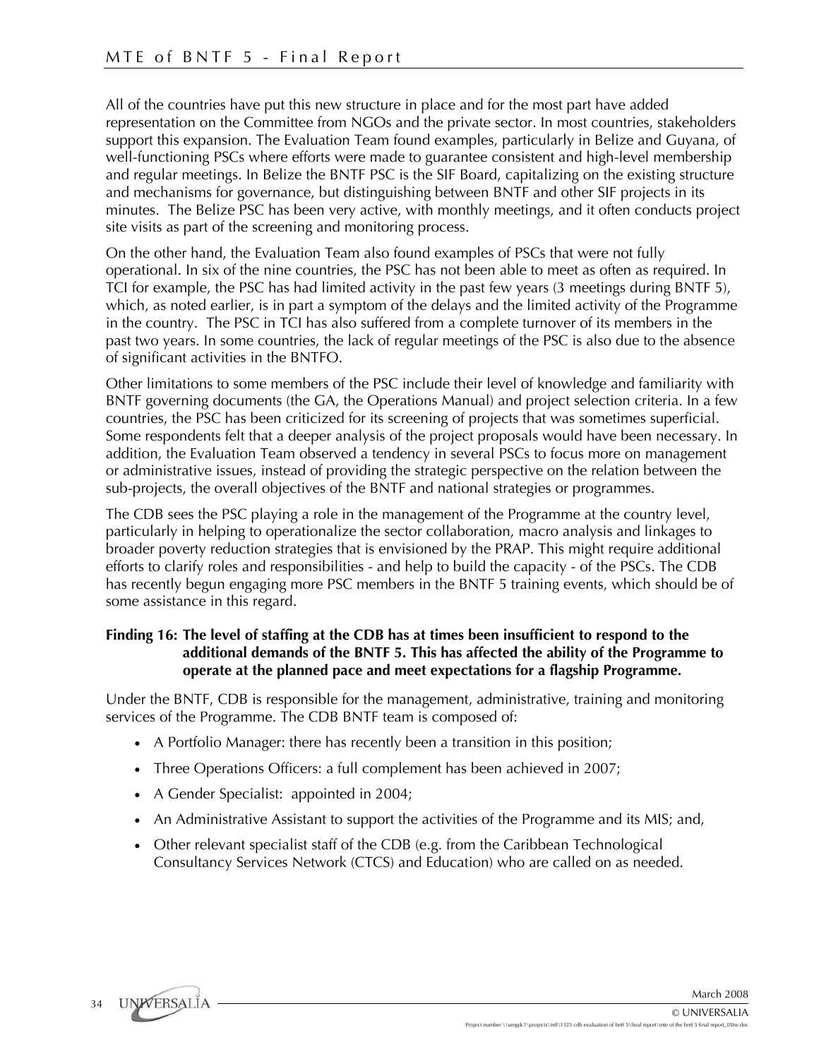All of the countries have put this new structure in place and for the most part have added representation on the Committee from NGOs and the private sector. In most countries, stakeholders support this expansion. The Evaluation Team found examples, particularly in Belize and Guyana, of well-functioning PSCs where efforts were made to guarantee consistent and high-level membership and regular meetings. In Belize the BNTF PSC is the SIF Board, capitalizing on the existing structure and mechanisms for governance, but distinguishing between BNTF and other SIF projects in its minutes. The Belize PSC has been very active, with monthly meetings, and it often conducts project site visits as part of the screening and monitoring process.

On the other hand, the Evaluation Team also found examples of PSCs that were not fully operational. In six of the nine countries, the PSC has not been able to meet as often as required. In TCI for example, the PSC has had limited activity in the past few years (3 meetings during BNTF 5), which, as noted earlier, is in part a symptom of the delays and the limited activity of the Programme in the country. The PSC in TCI has also suffered from a complete turnover of its members in the past two years. In some countries, the lack of regular meetings of the PSC is also due to the absence of significant activities in the BNTFO.

Other limitations to some members of the PSC include their level of knowledge and familiarity with BNTF governing documents (the GA, the Operations Manual) and project selection criteria. In a few countries, the PSC has been criticized for its screening of projects that was sometimes superficial. Some respondents felt that a deeper analysis of the project proposals would have been necessary. In addition, the Evaluation Team observed a tendency in several PSCs to focus more on management or administrative issues, instead of providing the strategic perspective on the relation between the sub-projects, the overall objectives of the BNTF and national strategies or programmes.

The CDB sees the PSC playing a role in the management of the Programme at the country level, particularly in helping to operationalize the sector collaboration, macro analysis and linkages to broader poverty reduction strategies that is envisioned by the PRAP. This might require additional efforts to clarify roles and responsibilities - and help to build the capacity - of the PSCs. The CDB has recently begun engaging more PSC members in the BNTF 5 training events, which should be of some assistance in this regard.

**Finding 16: The level of staffing at the CDB has at times been insufficient to respond to the additional demands of the BNTF 5. This has affected the ability of the Programme to operate at the planned pace and meet expectations for a flagship Programme.**

Under the BNTF, CDB is responsible for the management, administrative, training and monitoring services of the Programme. The CDB BNTF team is composed of:

- A Portfolio Manager: there has recently been a transition in this position;
- Three Operations Officers: a full complement has been achieved in 2007;
- A Gender Specialist: appointed in 2004;
- An Administrative Assistant to support the activities of the Programme and its MIS; and,
- Other relevant specialist staff of the CDB (e.g. from the Caribbean Technological Consultancy Services Network (CTCS) and Education) who are called on as needed.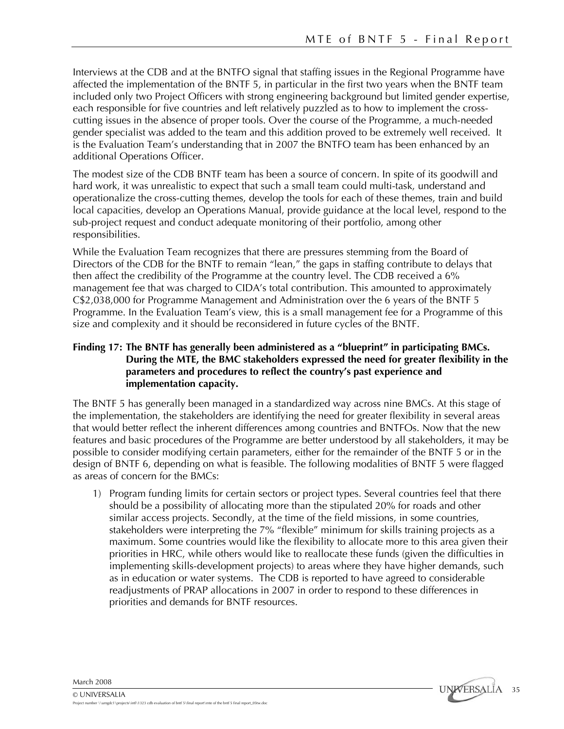Interviews at the CDB and at the BNTFO signal that staffing issues in the Regional Programme have affected the implementation of the BNTF 5, in particular in the first two years when the BNTF team included only two Project Officers with strong engineering background but limited gender expertise, each responsible for five countries and left relatively puzzled as to how to implement the cross-cutting issues in the absence of proper tools. Over the course of the Programme, a much-needed gender specialist was added to the team and this addition proved to be extremely well received. It is the Evaluation Team's understanding that in 2007 the BNTFO team has been enhanced by an additional Operations Officer.

The modest size of the CDB BNTF team has been a source of concern. In spite of its goodwill and hard work, it was unrealistic to expect that such a small team could multi-task, understand and operationalize the cross-cutting themes, develop the tools for each of these themes, train and build local capacities, develop an Operations Manual, provide guidance at the local level, respond to the sub-project request and conduct adequate monitoring of their portfolio, among other responsibilities.

While the Evaluation Team recognizes that there are pressures stemming from the Board of Directors of the CDB for the BNTF to remain "lean," the gaps in staffing contribute to delays that then affect the credibility of the Programme at the country level. The CDB received a 6% management fee that was charged to CIDA's total contribution. This amounted to approximately C$2,038,000 for Programme Management and Administration over the 6 years of the BNTF 5 Programme. In the Evaluation Team's view, this is a small management fee for a Programme of this size and complexity and it should be reconsidered in future cycles of the BNTF.

**Finding 17: The BNTF has generally been administered as a "blueprint" in participating BMCs. During the MTE, the BMC stakeholders expressed the need for greater flexibility in the parameters and procedures to reflect the country's past experience and implementation capacity.**

The BNTF 5 has generally been managed in a standardized way across nine BMCs. At this stage of the implementation, the stakeholders are identifying the need for greater flexibility in several areas that would better reflect the inherent differences among countries and BNTFOs. Now that the new features and basic procedures of the Programme are better understood by all stakeholders, it may be possible to consider modifying certain parameters, either for the remainder of the BNTF 5 or in the design of BNTF 6, depending on what is feasible. The following modalities of BNTF 5 were flagged as areas of concern for the BMCs:

1) Program funding limits for certain sectors or project types. Several countries feel that there should be a possibility of allocating more than the stipulated 20% for roads and other similar access projects. Secondly, at the time of the field missions, in some countries, stakeholders were interpreting the 7% "flexible" minimum for skills training projects as a maximum. Some countries would like the flexibility to allocate more to this area given their priorities in HRC, while others would like to reallocate these funds (given the difficulties in implementing skills-development projects) to areas where they have higher demands, such as in education or water systems. The CDB is reported to have agreed to considerable readjustments of PRAP allocations in 2007 in order to respond to these differences in priorities and demands for BNTF resources.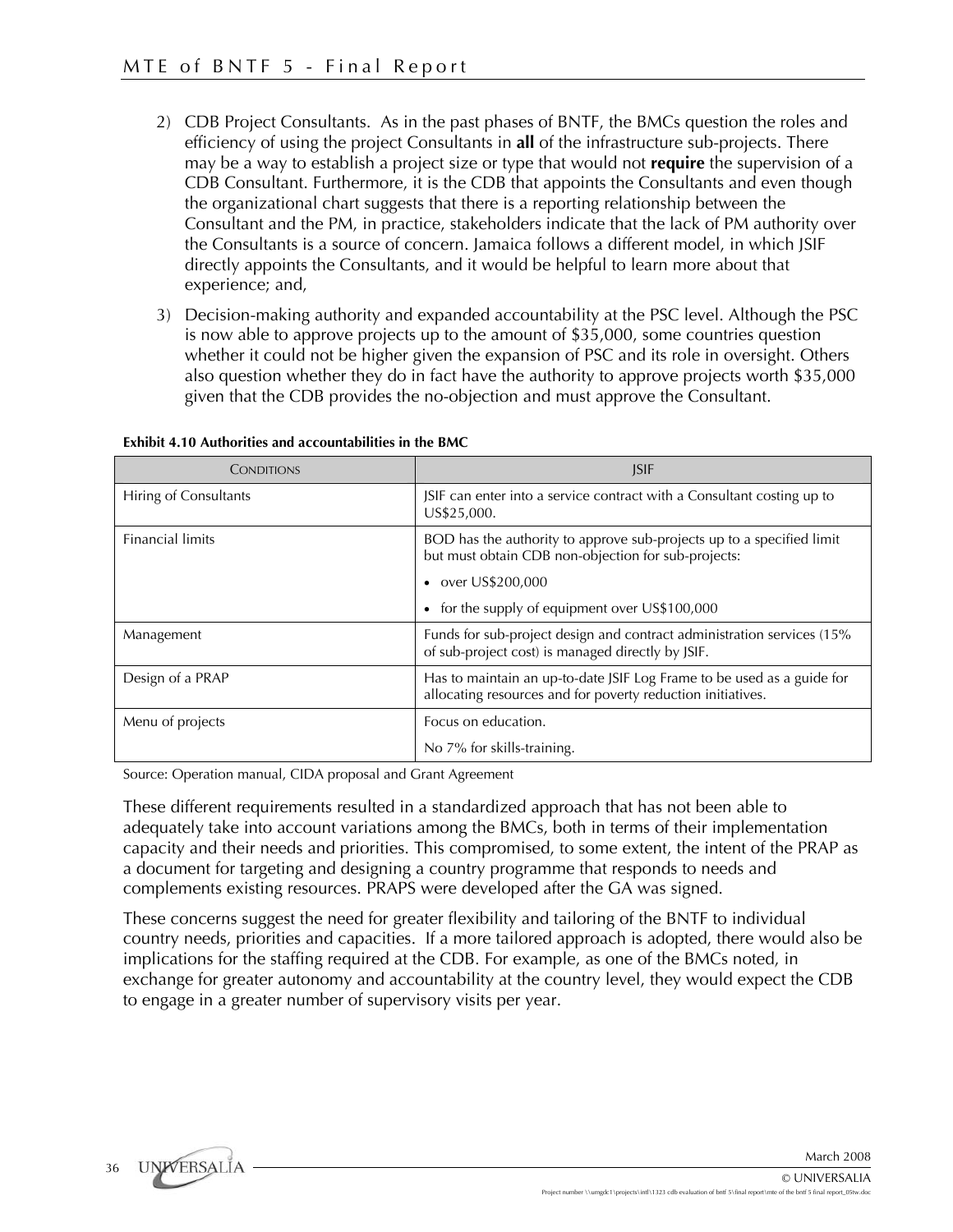2) CDB Project Consultants. As in the past phases of BNTF, the BMCs question the roles and efficiency of using the project Consultants in **all** of the infrastructure sub-projects. There may be a way to establish a project size or type that would not **require** the supervision of a CDB Consultant. Furthermore, it is the CDB that appoints the Consultants and even though the organizational chart suggests that there is a reporting relationship between the Consultant and the PM, in practice, stakeholders indicate that the lack of PM authority over the Consultants is a source of concern. Jamaica follows a different model, in which JSIF directly appoints the Consultants, and it would be helpful to learn more about that experience; and,

3) Decision-making authority and expanded accountability at the PSC level. Although the PSC is now able to approve projects up to the amount of $35,000, some countries question whether it could not be higher given the expansion of PSC and its role in oversight. Others also question whether they do in fact have the authority to approve projects worth $35,000 given that the CDB provides the no-objection and must approve the Consultant.

**Exhibit 4.10 Authorities and accountabilities in the BMC**

| CONDITIONS | JSIF |
|---|---|
| Hiring of Consultants | JSIF can enter into a service contract with a Consultant costing up to US$25,000. |
| Financial limits | BOD has the authority to approve sub-projects up to a specified limit but must obtain CDB non-objection for sub-projects:<br>• over US$200,000<br>• for the supply of equipment over US$100,000 |
| Management | Funds for sub-project design and contract administration services (15% of sub-project cost) is managed directly by JSIF. |
| Design of a PRAP | Has to maintain an up-to-date JSIF Log Frame to be used as a guide for allocating resources and for poverty reduction initiatives. |
| Menu of projects | Focus on education.<br>No 7% for skills-training. |

Source: Operation manual, CIDA proposal and Grant Agreement

These different requirements resulted in a standardized approach that has not been able to adequately take into account variations among the BMCs, both in terms of their implementation capacity and their needs and priorities. This compromised, to some extent, the intent of the PRAP as a document for targeting and designing a country programme that responds to needs and complements existing resources. PRAPS were developed after the GA was signed.

These concerns suggest the need for greater flexibility and tailoring of the BNTF to individual country needs, priorities and capacities. If a more tailored approach is adopted, there would also be implications for the staffing required at the CDB. For example, as one of the BMCs noted, in exchange for greater autonomy and accountability at the country level, they would expect the CDB to engage in a greater number of supervisory visits per year.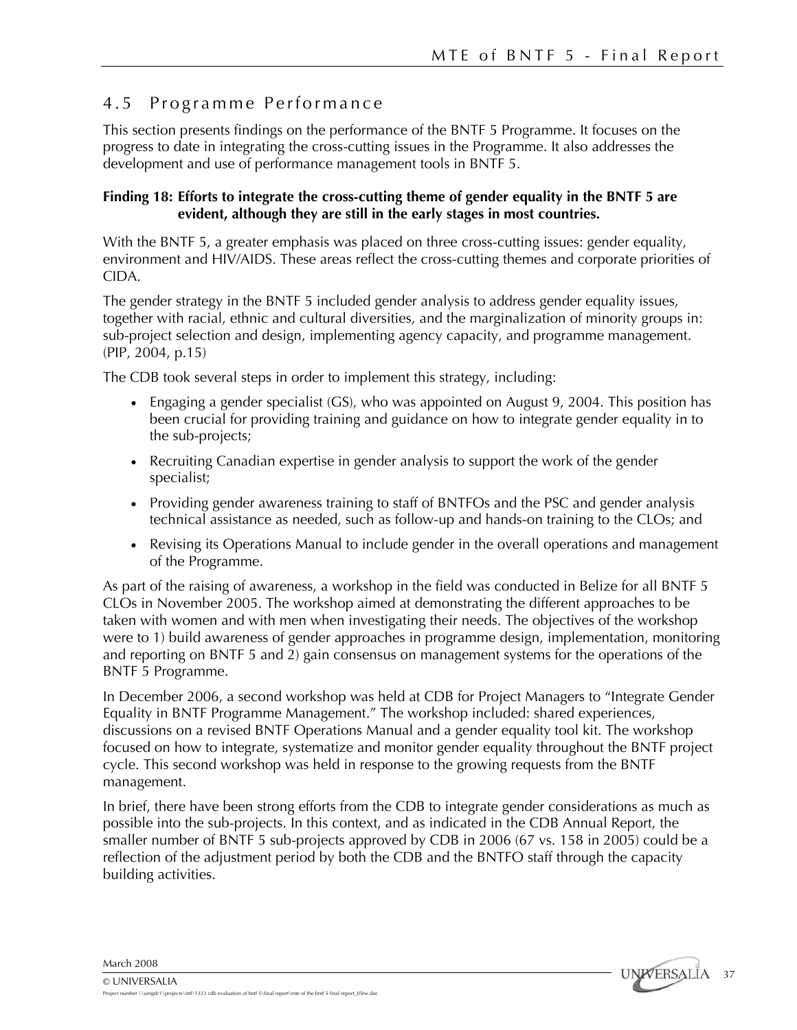## 4.5 Programme Performance

This section presents findings on the performance of the BNTF 5 Programme. It focuses on the progress to date in integrating the cross-cutting issues in the Programme. It also addresses the development and use of performance management tools in BNTF 5.

**Finding 18: Efforts to integrate the cross-cutting theme of gender equality in the BNTF 5 are evident, although they are still in the early stages in most countries.**

With the BNTF 5, a greater emphasis was placed on three cross-cutting issues: gender equality, environment and HIV/AIDS. These areas reflect the cross-cutting themes and corporate priorities of CIDA.

The gender strategy in the BNTF 5 included gender analysis to address gender equality issues, together with racial, ethnic and cultural diversities, and the marginalization of minority groups in: sub-project selection and design, implementing agency capacity, and programme management. (PIP, 2004, p.15)

The CDB took several steps in order to implement this strategy, including:

- Engaging a gender specialist (GS), who was appointed on August 9, 2004. This position has been crucial for providing training and guidance on how to integrate gender equality in to the sub-projects;
- Recruiting Canadian expertise in gender analysis to support the work of the gender specialist;
- Providing gender awareness training to staff of BNTFOs and the PSC and gender analysis technical assistance as needed, such as follow-up and hands-on training to the CLOs; and
- Revising its Operations Manual to include gender in the overall operations and management of the Programme.

As part of the raising of awareness, a workshop in the field was conducted in Belize for all BNTF 5 CLOs in November 2005. The workshop aimed at demonstrating the different approaches to be taken with women and with men when investigating their needs. The objectives of the workshop were to 1) build awareness of gender approaches in programme design, implementation, monitoring and reporting on BNTF 5 and 2) gain consensus on management systems for the operations of the BNTF 5 Programme.

In December 2006, a second workshop was held at CDB for Project Managers to "Integrate Gender Equality in BNTF Programme Management." The workshop included: shared experiences, discussions on a revised BNTF Operations Manual and a gender equality tool kit. The workshop focused on how to integrate, systematize and monitor gender equality throughout the BNTF project cycle. This second workshop was held in response to the growing requests from the BNTF management.

In brief, there have been strong efforts from the CDB to integrate gender considerations as much as possible into the sub-projects. In this context, and as indicated in the CDB Annual Report, the smaller number of BNTF 5 sub-projects approved by CDB in 2006 (67 vs. 158 in 2005) could be a reflection of the adjustment period by both the CDB and the BNTFO staff through the capacity building activities.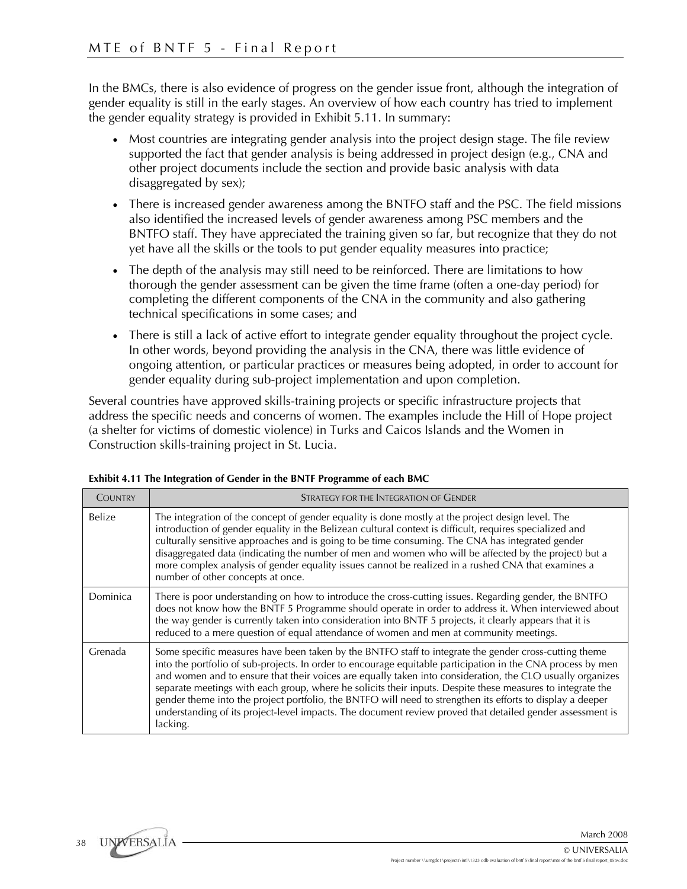In the BMCs, there is also evidence of progress on the gender issue front, although the integration of gender equality is still in the early stages. An overview of how each country has tried to implement the gender equality strategy is provided in Exhibit 5.11. In summary:

- Most countries are integrating gender analysis into the project design stage. The file review supported the fact that gender analysis is being addressed in project design (e.g., CNA and other project documents include the section and provide basic analysis with data disaggregated by sex);
- There is increased gender awareness among the BNTFO staff and the PSC. The field missions also identified the increased levels of gender awareness among PSC members and the BNTFO staff. They have appreciated the training given so far, but recognize that they do not yet have all the skills or the tools to put gender equality measures into practice;
- The depth of the analysis may still need to be reinforced. There are limitations to how thorough the gender assessment can be given the time frame (often a one-day period) for completing the different components of the CNA in the community and also gathering technical specifications in some cases; and
- There is still a lack of active effort to integrate gender equality throughout the project cycle. In other words, beyond providing the analysis in the CNA, there was little evidence of ongoing attention, or particular practices or measures being adopted, in order to account for gender equality during sub-project implementation and upon completion.

Several countries have approved skills-training projects or specific infrastructure projects that address the specific needs and concerns of women. The examples include the Hill of Hope project (a shelter for victims of domestic violence) in Turks and Caicos Islands and the Women in Construction skills-training project in St. Lucia.

**Exhibit 4.11 The Integration of Gender in the BNTF Programme of each BMC**

| Country | Strategy for the Integration of Gender |
| --- | --- |
| Belize | The integration of the concept of gender equality is done mostly at the project design level. The introduction of gender equality in the Belizean cultural context is difficult, requires specialized and culturally sensitive approaches and is going to be time consuming. The CNA has integrated gender disaggregated data (indicating the number of men and women who will be affected by the project) but a more complex analysis of gender equality issues cannot be realized in a rushed CNA that examines a number of other concepts at once. |
| Dominica | There is poor understanding on how to introduce the cross-cutting issues. Regarding gender, the BNTFO does not know how the BNTF 5 Programme should operate in order to address it. When interviewed about the way gender is currently taken into consideration into BNTF 5 projects, it clearly appears that it is reduced to a mere question of equal attendance of women and men at community meetings. |
| Grenada | Some specific measures have been taken by the BNTFO staff to integrate the gender cross-cutting theme into the portfolio of sub-projects. In order to encourage equitable participation in the CNA process by men and women and to ensure that their voices are equally taken into consideration, the CLO usually organizes separate meetings with each group, where he solicits their inputs. Despite these measures to integrate the gender theme into the project portfolio, the BNTFO will need to strengthen its efforts to display a deeper understanding of its project-level impacts. The document review proved that detailed gender assessment is lacking. |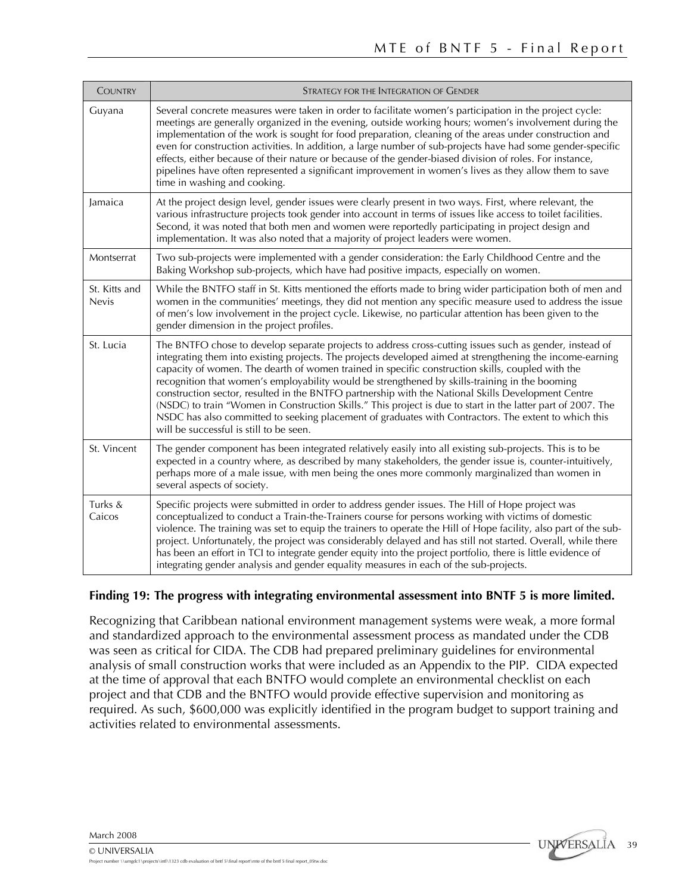| Country | Strategy for the Integration of Gender |
| --- | --- |
| Guyana | Several concrete measures were taken in order to facilitate women's participation in the project cycle: meetings are generally organized in the evening, outside working hours; women's involvement during the implementation of the work is sought for food preparation, cleaning of the areas under construction and even for construction activities. In addition, a large number of sub-projects have had some gender-specific effects, either because of their nature or because of the gender-biased division of roles. For instance, pipelines have often represented a significant improvement in women's lives as they allow them to save time in washing and cooking. |
| Jamaica | At the project design level, gender issues were clearly present in two ways. First, where relevant, the various infrastructure projects took gender into account in terms of issues like access to toilet facilities. Second, it was noted that both men and women were reportedly participating in project design and implementation. It was also noted that a majority of project leaders were women. |
| Montserrat | Two sub-projects were implemented with a gender consideration: the Early Childhood Centre and the Baking Workshop sub-projects, which have had positive impacts, especially on women. |
| St. Kitts and Nevis | While the BNTFO staff in St. Kitts mentioned the efforts made to bring wider participation both of men and women in the communities' meetings, they did not mention any specific measure used to address the issue of men's low involvement in the project cycle. Likewise, no particular attention has been given to the gender dimension in the project profiles. |
| St. Lucia | The BNTFO chose to develop separate projects to address cross-cutting issues such as gender, instead of integrating them into existing projects. The projects developed aimed at strengthening the income-earning capacity of women. The dearth of women trained in specific construction skills, coupled with the recognition that women's employability would be strengthened by skills-training in the booming construction sector, resulted in the BNTFO partnership with the National Skills Development Centre (NSDC) to train "Women in Construction Skills." This project is due to start in the latter part of 2007. The NSDC has also committed to seeking placement of graduates with Contractors. The extent to which this will be successful is still to be seen. |
| St. Vincent | The gender component has been integrated relatively easily into all existing sub-projects. This is to be expected in a country where, as described by many stakeholders, the gender issue is, counter-intuitively, perhaps more of a male issue, with men being the ones more commonly marginalized than women in several aspects of society. |
| Turks & Caicos | Specific projects were submitted in order to address gender issues. The Hill of Hope project was conceptualized to conduct a Train-the-Trainers course for persons working with victims of domestic violence. The training was set to equip the trainers to operate the Hill of Hope facility, also part of the sub-project. Unfortunately, the project was considerably delayed and has still not started. Overall, while there has been an effort in TCI to integrate gender equity into the project portfolio, there is little evidence of integrating gender analysis and gender equality measures in each of the sub-projects. |

**Finding 19: The progress with integrating environmental assessment into BNTF 5 is more limited.**

Recognizing that Caribbean national environment management systems were weak, a more formal and standardized approach to the environmental assessment process as mandated under the CDB was seen as critical for CIDA. The CDB had prepared preliminary guidelines for environmental analysis of small construction works that were included as an Appendix to the PIP. CIDA expected at the time of approval that each BNTFO would complete an environmental checklist on each project and that CDB and the BNTFO would provide effective supervision and monitoring as required. As such, $600,000 was explicitly identified in the program budget to support training and activities related to environmental assessments.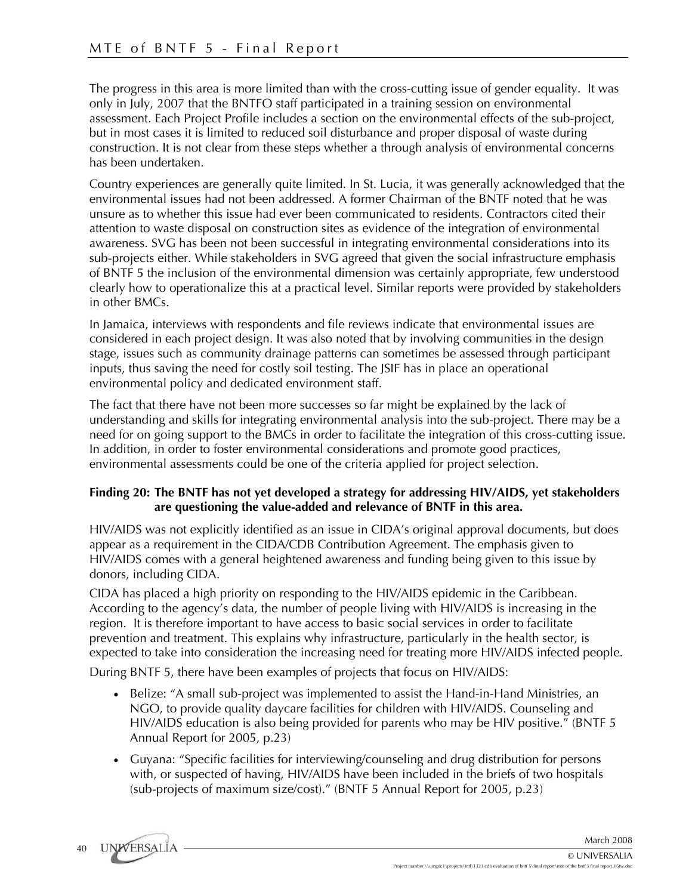The progress in this area is more limited than with the cross-cutting issue of gender equality. It was only in July, 2007 that the BNTFO staff participated in a training session on environmental assessment. Each Project Profile includes a section on the environmental effects of the sub-project, but in most cases it is limited to reduced soil disturbance and proper disposal of waste during construction. It is not clear from these steps whether a through analysis of environmental concerns has been undertaken.

Country experiences are generally quite limited. In St. Lucia, it was generally acknowledged that the environmental issues had not been addressed. A former Chairman of the BNTF noted that he was unsure as to whether this issue had ever been communicated to residents. Contractors cited their attention to waste disposal on construction sites as evidence of the integration of environmental awareness. SVG has been not been successful in integrating environmental considerations into its sub-projects either. While stakeholders in SVG agreed that given the social infrastructure emphasis of BNTF 5 the inclusion of the environmental dimension was certainly appropriate, few understood clearly how to operationalize this at a practical level. Similar reports were provided by stakeholders in other BMCs.

In Jamaica, interviews with respondents and file reviews indicate that environmental issues are considered in each project design. It was also noted that by involving communities in the design stage, issues such as community drainage patterns can sometimes be assessed through participant inputs, thus saving the need for costly soil testing. The JSIF has in place an operational environmental policy and dedicated environment staff.

The fact that there have not been more successes so far might be explained by the lack of understanding and skills for integrating environmental analysis into the sub-project. There may be a need for on going support to the BMCs in order to facilitate the integration of this cross-cutting issue. In addition, in order to foster environmental considerations and promote good practices, environmental assessments could be one of the criteria applied for project selection.

**Finding 20: The BNTF has not yet developed a strategy for addressing HIV/AIDS, yet stakeholders are questioning the value-added and relevance of BNTF in this area.**

HIV/AIDS was not explicitly identified as an issue in CIDA's original approval documents, but does appear as a requirement in the CIDA/CDB Contribution Agreement. The emphasis given to HIV/AIDS comes with a general heightened awareness and funding being given to this issue by donors, including CIDA.

CIDA has placed a high priority on responding to the HIV/AIDS epidemic in the Caribbean. According to the agency's data, the number of people living with HIV/AIDS is increasing in the region. It is therefore important to have access to basic social services in order to facilitate prevention and treatment. This explains why infrastructure, particularly in the health sector, is expected to take into consideration the increasing need for treating more HIV/AIDS infected people.

During BNTF 5, there have been examples of projects that focus on HIV/AIDS:

- Belize: "A small sub-project was implemented to assist the Hand-in-Hand Ministries, an NGO, to provide quality daycare facilities for children with HIV/AIDS. Counseling and HIV/AIDS education is also being provided for parents who may be HIV positive." (BNTF 5 Annual Report for 2005, p.23)
- Guyana: "Specific facilities for interviewing/counseling and drug distribution for persons with, or suspected of having, HIV/AIDS have been included in the briefs of two hospitals (sub-projects of maximum size/cost)." (BNTF 5 Annual Report for 2005, p.23)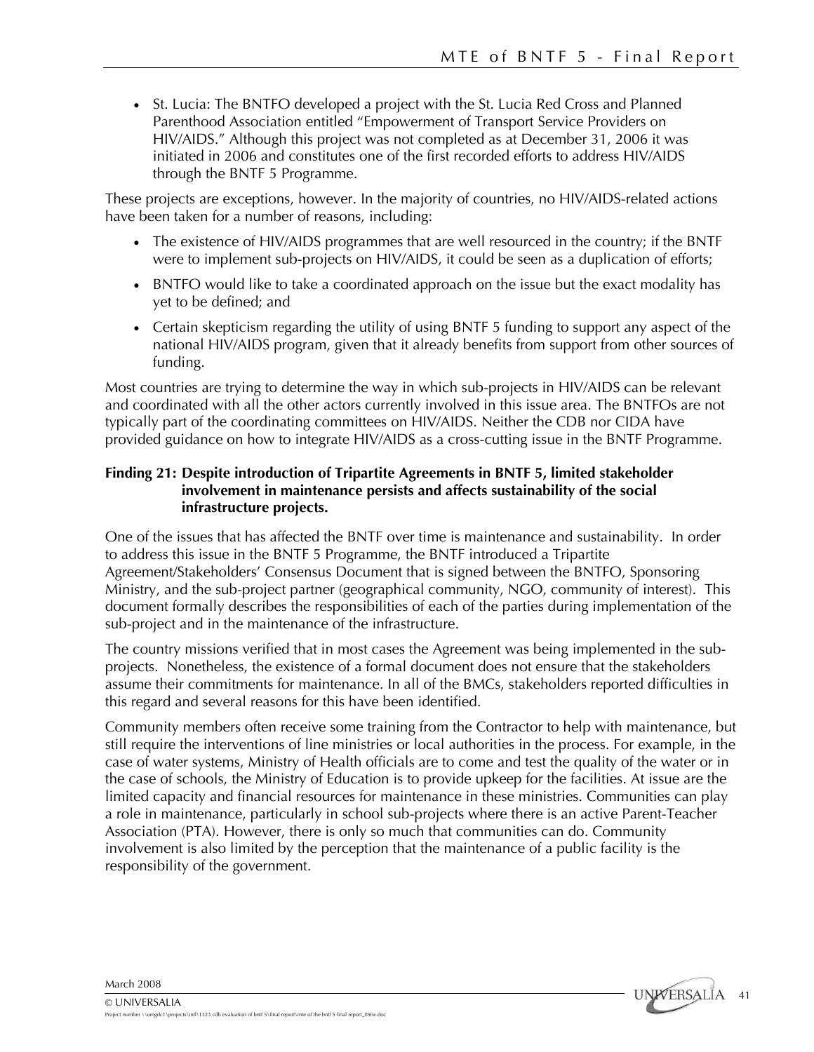- St. Lucia: The BNTFO developed a project with the St. Lucia Red Cross and Planned Parenthood Association entitled "Empowerment of Transport Service Providers on HIV/AIDS." Although this project was not completed as at December 31, 2006 it was initiated in 2006 and constitutes one of the first recorded efforts to address HIV/AIDS through the BNTF 5 Programme.

These projects are exceptions, however. In the majority of countries, no HIV/AIDS-related actions have been taken for a number of reasons, including:

- The existence of HIV/AIDS programmes that are well resourced in the country; if the BNTF were to implement sub-projects on HIV/AIDS, it could be seen as a duplication of efforts;
- BNTFO would like to take a coordinated approach on the issue but the exact modality has yet to be defined; and
- Certain skepticism regarding the utility of using BNTF 5 funding to support any aspect of the national HIV/AIDS program, given that it already benefits from support from other sources of funding.

Most countries are trying to determine the way in which sub-projects in HIV/AIDS can be relevant and coordinated with all the other actors currently involved in this issue area. The BNTFOs are not typically part of the coordinating committees on HIV/AIDS. Neither the CDB nor CIDA have provided guidance on how to integrate HIV/AIDS as a cross-cutting issue in the BNTF Programme.

**Finding 21: Despite introduction of Tripartite Agreements in BNTF 5, limited stakeholder involvement in maintenance persists and affects sustainability of the social infrastructure projects.**

One of the issues that has affected the BNTF over time is maintenance and sustainability. In order to address this issue in the BNTF 5 Programme, the BNTF introduced a Tripartite Agreement/Stakeholders' Consensus Document that is signed between the BNTFO, Sponsoring Ministry, and the sub-project partner (geographical community, NGO, community of interest). This document formally describes the responsibilities of each of the parties during implementation of the sub-project and in the maintenance of the infrastructure.

The country missions verified that in most cases the Agreement was being implemented in the sub-projects. Nonetheless, the existence of a formal document does not ensure that the stakeholders assume their commitments for maintenance. In all of the BMCs, stakeholders reported difficulties in this regard and several reasons for this have been identified.

Community members often receive some training from the Contractor to help with maintenance, but still require the interventions of line ministries or local authorities in the process. For example, in the case of water systems, Ministry of Health officials are to come and test the quality of the water or in the case of schools, the Ministry of Education is to provide upkeep for the facilities. At issue are the limited capacity and financial resources for maintenance in these ministries. Communities can play a role in maintenance, particularly in school sub-projects where there is an active Parent-Teacher Association (PTA). However, there is only so much that communities can do. Community involvement is also limited by the perception that the maintenance of a public facility is the responsibility of the government.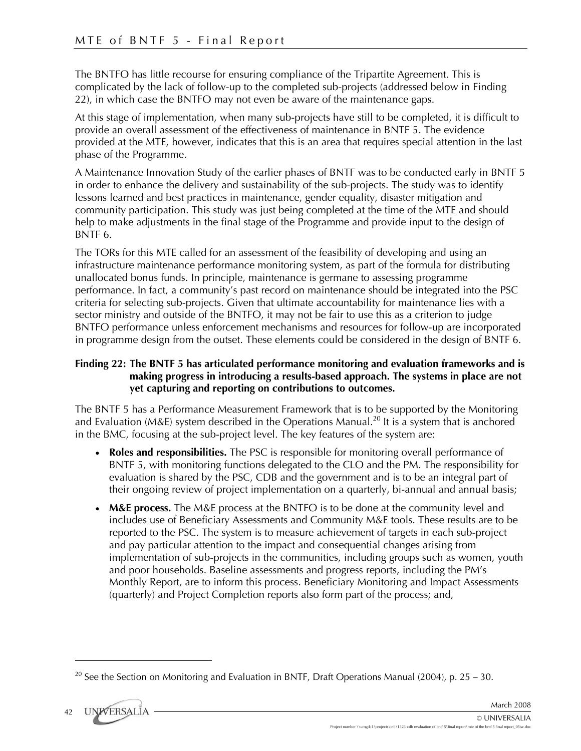The BNTFO has little recourse for ensuring compliance of the Tripartite Agreement. This is complicated by the lack of follow-up to the completed sub-projects (addressed below in Finding 22), in which case the BNTFO may not even be aware of the maintenance gaps.

At this stage of implementation, when many sub-projects have still to be completed, it is difficult to provide an overall assessment of the effectiveness of maintenance in BNTF 5. The evidence provided at the MTE, however, indicates that this is an area that requires special attention in the last phase of the Programme.

A Maintenance Innovation Study of the earlier phases of BNTF was to be conducted early in BNTF 5 in order to enhance the delivery and sustainability of the sub-projects. The study was to identify lessons learned and best practices in maintenance, gender equality, disaster mitigation and community participation. This study was just being completed at the time of the MTE and should help to make adjustments in the final stage of the Programme and provide input to the design of BNTF 6.

The TORs for this MTE called for an assessment of the feasibility of developing and using an infrastructure maintenance performance monitoring system, as part of the formula for distributing unallocated bonus funds. In principle, maintenance is germane to assessing programme performance. In fact, a community's past record on maintenance should be integrated into the PSC criteria for selecting sub-projects. Given that ultimate accountability for maintenance lies with a sector ministry and outside of the BNTFO, it may not be fair to use this as a criterion to judge BNTFO performance unless enforcement mechanisms and resources for follow-up are incorporated in programme design from the outset. These elements could be considered in the design of BNTF 6.

**Finding 22: The BNTF 5 has articulated performance monitoring and evaluation frameworks and is making progress in introducing a results-based approach. The systems in place are not yet capturing and reporting on contributions to outcomes.**

The BNTF 5 has a Performance Measurement Framework that is to be supported by the Monitoring and Evaluation (M&E) system described in the Operations Manual.[20] It is a system that is anchored in the BMC, focusing at the sub-project level. The key features of the system are:

- **Roles and responsibilities.** The PSC is responsible for monitoring overall performance of BNTF 5, with monitoring functions delegated to the CLO and the PM. The responsibility for evaluation is shared by the PSC, CDB and the government and is to be an integral part of their ongoing review of project implementation on a quarterly, bi-annual and annual basis;
- **M&E process.** The M&E process at the BNTFO is to be done at the community level and includes use of Beneficiary Assessments and Community M&E tools. These results are to be reported to the PSC. The system is to measure achievement of targets in each sub-project and pay particular attention to the impact and consequential changes arising from implementation of sub-projects in the communities, including groups such as women, youth and poor households. Baseline assessments and progress reports, including the PM's Monthly Report, are to inform this process. Beneficiary Monitoring and Impact Assessments (quarterly) and Project Completion reports also form part of the process; and,

[20] See the Section on Monitoring and Evaluation in BNTF, Draft Operations Manual (2004), p. 25 – 30.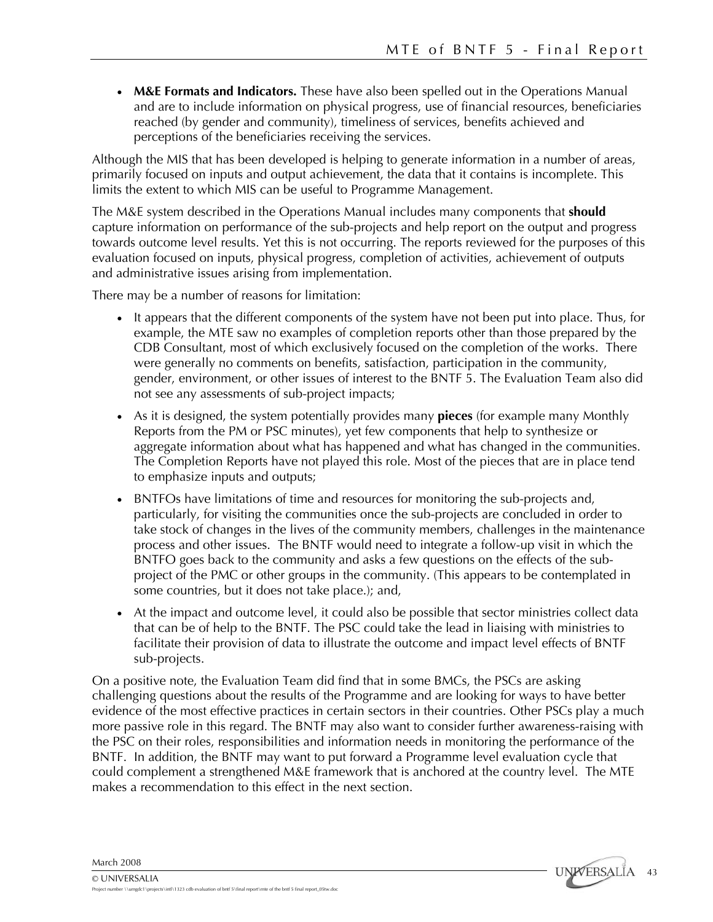- **M&E Formats and Indicators.** These have also been spelled out in the Operations Manual and are to include information on physical progress, use of financial resources, beneficiaries reached (by gender and community), timeliness of services, benefits achieved and perceptions of the beneficiaries receiving the services.

Although the MIS that has been developed is helping to generate information in a number of areas, primarily focused on inputs and output achievement, the data that it contains is incomplete. This limits the extent to which MIS can be useful to Programme Management.

The M&E system described in the Operations Manual includes many components that **should** capture information on performance of the sub-projects and help report on the output and progress towards outcome level results. Yet this is not occurring. The reports reviewed for the purposes of this evaluation focused on inputs, physical progress, completion of activities, achievement of outputs and administrative issues arising from implementation.

There may be a number of reasons for limitation:

- It appears that the different components of the system have not been put into place. Thus, for example, the MTE saw no examples of completion reports other than those prepared by the CDB Consultant, most of which exclusively focused on the completion of the works. There were generally no comments on benefits, satisfaction, participation in the community, gender, environment, or other issues of interest to the BNTF 5. The Evaluation Team also did not see any assessments of sub-project impacts;
- As it is designed, the system potentially provides many **pieces** (for example many Monthly Reports from the PM or PSC minutes), yet few components that help to synthesize or aggregate information about what has happened and what has changed in the communities. The Completion Reports have not played this role. Most of the pieces that are in place tend to emphasize inputs and outputs;
- BNTFOs have limitations of time and resources for monitoring the sub-projects and, particularly, for visiting the communities once the sub-projects are concluded in order to take stock of changes in the lives of the community members, challenges in the maintenance process and other issues. The BNTF would need to integrate a follow-up visit in which the BNTFO goes back to the community and asks a few questions on the effects of the sub-project of the PMC or other groups in the community. (This appears to be contemplated in some countries, but it does not take place.); and,
- At the impact and outcome level, it could also be possible that sector ministries collect data that can be of help to the BNTF. The PSC could take the lead in liaising with ministries to facilitate their provision of data to illustrate the outcome and impact level effects of BNTF sub-projects.

On a positive note, the Evaluation Team did find that in some BMCs, the PSCs are asking challenging questions about the results of the Programme and are looking for ways to have better evidence of the most effective practices in certain sectors in their countries. Other PSCs play a much more passive role in this regard. The BNTF may also want to consider further awareness-raising with the PSC on their roles, responsibilities and information needs in monitoring the performance of the BNTF. In addition, the BNTF may want to put forward a Programme level evaluation cycle that could complement a strengthened M&E framework that is anchored at the country level. The MTE makes a recommendation to this effect in the next section.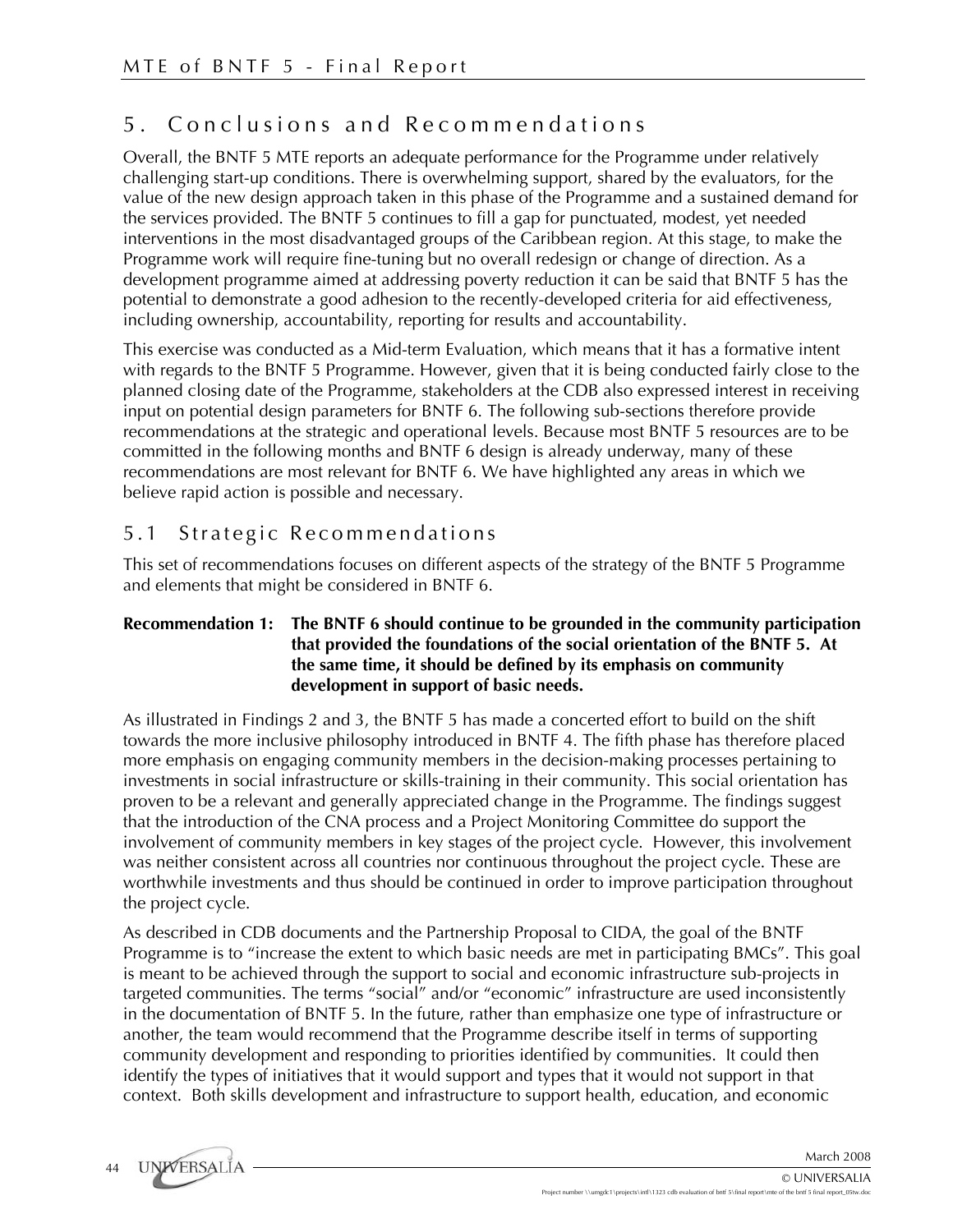# 5. Conclusions and Recommendations

Overall, the BNTF 5 MTE reports an adequate performance for the Programme under relatively challenging start-up conditions. There is overwhelming support, shared by the evaluators, for the value of the new design approach taken in this phase of the Programme and a sustained demand for the services provided. The BNTF 5 continues to fill a gap for punctuated, modest, yet needed interventions in the most disadvantaged groups of the Caribbean region. At this stage, to make the Programme work will require fine-tuning but no overall redesign or change of direction. As a development programme aimed at addressing poverty reduction it can be said that BNTF 5 has the potential to demonstrate a good adhesion to the recently-developed criteria for aid effectiveness, including ownership, accountability, reporting for results and accountability.

This exercise was conducted as a Mid-term Evaluation, which means that it has a formative intent with regards to the BNTF 5 Programme. However, given that it is being conducted fairly close to the planned closing date of the Programme, stakeholders at the CDB also expressed interest in receiving input on potential design parameters for BNTF 6. The following sub-sections therefore provide recommendations at the strategic and operational levels. Because most BNTF 5 resources are to be committed in the following months and BNTF 6 design is already underway, many of these recommendations are most relevant for BNTF 6. We have highlighted any areas in which we believe rapid action is possible and necessary.

## 5.1 Strategic Recommendations

This set of recommendations focuses on different aspects of the strategy of the BNTF 5 Programme and elements that might be considered in BNTF 6.

**Recommendation 1: The BNTF 6 should continue to be grounded in the community participation that provided the foundations of the social orientation of the BNTF 5. At the same time, it should be defined by its emphasis on community development in support of basic needs.**

As illustrated in Findings 2 and 3, the BNTF 5 has made a concerted effort to build on the shift towards the more inclusive philosophy introduced in BNTF 4. The fifth phase has therefore placed more emphasis on engaging community members in the decision-making processes pertaining to investments in social infrastructure or skills-training in their community. This social orientation has proven to be a relevant and generally appreciated change in the Programme. The findings suggest that the introduction of the CNA process and a Project Monitoring Committee do support the involvement of community members in key stages of the project cycle. However, this involvement was neither consistent across all countries nor continuous throughout the project cycle. These are worthwhile investments and thus should be continued in order to improve participation throughout the project cycle.

As described in CDB documents and the Partnership Proposal to CIDA, the goal of the BNTF Programme is to "increase the extent to which basic needs are met in participating BMCs". This goal is meant to be achieved through the support to social and economic infrastructure sub-projects in targeted communities. The terms "social" and/or "economic" infrastructure are used inconsistently in the documentation of BNTF 5. In the future, rather than emphasize one type of infrastructure or another, the team would recommend that the Programme describe itself in terms of supporting community development and responding to priorities identified by communities. It could then identify the types of initiatives that it would support and types that it would not support in that context. Both skills development and infrastructure to support health, education, and economic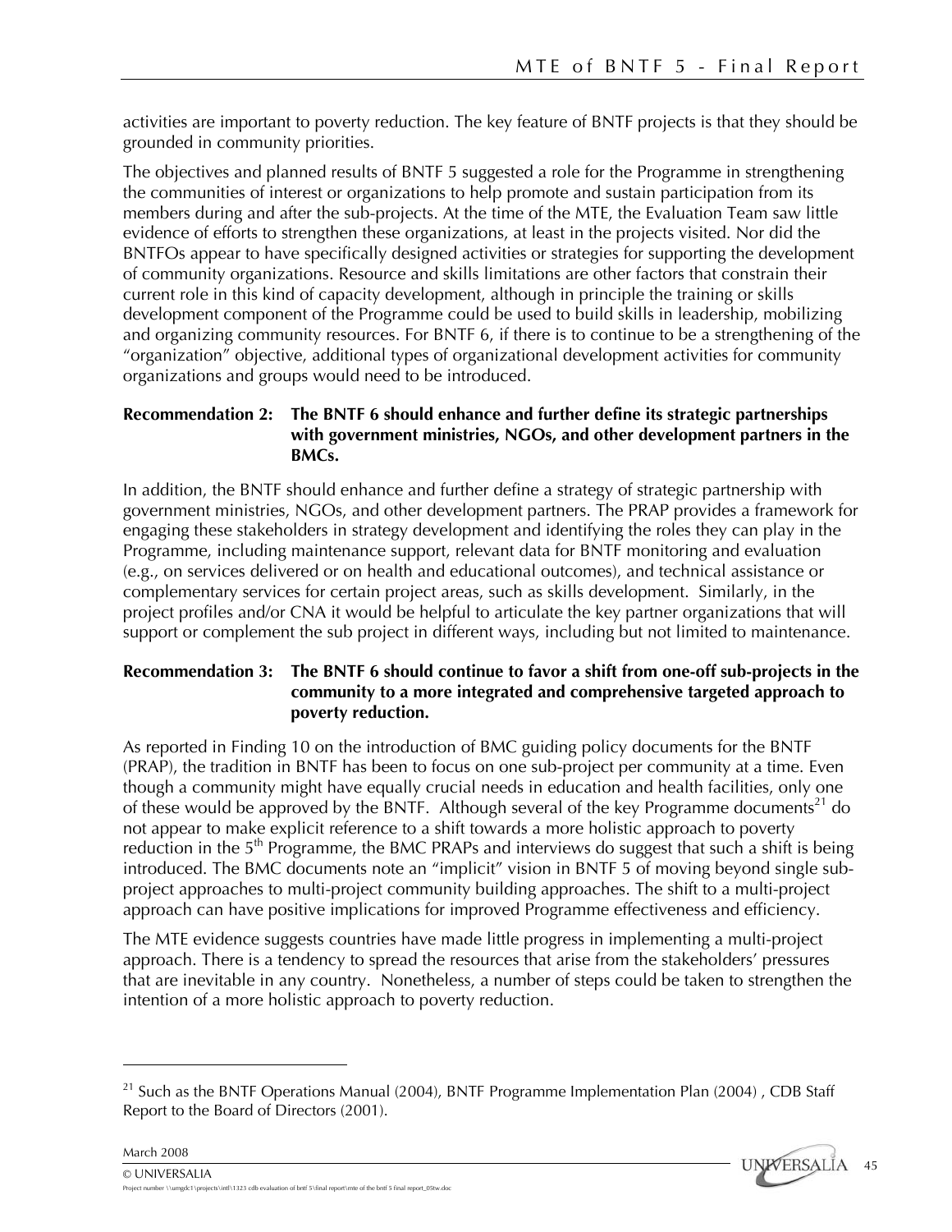activities are important to poverty reduction. The key feature of BNTF projects is that they should be grounded in community priorities.

The objectives and planned results of BNTF 5 suggested a role for the Programme in strengthening the communities of interest or organizations to help promote and sustain participation from its members during and after the sub-projects. At the time of the MTE, the Evaluation Team saw little evidence of efforts to strengthen these organizations, at least in the projects visited. Nor did the BNTFOs appear to have specifically designed activities or strategies for supporting the development of community organizations. Resource and skills limitations are other factors that constrain their current role in this kind of capacity development, although in principle the training or skills development component of the Programme could be used to build skills in leadership, mobilizing and organizing community resources. For BNTF 6, if there is to continue to be a strengthening of the "organization" objective, additional types of organizational development activities for community organizations and groups would need to be introduced.

**Recommendation 2: The BNTF 6 should enhance and further define its strategic partnerships with government ministries, NGOs, and other development partners in the BMCs.**

In addition, the BNTF should enhance and further define a strategy of strategic partnership with government ministries, NGOs, and other development partners. The PRAP provides a framework for engaging these stakeholders in strategy development and identifying the roles they can play in the Programme, including maintenance support, relevant data for BNTF monitoring and evaluation (e.g., on services delivered or on health and educational outcomes), and technical assistance or complementary services for certain project areas, such as skills development. Similarly, in the project profiles and/or CNA it would be helpful to articulate the key partner organizations that will support or complement the sub project in different ways, including but not limited to maintenance.

**Recommendation 3: The BNTF 6 should continue to favor a shift from one-off sub-projects in the community to a more integrated and comprehensive targeted approach to poverty reduction.**

As reported in Finding 10 on the introduction of BMC guiding policy documents for the BNTF (PRAP), the tradition in BNTF has been to focus on one sub-project per community at a time. Even though a community might have equally crucial needs in education and health facilities, only one of these would be approved by the BNTF. Although several of the key Programme documents[21] do not appear to make explicit reference to a shift towards a more holistic approach to poverty reduction in the 5th Programme, the BMC PRAPs and interviews do suggest that such a shift is being introduced. The BMC documents note an "implicit" vision in BNTF 5 of moving beyond single sub-project approaches to multi-project community building approaches. The shift to a multi-project approach can have positive implications for improved Programme effectiveness and efficiency.

The MTE evidence suggests countries have made little progress in implementing a multi-project approach. There is a tendency to spread the resources that arise from the stakeholders' pressures that are inevitable in any country. Nonetheless, a number of steps could be taken to strengthen the intention of a more holistic approach to poverty reduction.

---

[21] Such as the BNTF Operations Manual (2004), BNTF Programme Implementation Plan (2004) , CDB Staff Report to the Board of Directors (2001).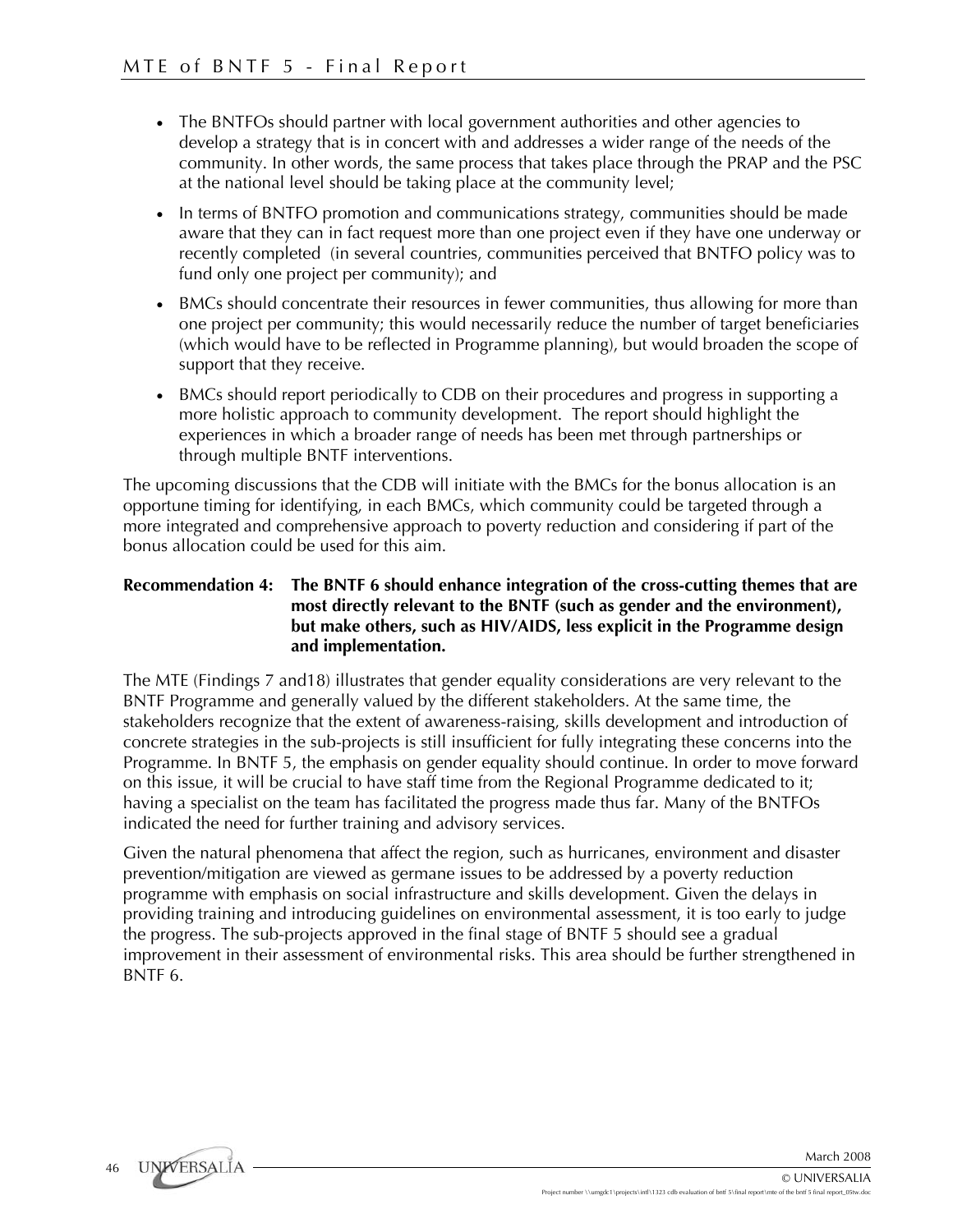- The BNTFOs should partner with local government authorities and other agencies to develop a strategy that is in concert with and addresses a wider range of the needs of the community. In other words, the same process that takes place through the PRAP and the PSC at the national level should be taking place at the community level;
- In terms of BNTFO promotion and communications strategy, communities should be made aware that they can in fact request more than one project even if they have one underway or recently completed (in several countries, communities perceived that BNTFO policy was to fund only one project per community); and
- BMCs should concentrate their resources in fewer communities, thus allowing for more than one project per community; this would necessarily reduce the number of target beneficiaries (which would have to be reflected in Programme planning), but would broaden the scope of support that they receive.
- BMCs should report periodically to CDB on their procedures and progress in supporting a more holistic approach to community development. The report should highlight the experiences in which a broader range of needs has been met through partnerships or through multiple BNTF interventions.

The upcoming discussions that the CDB will initiate with the BMCs for the bonus allocation is an opportune timing for identifying, in each BMCs, which community could be targeted through a more integrated and comprehensive approach to poverty reduction and considering if part of the bonus allocation could be used for this aim.

**Recommendation 4: The BNTF 6 should enhance integration of the cross-cutting themes that are most directly relevant to the BNTF (such as gender and the environment), but make others, such as HIV/AIDS, less explicit in the Programme design and implementation.**

The MTE (Findings 7 and18) illustrates that gender equality considerations are very relevant to the BNTF Programme and generally valued by the different stakeholders. At the same time, the stakeholders recognize that the extent of awareness-raising, skills development and introduction of concrete strategies in the sub-projects is still insufficient for fully integrating these concerns into the Programme. In BNTF 5, the emphasis on gender equality should continue. In order to move forward on this issue, it will be crucial to have staff time from the Regional Programme dedicated to it; having a specialist on the team has facilitated the progress made thus far. Many of the BNTFOs indicated the need for further training and advisory services.

Given the natural phenomena that affect the region, such as hurricanes, environment and disaster prevention/mitigation are viewed as germane issues to be addressed by a poverty reduction programme with emphasis on social infrastructure and skills development. Given the delays in providing training and introducing guidelines on environmental assessment, it is too early to judge the progress. The sub-projects approved in the final stage of BNTF 5 should see a gradual improvement in their assessment of environmental risks. This area should be further strengthened in BNTF 6.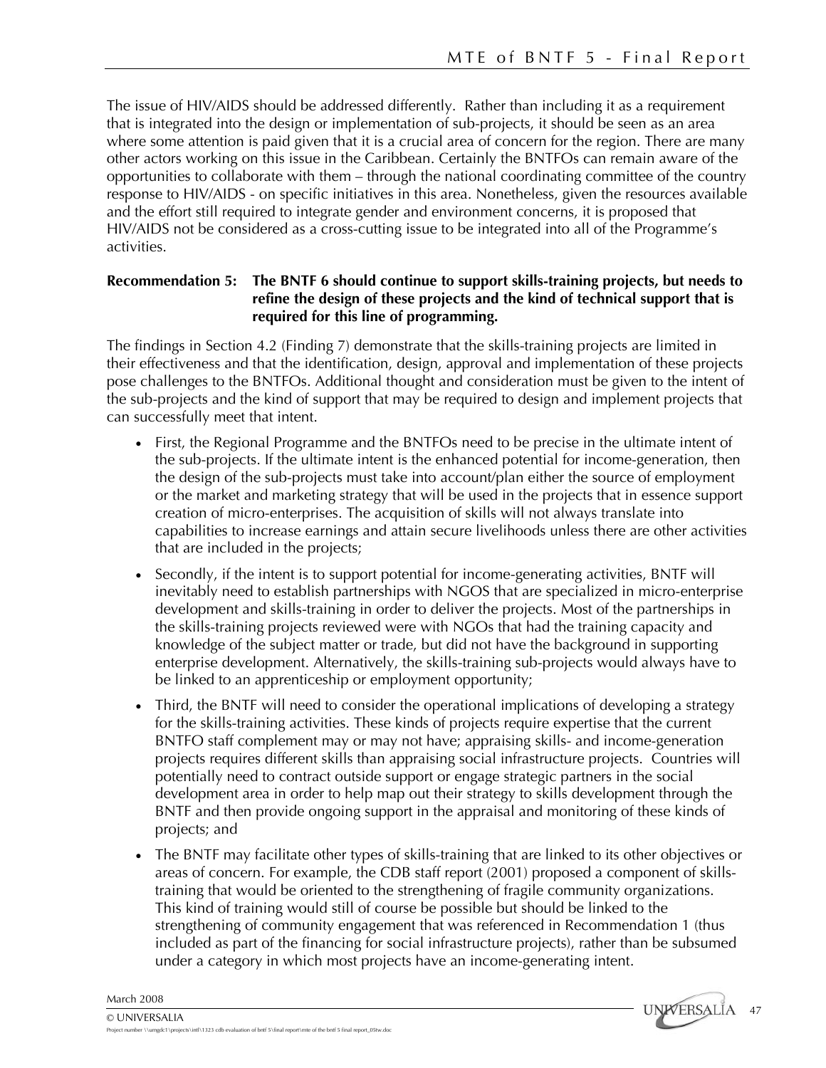The issue of HIV/AIDS should be addressed differently. Rather than including it as a requirement that is integrated into the design or implementation of sub-projects, it should be seen as an area where some attention is paid given that it is a crucial area of concern for the region. There are many other actors working on this issue in the Caribbean. Certainly the BNTFOs can remain aware of the opportunities to collaborate with them – through the national coordinating committee of the country response to HIV/AIDS - on specific initiatives in this area. Nonetheless, given the resources available and the effort still required to integrate gender and environment concerns, it is proposed that HIV/AIDS not be considered as a cross-cutting issue to be integrated into all of the Programme's activities.

**Recommendation 5: The BNTF 6 should continue to support skills-training projects, but needs to refine the design of these projects and the kind of technical support that is required for this line of programming.**

The findings in Section 4.2 (Finding 7) demonstrate that the skills-training projects are limited in their effectiveness and that the identification, design, approval and implementation of these projects pose challenges to the BNTFOs. Additional thought and consideration must be given to the intent of the sub-projects and the kind of support that may be required to design and implement projects that can successfully meet that intent.

- First, the Regional Programme and the BNTFOs need to be precise in the ultimate intent of the sub-projects. If the ultimate intent is the enhanced potential for income-generation, then the design of the sub-projects must take into account/plan either the source of employment or the market and marketing strategy that will be used in the projects that in essence support creation of micro-enterprises. The acquisition of skills will not always translate into capabilities to increase earnings and attain secure livelihoods unless there are other activities that are included in the projects;
- Secondly, if the intent is to support potential for income-generating activities, BNTF will inevitably need to establish partnerships with NGOS that are specialized in micro-enterprise development and skills-training in order to deliver the projects. Most of the partnerships in the skills-training projects reviewed were with NGOs that had the training capacity and knowledge of the subject matter or trade, but did not have the background in supporting enterprise development. Alternatively, the skills-training sub-projects would always have to be linked to an apprenticeship or employment opportunity;
- Third, the BNTF will need to consider the operational implications of developing a strategy for the skills-training activities. These kinds of projects require expertise that the current BNTFO staff complement may or may not have; appraising skills- and income-generation projects requires different skills than appraising social infrastructure projects. Countries will potentially need to contract outside support or engage strategic partners in the social development area in order to help map out their strategy to skills development through the BNTF and then provide ongoing support in the appraisal and monitoring of these kinds of projects; and
- The BNTF may facilitate other types of skills-training that are linked to its other objectives or areas of concern. For example, the CDB staff report (2001) proposed a component of skills-training that would be oriented to the strengthening of fragile community organizations. This kind of training would still of course be possible but should be linked to the strengthening of community engagement that was referenced in Recommendation 1 (thus included as part of the financing for social infrastructure projects), rather than be subsumed under a category in which most projects have an income-generating intent.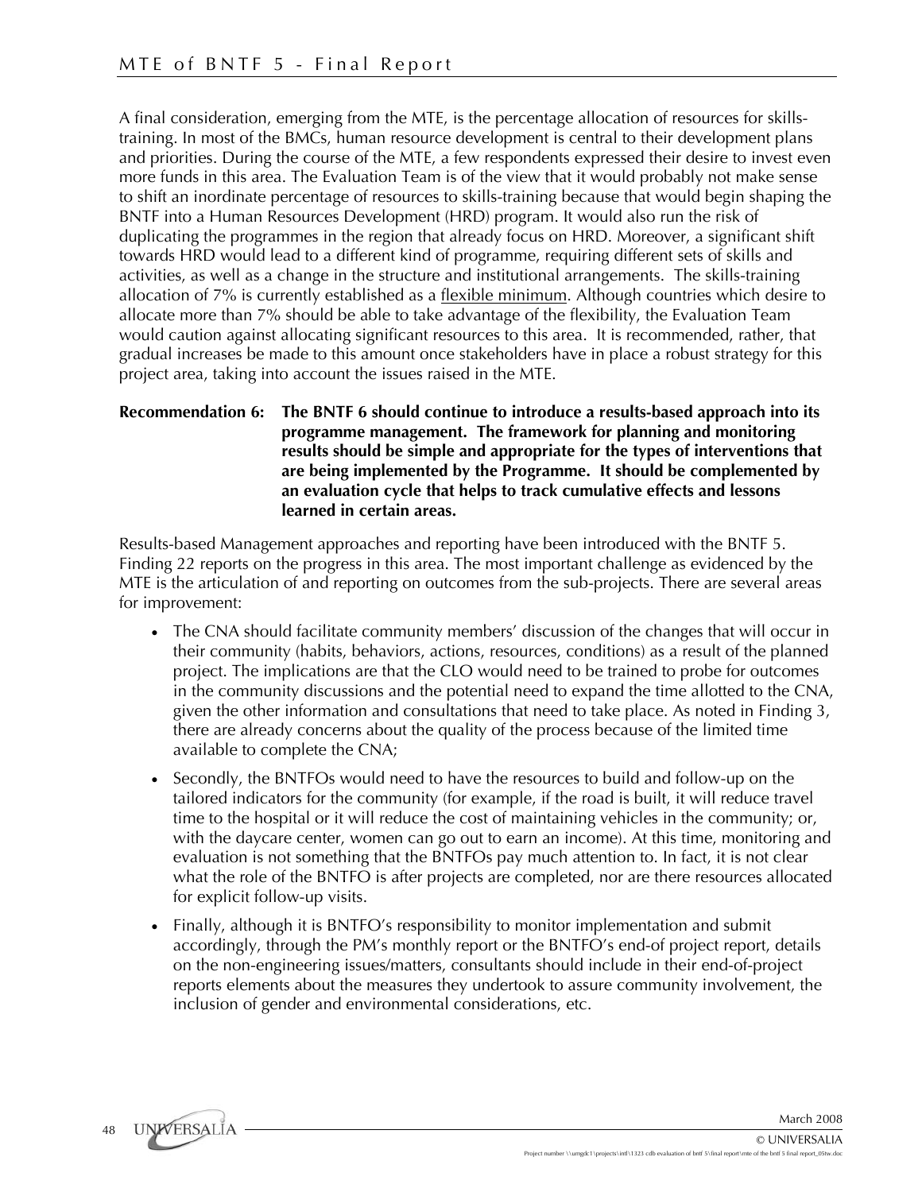A final consideration, emerging from the MTE, is the percentage allocation of resources for skills-training. In most of the BMCs, human resource development is central to their development plans and priorities. During the course of the MTE, a few respondents expressed their desire to invest even more funds in this area. The Evaluation Team is of the view that it would probably not make sense to shift an inordinate percentage of resources to skills-training because that would begin shaping the BNTF into a Human Resources Development (HRD) program. It would also run the risk of duplicating the programmes in the region that already focus on HRD. Moreover, a significant shift towards HRD would lead to a different kind of programme, requiring different sets of skills and activities, as well as a change in the structure and institutional arrangements. The skills-training allocation of 7% is currently established as a flexible minimum. Although countries which desire to allocate more than 7% should be able to take advantage of the flexibility, the Evaluation Team would caution against allocating significant resources to this area. It is recommended, rather, that gradual increases be made to this amount once stakeholders have in place a robust strategy for this project area, taking into account the issues raised in the MTE.

**Recommendation 6: The BNTF 6 should continue to introduce a results-based approach into its programme management. The framework for planning and monitoring results should be simple and appropriate for the types of interventions that are being implemented by the Programme. It should be complemented by an evaluation cycle that helps to track cumulative effects and lessons learned in certain areas.**

Results-based Management approaches and reporting have been introduced with the BNTF 5. Finding 22 reports on the progress in this area. The most important challenge as evidenced by the MTE is the articulation of and reporting on outcomes from the sub-projects. There are several areas for improvement:

- The CNA should facilitate community members' discussion of the changes that will occur in their community (habits, behaviors, actions, resources, conditions) as a result of the planned project. The implications are that the CLO would need to be trained to probe for outcomes in the community discussions and the potential need to expand the time allotted to the CNA, given the other information and consultations that need to take place. As noted in Finding 3, there are already concerns about the quality of the process because of the limited time available to complete the CNA;
- Secondly, the BNTFOs would need to have the resources to build and follow-up on the tailored indicators for the community (for example, if the road is built, it will reduce travel time to the hospital or it will reduce the cost of maintaining vehicles in the community; or, with the daycare center, women can go out to earn an income). At this time, monitoring and evaluation is not something that the BNTFOs pay much attention to. In fact, it is not clear what the role of the BNTFO is after projects are completed, nor are there resources allocated for explicit follow-up visits.
- Finally, although it is BNTFO's responsibility to monitor implementation and submit accordingly, through the PM's monthly report or the BNTFO's end-of project report, details on the non-engineering issues/matters, consultants should include in their end-of-project reports elements about the measures they undertook to assure community involvement, the inclusion of gender and environmental considerations, etc.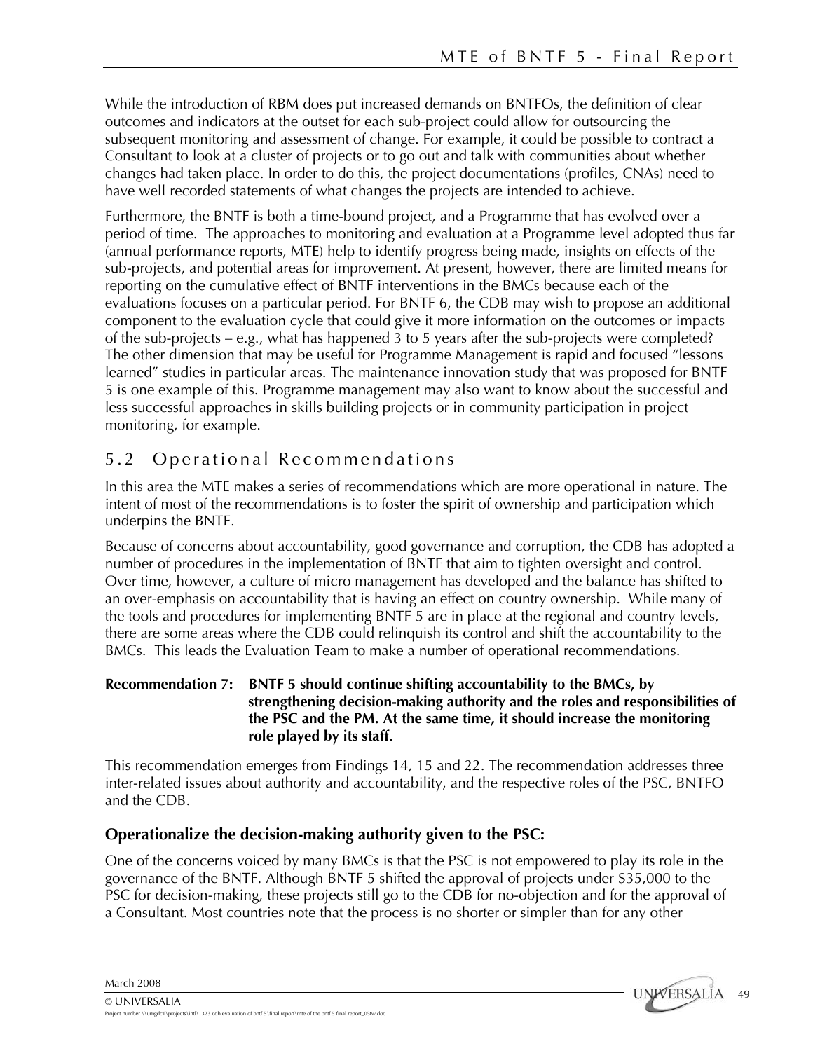While the introduction of RBM does put increased demands on BNTFOs, the definition of clear outcomes and indicators at the outset for each sub-project could allow for outsourcing the subsequent monitoring and assessment of change. For example, it could be possible to contract a Consultant to look at a cluster of projects or to go out and talk with communities about whether changes had taken place. In order to do this, the project documentations (profiles, CNAs) need to have well recorded statements of what changes the projects are intended to achieve.

Furthermore, the BNTF is both a time-bound project, and a Programme that has evolved over a period of time. The approaches to monitoring and evaluation at a Programme level adopted thus far (annual performance reports, MTE) help to identify progress being made, insights on effects of the sub-projects, and potential areas for improvement. At present, however, there are limited means for reporting on the cumulative effect of BNTF interventions in the BMCs because each of the evaluations focuses on a particular period. For BNTF 6, the CDB may wish to propose an additional component to the evaluation cycle that could give it more information on the outcomes or impacts of the sub-projects – e.g., what has happened 3 to 5 years after the sub-projects were completed? The other dimension that may be useful for Programme Management is rapid and focused "lessons learned" studies in particular areas. The maintenance innovation study that was proposed for BNTF 5 is one example of this. Programme management may also want to know about the successful and less successful approaches in skills building projects or in community participation in project monitoring, for example.

## 5.2 Operational Recommendations

In this area the MTE makes a series of recommendations which are more operational in nature. The intent of most of the recommendations is to foster the spirit of ownership and participation which underpins the BNTF.

Because of concerns about accountability, good governance and corruption, the CDB has adopted a number of procedures in the implementation of BNTF that aim to tighten oversight and control. Over time, however, a culture of micro management has developed and the balance has shifted to an over-emphasis on accountability that is having an effect on country ownership. While many of the tools and procedures for implementing BNTF 5 are in place at the regional and country levels, there are some areas where the CDB could relinquish its control and shift the accountability to the BMCs. This leads the Evaluation Team to make a number of operational recommendations.

**Recommendation 7: BNTF 5 should continue shifting accountability to the BMCs, by strengthening decision-making authority and the roles and responsibilities of the PSC and the PM. At the same time, it should increase the monitoring role played by its staff.**

This recommendation emerges from Findings 14, 15 and 22. The recommendation addresses three inter-related issues about authority and accountability, and the respective roles of the PSC, BNTFO and the CDB.

### Operationalize the decision-making authority given to the PSC:

One of the concerns voiced by many BMCs is that the PSC is not empowered to play its role in the governance of the BNTF. Although BNTF 5 shifted the approval of projects under $35,000 to the PSC for decision-making, these projects still go to the CDB for no-objection and for the approval of a Consultant. Most countries note that the process is no shorter or simpler than for any other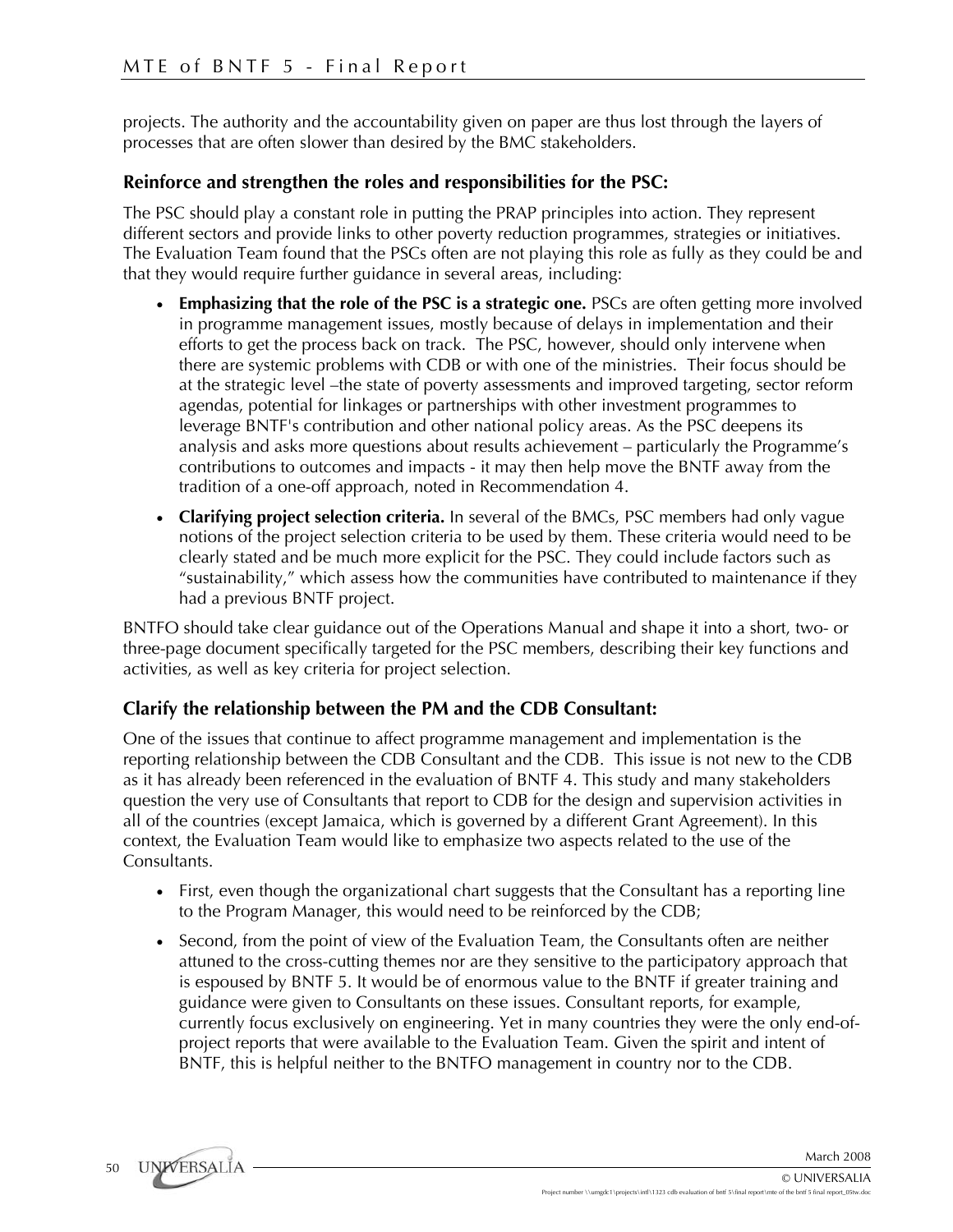projects. The authority and the accountability given on paper are thus lost through the layers of processes that are often slower than desired by the BMC stakeholders.

### Reinforce and strengthen the roles and responsibilities for the PSC:

The PSC should play a constant role in putting the PRAP principles into action. They represent different sectors and provide links to other poverty reduction programmes, strategies or initiatives. The Evaluation Team found that the PSCs often are not playing this role as fully as they could be and that they would require further guidance in several areas, including:

- **Emphasizing that the role of the PSC is a strategic one.** PSCs are often getting more involved in programme management issues, mostly because of delays in implementation and their efforts to get the process back on track. The PSC, however, should only intervene when there are systemic problems with CDB or with one of the ministries. Their focus should be at the strategic level –the state of poverty assessments and improved targeting, sector reform agendas, potential for linkages or partnerships with other investment programmes to leverage BNTF's contribution and other national policy areas. As the PSC deepens its analysis and asks more questions about results achievement – particularly the Programme's contributions to outcomes and impacts - it may then help move the BNTF away from the tradition of a one-off approach, noted in Recommendation 4.
- **Clarifying project selection criteria.** In several of the BMCs, PSC members had only vague notions of the project selection criteria to be used by them. These criteria would need to be clearly stated and be much more explicit for the PSC. They could include factors such as "sustainability," which assess how the communities have contributed to maintenance if they had a previous BNTF project.

BNTFO should take clear guidance out of the Operations Manual and shape it into a short, two- or three-page document specifically targeted for the PSC members, describing their key functions and activities, as well as key criteria for project selection.

### Clarify the relationship between the PM and the CDB Consultant:

One of the issues that continue to affect programme management and implementation is the reporting relationship between the CDB Consultant and the CDB. This issue is not new to the CDB as it has already been referenced in the evaluation of BNTF 4. This study and many stakeholders question the very use of Consultants that report to CDB for the design and supervision activities in all of the countries (except Jamaica, which is governed by a different Grant Agreement). In this context, the Evaluation Team would like to emphasize two aspects related to the use of the Consultants.

- First, even though the organizational chart suggests that the Consultant has a reporting line to the Program Manager, this would need to be reinforced by the CDB;
- Second, from the point of view of the Evaluation Team, the Consultants often are neither attuned to the cross-cutting themes nor are they sensitive to the participatory approach that is espoused by BNTF 5. It would be of enormous value to the BNTF if greater training and guidance were given to Consultants on these issues. Consultant reports, for example, currently focus exclusively on engineering. Yet in many countries they were the only end-of-project reports that were available to the Evaluation Team. Given the spirit and intent of BNTF, this is helpful neither to the BNTFO management in country nor to the CDB.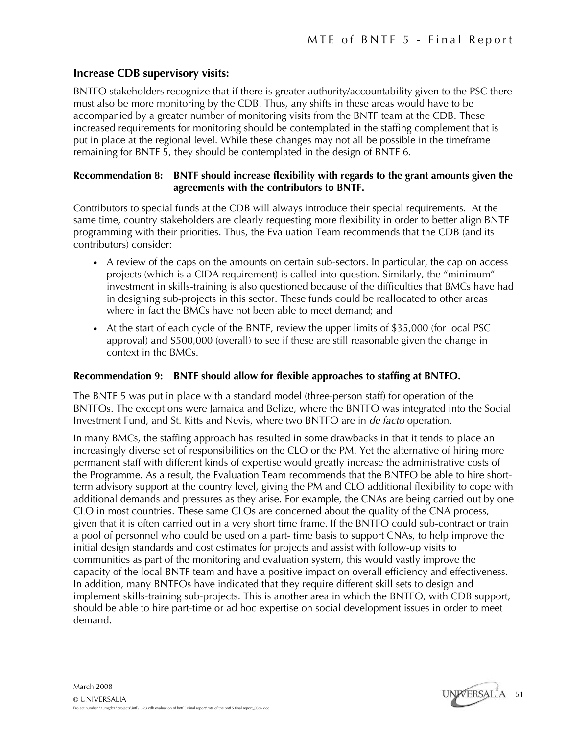### Increase CDB supervisory visits:

BNTFO stakeholders recognize that if there is greater authority/accountability given to the PSC there must also be more monitoring by the CDB. Thus, any shifts in these areas would have to be accompanied by a greater number of monitoring visits from the BNTF team at the CDB. These increased requirements for monitoring should be contemplated in the staffing complement that is put in place at the regional level. While these changes may not all be possible in the timeframe remaining for BNTF 5, they should be contemplated in the design of BNTF 6.

**Recommendation 8: BNTF should increase flexibility with regards to the grant amounts given the agreements with the contributors to BNTF.**

Contributors to special funds at the CDB will always introduce their special requirements. At the same time, country stakeholders are clearly requesting more flexibility in order to better align BNTF programming with their priorities. Thus, the Evaluation Team recommends that the CDB (and its contributors) consider:

- A review of the caps on the amounts on certain sub-sectors. In particular, the cap on access projects (which is a CIDA requirement) is called into question. Similarly, the "minimum" investment in skills-training is also questioned because of the difficulties that BMCs have had in designing sub-projects in this sector. These funds could be reallocated to other areas where in fact the BMCs have not been able to meet demand; and
- At the start of each cycle of the BNTF, review the upper limits of $35,000 (for local PSC approval) and $500,000 (overall) to see if these are still reasonable given the change in context in the BMCs.

**Recommendation 9: BNTF should allow for flexible approaches to staffing at BNTFO.**

The BNTF 5 was put in place with a standard model (three-person staff) for operation of the BNTFOs. The exceptions were Jamaica and Belize, where the BNTFO was integrated into the Social Investment Fund, and St. Kitts and Nevis, where two BNTFO are in *de facto* operation.

In many BMCs, the staffing approach has resulted in some drawbacks in that it tends to place an increasingly diverse set of responsibilities on the CLO or the PM. Yet the alternative of hiring more permanent staff with different kinds of expertise would greatly increase the administrative costs of the Programme. As a result, the Evaluation Team recommends that the BNTFO be able to hire short-term advisory support at the country level, giving the PM and CLO additional flexibility to cope with additional demands and pressures as they arise. For example, the CNAs are being carried out by one CLO in most countries. These same CLOs are concerned about the quality of the CNA process, given that it is often carried out in a very short time frame. If the BNTFO could sub-contract or train a pool of personnel who could be used on a part- time basis to support CNAs, to help improve the initial design standards and cost estimates for projects and assist with follow-up visits to communities as part of the monitoring and evaluation system, this would vastly improve the capacity of the local BNTF team and have a positive impact on overall efficiency and effectiveness. In addition, many BNTFOs have indicated that they require different skill sets to design and implement skills-training sub-projects. This is another area in which the BNTFO, with CDB support, should be able to hire part-time or ad hoc expertise on social development issues in order to meet demand.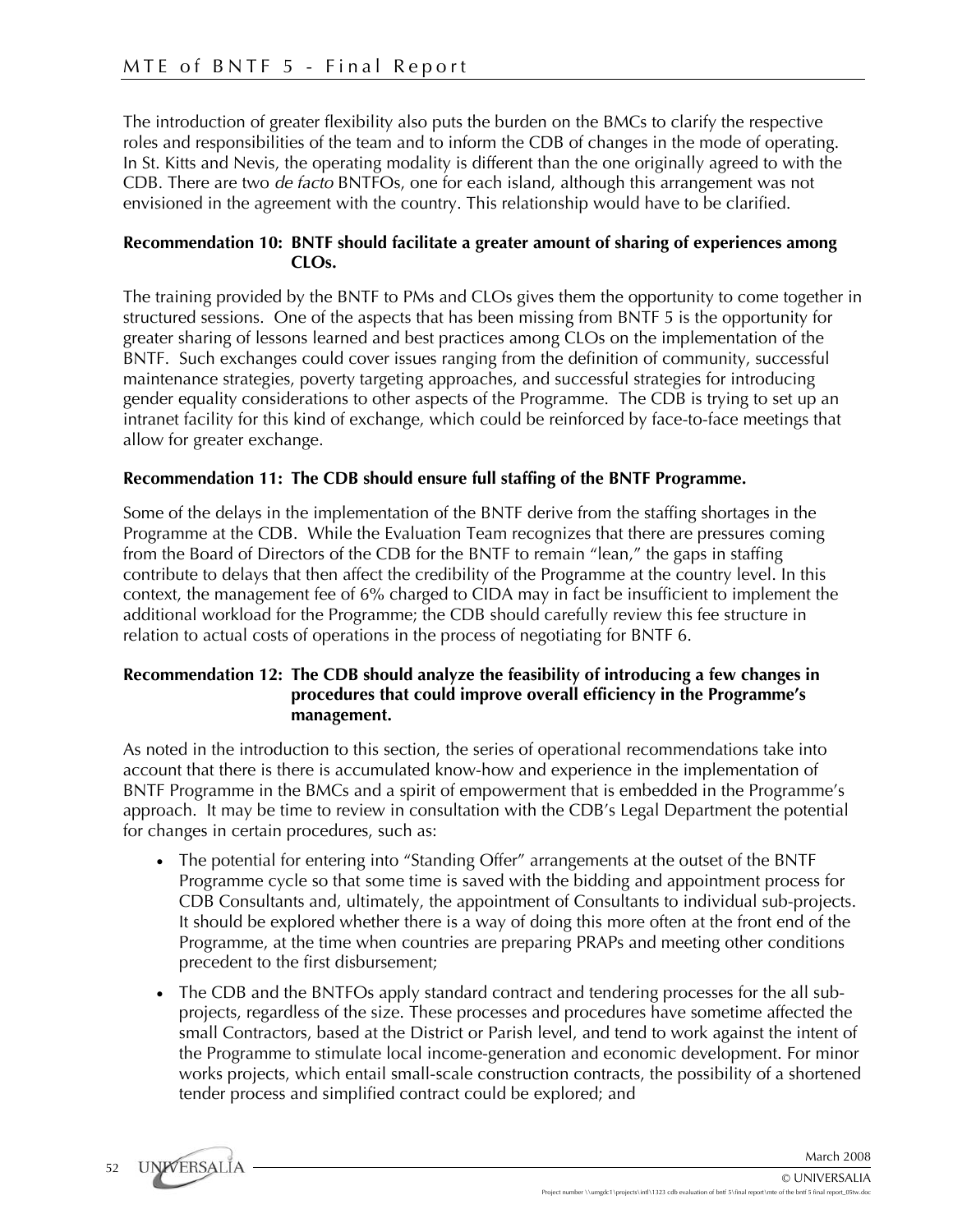The introduction of greater flexibility also puts the burden on the BMCs to clarify the respective roles and responsibilities of the team and to inform the CDB of changes in the mode of operating. In St. Kitts and Nevis, the operating modality is different than the one originally agreed to with the CDB. There are two *de facto* BNTFOs, one for each island, although this arrangement was not envisioned in the agreement with the country. This relationship would have to be clarified.

**Recommendation 10: BNTF should facilitate a greater amount of sharing of experiences among CLOs.**

The training provided by the BNTF to PMs and CLOs gives them the opportunity to come together in structured sessions. One of the aspects that has been missing from BNTF 5 is the opportunity for greater sharing of lessons learned and best practices among CLOs on the implementation of the BNTF. Such exchanges could cover issues ranging from the definition of community, successful maintenance strategies, poverty targeting approaches, and successful strategies for introducing gender equality considerations to other aspects of the Programme. The CDB is trying to set up an intranet facility for this kind of exchange, which could be reinforced by face-to-face meetings that allow for greater exchange.

**Recommendation 11: The CDB should ensure full staffing of the BNTF Programme.**

Some of the delays in the implementation of the BNTF derive from the staffing shortages in the Programme at the CDB. While the Evaluation Team recognizes that there are pressures coming from the Board of Directors of the CDB for the BNTF to remain "lean," the gaps in staffing contribute to delays that then affect the credibility of the Programme at the country level. In this context, the management fee of 6% charged to CIDA may in fact be insufficient to implement the additional workload for the Programme; the CDB should carefully review this fee structure in relation to actual costs of operations in the process of negotiating for BNTF 6.

**Recommendation 12: The CDB should analyze the feasibility of introducing a few changes in procedures that could improve overall efficiency in the Programme's management.**

As noted in the introduction to this section, the series of operational recommendations take into account that there is there is accumulated know-how and experience in the implementation of BNTF Programme in the BMCs and a spirit of empowerment that is embedded in the Programme's approach. It may be time to review in consultation with the CDB's Legal Department the potential for changes in certain procedures, such as:

- The potential for entering into "Standing Offer" arrangements at the outset of the BNTF Programme cycle so that some time is saved with the bidding and appointment process for CDB Consultants and, ultimately, the appointment of Consultants to individual sub-projects. It should be explored whether there is a way of doing this more often at the front end of the Programme, at the time when countries are preparing PRAPs and meeting other conditions precedent to the first disbursement;
- The CDB and the BNTFOs apply standard contract and tendering processes for the all sub-projects, regardless of the size. These processes and procedures have sometime affected the small Contractors, based at the District or Parish level, and tend to work against the intent of the Programme to stimulate local income-generation and economic development. For minor works projects, which entail small-scale construction contracts, the possibility of a shortened tender process and simplified contract could be explored; and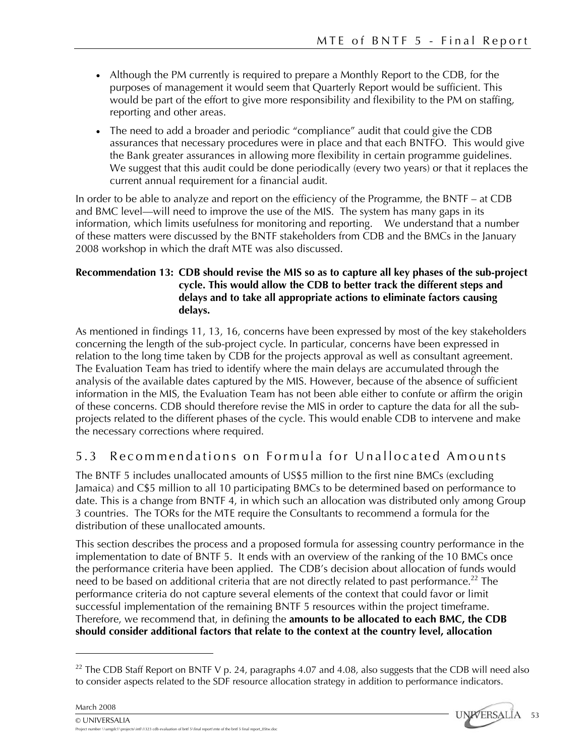- Although the PM currently is required to prepare a Monthly Report to the CDB, for the purposes of management it would seem that Quarterly Report would be sufficient. This would be part of the effort to give more responsibility and flexibility to the PM on staffing, reporting and other areas.
- The need to add a broader and periodic "compliance" audit that could give the CDB assurances that necessary procedures were in place and that each BNTFO. This would give the Bank greater assurances in allowing more flexibility in certain programme guidelines. We suggest that this audit could be done periodically (every two years) or that it replaces the current annual requirement for a financial audit.

In order to be able to analyze and report on the efficiency of the Programme, the BNTF – at CDB and BMC level—will need to improve the use of the MIS. The system has many gaps in its information, which limits usefulness for monitoring and reporting. We understand that a number of these matters were discussed by the BNTF stakeholders from CDB and the BMCs in the January 2008 workshop in which the draft MTE was also discussed.

**Recommendation 13: CDB should revise the MIS so as to capture all key phases of the sub-project cycle. This would allow the CDB to better track the different steps and delays and to take all appropriate actions to eliminate factors causing delays.**

As mentioned in findings 11, 13, 16, concerns have been expressed by most of the key stakeholders concerning the length of the sub-project cycle. In particular, concerns have been expressed in relation to the long time taken by CDB for the projects approval as well as consultant agreement. The Evaluation Team has tried to identify where the main delays are accumulated through the analysis of the available dates captured by the MIS. However, because of the absence of sufficient information in the MIS, the Evaluation Team has not been able either to confute or affirm the origin of these concerns. CDB should therefore revise the MIS in order to capture the data for all the sub-projects related to the different phases of the cycle. This would enable CDB to intervene and make the necessary corrections where required.

## 5.3 Recommendations on Formula for Unallocated Amounts

The BNTF 5 includes unallocated amounts of US$5 million to the first nine BMCs (excluding Jamaica) and C$5 million to all 10 participating BMCs to be determined based on performance to date. This is a change from BNTF 4, in which such an allocation was distributed only among Group 3 countries. The TORs for the MTE require the Consultants to recommend a formula for the distribution of these unallocated amounts.

This section describes the process and a proposed formula for assessing country performance in the implementation to date of BNTF 5. It ends with an overview of the ranking of the 10 BMCs once the performance criteria have been applied. The CDB's decision about allocation of funds would need to be based on additional criteria that are not directly related to past performance.[22] The performance criteria do not capture several elements of the context that could favor or limit successful implementation of the remaining BNTF 5 resources within the project timeframe. Therefore, we recommend that, in defining the **amounts to be allocated to each BMC, the CDB should consider additional factors that relate to the context at the country level, allocation**

---

[22] The CDB Staff Report on BNTF V p. 24, paragraphs 4.07 and 4.08, also suggests that the CDB will need also to consider aspects related to the SDF resource allocation strategy in addition to performance indicators.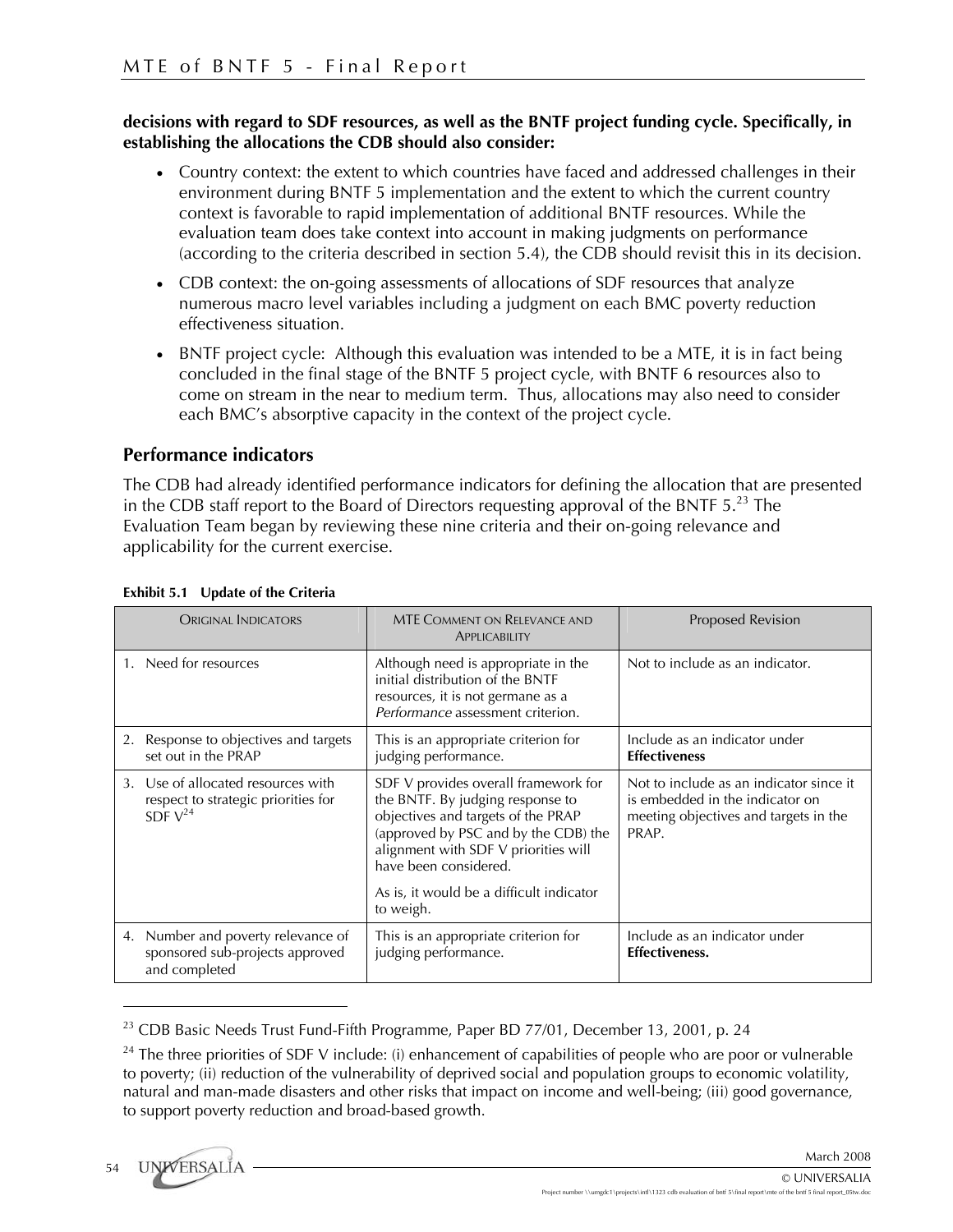**decisions with regard to SDF resources, as well as the BNTF project funding cycle. Specifically, in establishing the allocations the CDB should also consider:**

- Country context: the extent to which countries have faced and addressed challenges in their environment during BNTF 5 implementation and the extent to which the current country context is favorable to rapid implementation of additional BNTF resources. While the evaluation team does take context into account in making judgments on performance (according to the criteria described in section 5.4), the CDB should revisit this in its decision.
- CDB context: the on-going assessments of allocations of SDF resources that analyze numerous macro level variables including a judgment on each BMC poverty reduction effectiveness situation.
- BNTF project cycle: Although this evaluation was intended to be a MTE, it is in fact being concluded in the final stage of the BNTF 5 project cycle, with BNTF 6 resources also to come on stream in the near to medium term. Thus, allocations may also need to consider each BMC's absorptive capacity in the context of the project cycle.

## Performance indicators

The CDB had already identified performance indicators for defining the allocation that are presented in the CDB staff report to the Board of Directors requesting approval of the BNTF 5.[23] The Evaluation Team began by reviewing these nine criteria and their on-going relevance and applicability for the current exercise.

**Exhibit 5.1 Update of the Criteria**

| Original Indicators | MTE Comment on Relevance and Applicability | Proposed Revision |
|---|---|---|
| 1. Need for resources | Although need is appropriate in the initial distribution of the BNTF resources, it is not germane as a *Performance* assessment criterion. | Not to include as an indicator. |
| 2. Response to objectives and targets set out in the PRAP | This is an appropriate criterion for judging performance. | Include as an indicator under **Effectiveness** |
| 3. Use of allocated resources with respect to strategic priorities for SDF V[24] | SDF V provides overall framework for the BNTF. By judging response to objectives and targets of the PRAP (approved by PSC and by the CDB) the alignment with SDF V priorities will have been considered.<br><br>As is, it would be a difficult indicator to weigh. | Not to include as an indicator since it is embedded in the indicator on meeting objectives and targets in the PRAP. |
| 4. Number and poverty relevance of sponsored sub-projects approved and completed | This is an appropriate criterion for judging performance. | Include as an indicator under **Effectiveness.** |

[23] CDB Basic Needs Trust Fund-Fifth Programme, Paper BD 77/01, December 13, 2001, p. 24

[24] The three priorities of SDF V include: (i) enhancement of capabilities of people who are poor or vulnerable to poverty; (ii) reduction of the vulnerability of deprived social and population groups to economic volatility, natural and man-made disasters and other risks that impact on income and well-being; (iii) good governance, to support poverty reduction and broad-based growth.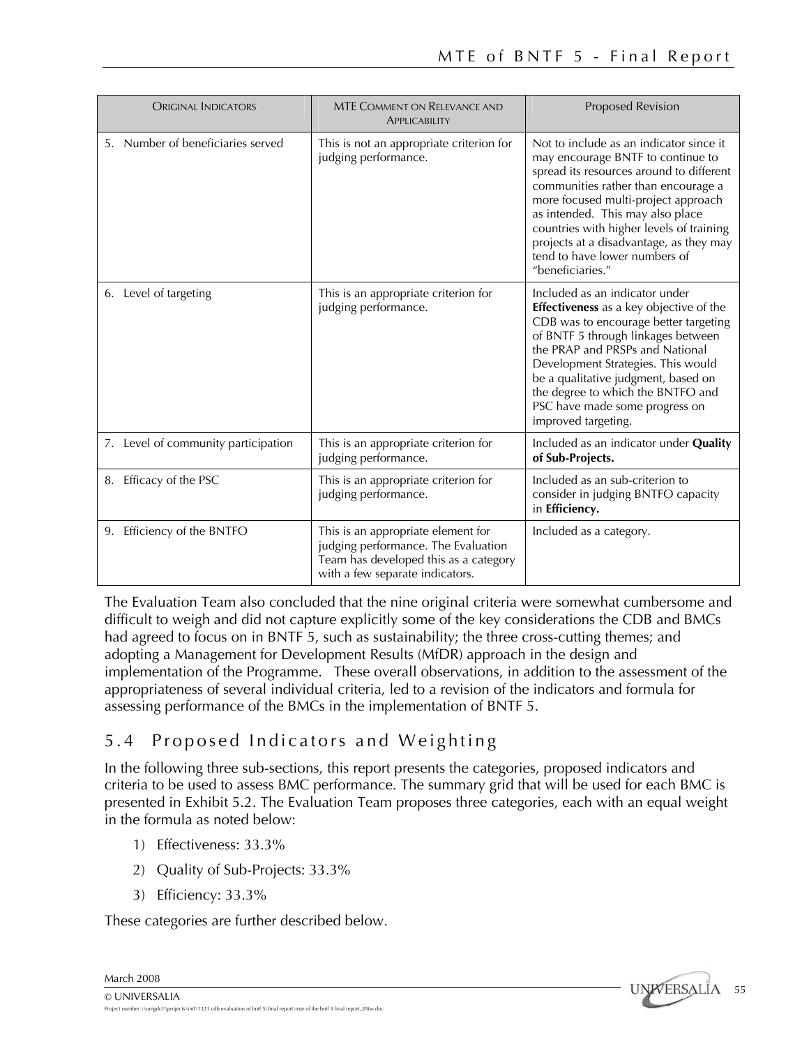| Original Indicators | MTE Comment on Relevance and Applicability | Proposed Revision |
|---|---|---|
| 5. Number of beneficiaries served | This is not an appropriate criterion for judging performance. | Not to include as an indicator since it may encourage BNTF to continue to spread its resources around to different communities rather than encourage a more focused multi-project approach as intended. This may also place countries with higher levels of training projects at a disadvantage, as they may tend to have lower numbers of "beneficiaries." |
| 6. Level of targeting | This is an appropriate criterion for judging performance. | Included as an indicator under **Effectiveness** as a key objective of the CDB was to encourage better targeting of BNTF 5 through linkages between the PRAP and PRSPs and National Development Strategies. This would be a qualitative judgment, based on the degree to which the BNTFO and PSC have made some progress on improved targeting. |
| 7. Level of community participation | This is an appropriate criterion for judging performance. | Included as an indicator under **Quality of Sub-Projects.** |
| 8. Efficacy of the PSC | This is an appropriate criterion for judging performance. | Included as an sub-criterion to consider in judging BNTFO capacity in **Efficiency.** |
| 9. Efficiency of the BNTFO | This is an appropriate element for judging performance. The Evaluation Team has developed this as a category with a few separate indicators. | Included as a category. |

The Evaluation Team also concluded that the nine original criteria were somewhat cumbersome and difficult to weigh and did not capture explicitly some of the key considerations the CDB and BMCs had agreed to focus on in BNTF 5, such as sustainability; the three cross-cutting themes; and adopting a Management for Development Results (MfDR) approach in the design and implementation of the Programme. These overall observations, in addition to the assessment of the appropriateness of several individual criteria, led to a revision of the indicators and formula for assessing performance of the BMCs in the implementation of BNTF 5.

## 5.4 Proposed Indicators and Weighting

In the following three sub-sections, this report presents the categories, proposed indicators and criteria to be used to assess BMC performance. The summary grid that will be used for each BMC is presented in Exhibit 5.2. The Evaluation Team proposes three categories, each with an equal weight in the formula as noted below:

1) Effectiveness: 33.3%
2) Quality of Sub-Projects: 33.3%
3) Efficiency: 33.3%

These categories are further described below.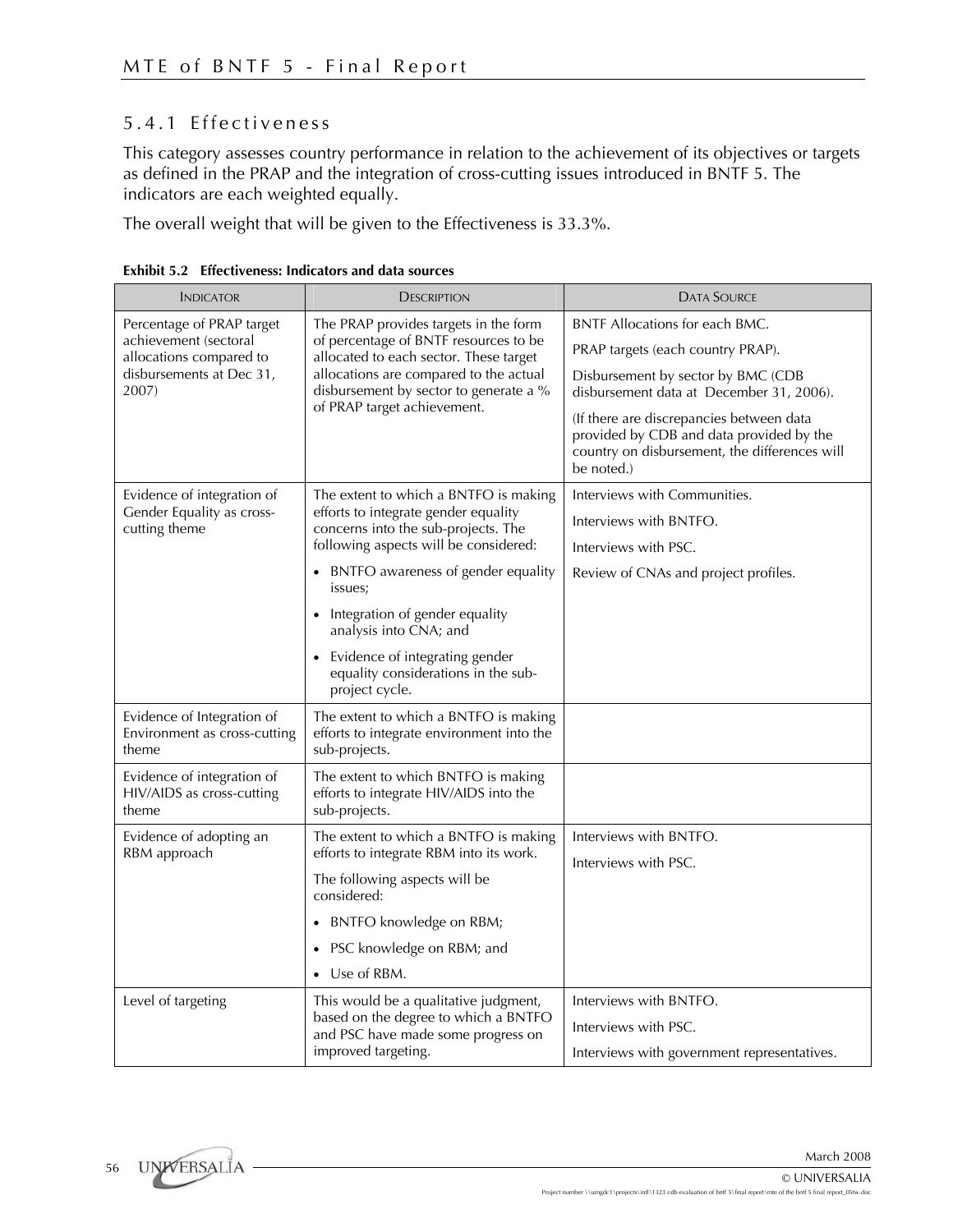### 5.4.1 Effectiveness

This category assesses country performance in relation to the achievement of its objectives or targets as defined in the PRAP and the integration of cross-cutting issues introduced in BNTF 5. The indicators are each weighted equally.

The overall weight that will be given to the Effectiveness is 33.3%.

**Exhibit 5.2 Effectiveness: Indicators and data sources**

| INDICATOR | DESCRIPTION | DATA SOURCE |
|---|---|---|
| Percentage of PRAP target achievement (sectoral allocations compared to disbursements at Dec 31, 2007) | The PRAP provides targets in the form of percentage of BNTF resources to be allocated to each sector. These target allocations are compared to the actual disbursement by sector to generate a % of PRAP target achievement. | BNTF Allocations for each BMC.<br>PRAP targets (each country PRAP).<br>Disbursement by sector by BMC (CDB disbursement data at December 31, 2006).<br>(If there are discrepancies between data provided by CDB and data provided by the country on disbursement, the differences will be noted.) |
| Evidence of integration of Gender Equality as cross-cutting theme | The extent to which a BNTFO is making efforts to integrate gender equality concerns into the sub-projects. The following aspects will be considered:<br>• BNTFO awareness of gender equality issues;<br>• Integration of gender equality analysis into CNA; and<br>• Evidence of integrating gender equality considerations in the sub-project cycle. | Interviews with Communities.<br>Interviews with BNTFO.<br>Interviews with PSC.<br>Review of CNAs and project profiles. |
| Evidence of Integration of Environment as cross-cutting theme | The extent to which a BNTFO is making efforts to integrate environment into the sub-projects. | |
| Evidence of integration of HIV/AIDS as cross-cutting theme | The extent to which BNTFO is making efforts to integrate HIV/AIDS into the sub-projects. | |
| Evidence of adopting an RBM approach | The extent to which a BNTFO is making efforts to integrate RBM into its work.<br>The following aspects will be considered:<br>• BNTFO knowledge on RBM;<br>• PSC knowledge on RBM; and<br>• Use of RBM. | Interviews with BNTFO.<br>Interviews with PSC. |
| Level of targeting | This would be a qualitative judgment, based on the degree to which a BNTFO and PSC have made some progress on improved targeting. | Interviews with BNTFO.<br>Interviews with PSC.<br>Interviews with government representatives. |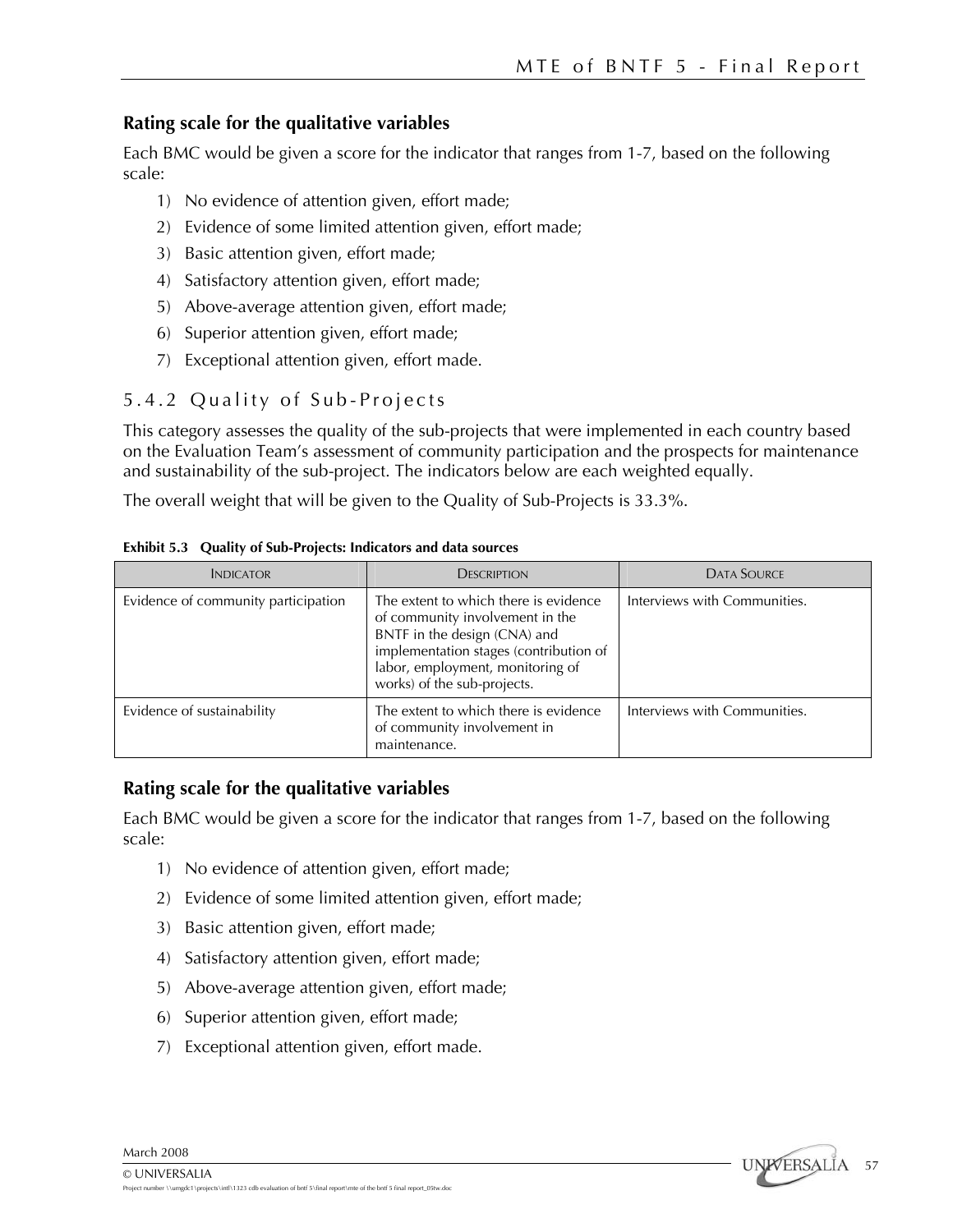### Rating scale for the qualitative variables

Each BMC would be given a score for the indicator that ranges from 1-7, based on the following scale:

1) No evidence of attention given, effort made;
2) Evidence of some limited attention given, effort made;
3) Basic attention given, effort made;
4) Satisfactory attention given, effort made;
5) Above-average attention given, effort made;
6) Superior attention given, effort made;
7) Exceptional attention given, effort made.

## 5.4.2 Quality of Sub-Projects

This category assesses the quality of the sub-projects that were implemented in each country based on the Evaluation Team's assessment of community participation and the prospects for maintenance and sustainability of the sub-project. The indicators below are each weighted equally.

The overall weight that will be given to the Quality of Sub-Projects is 33.3%.

**Exhibit 5.3 Quality of Sub-Projects: Indicators and data sources**

| INDICATOR | DESCRIPTION | DATA SOURCE |
|---|---|---|
| Evidence of community participation | The extent to which there is evidence of community involvement in the BNTF in the design (CNA) and implementation stages (contribution of labor, employment, monitoring of works) of the sub-projects. | Interviews with Communities. |
| Evidence of sustainability | The extent to which there is evidence of community involvement in maintenance. | Interviews with Communities. |

### Rating scale for the qualitative variables

Each BMC would be given a score for the indicator that ranges from 1-7, based on the following scale:

1) No evidence of attention given, effort made;
2) Evidence of some limited attention given, effort made;
3) Basic attention given, effort made;
4) Satisfactory attention given, effort made;
5) Above-average attention given, effort made;
6) Superior attention given, effort made;
7) Exceptional attention given, effort made.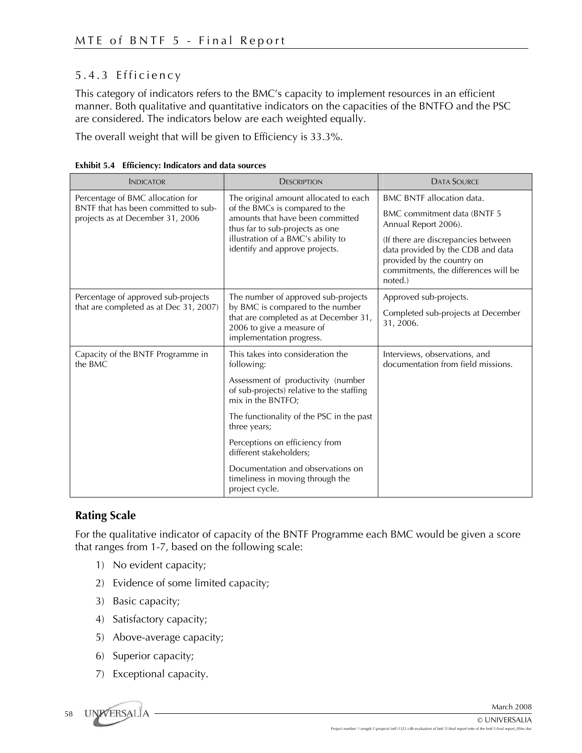### 5.4.3 Efficiency

This category of indicators refers to the BMC's capacity to implement resources in an efficient manner. Both qualitative and quantitative indicators on the capacities of the BNTFO and the PSC are considered. The indicators below are each weighted equally.

The overall weight that will be given to Efficiency is 33.3%.

**Exhibit 5.4 Efficiency: Indicators and data sources**

| Indicator | Description | Data Source |
|---|---|---|
| Percentage of BMC allocation for BNTF that has been committed to sub-projects as at December 31, 2006 | The original amount allocated to each of the BMCs is compared to the amounts that have been committed thus far to sub-projects as one illustration of a BMC's ability to identify and approve projects. | BMC BNTF allocation data.<br><br>BMC commitment data (BNTF 5 Annual Report 2006).<br><br>(If there are discrepancies between data provided by the CDB and data provided by the country on commitments, the differences will be noted.) |
| Percentage of approved sub-projects that are completed as at Dec 31, 2007) | The number of approved sub-projects by BMC is compared to the number that are completed as at December 31, 2006 to give a measure of implementation progress. | Approved sub-projects.<br><br>Completed sub-projects at December 31, 2006. |
| Capacity of the BNTF Programme in the BMC | This takes into consideration the following:<br><br>Assessment of productivity (number of sub-projects) relative to the staffing mix in the BNTFO;<br><br>The functionality of the PSC in the past three years;<br><br>Perceptions on efficiency from different stakeholders;<br><br>Documentation and observations on timeliness in moving through the project cycle. | Interviews, observations, and documentation from field missions. |

**Rating Scale**

For the qualitative indicator of capacity of the BNTF Programme each BMC would be given a score that ranges from 1-7, based on the following scale:

1) No evident capacity;
2) Evidence of some limited capacity;
3) Basic capacity;
4) Satisfactory capacity;
5) Above-average capacity;
6) Superior capacity;
7) Exceptional capacity.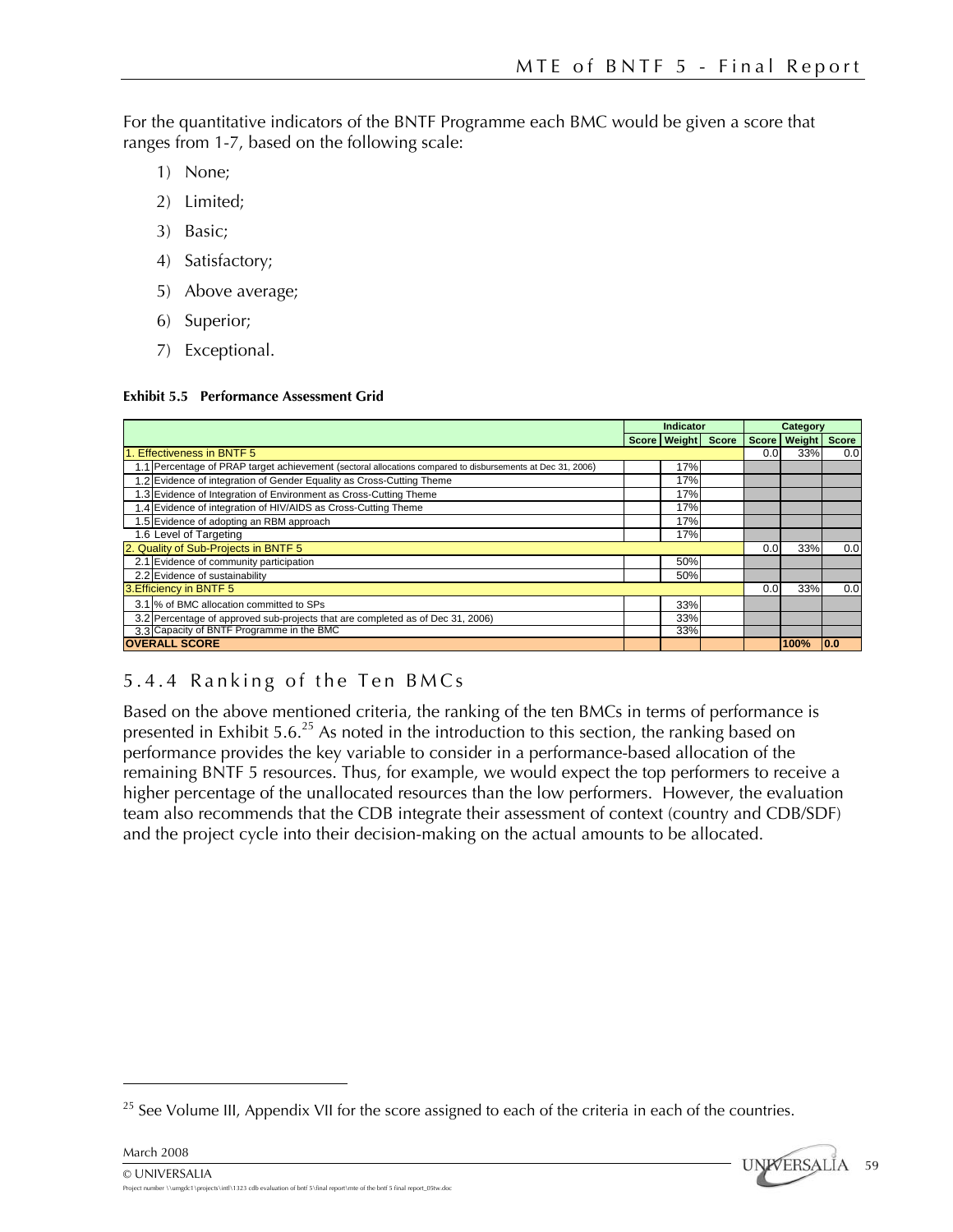For the quantitative indicators of the BNTF Programme each BMC would be given a score that ranges from 1-7, based on the following scale:

1) None;
2) Limited;
3) Basic;
4) Satisfactory;
5) Above average;
6) Superior;
7) Exceptional.

**Exhibit 5.5 Performance Assessment Grid**

| | Indicator | | | Category | | |
|---|---|---|---|---|---|---|
| | Score | Weight | Score | Score | Weight | Score |
| 1. Effectiveness in BNTF 5 | | | | 0.0 | 33% | 0.0 |
| 1.1 Percentage of PRAP target achievement (sectoral allocations compared to disbursements at Dec 31, 2006) | | 17% | | | | |
| 1.2 Evidence of integration of Gender Equality as Cross-Cutting Theme | | 17% | | | | |
| 1.3 Evidence of Integration of Environment as Cross-Cutting Theme | | 17% | | | | |
| 1.4 Evidence of integration of HIV/AIDS as Cross-Cutting Theme | | 17% | | | | |
| 1.5 Evidence of adopting an RBM approach | | 17% | | | | |
| 1.6 Level of Targeting | | 17% | | | | |
| 2. Quality of Sub-Projects in BNTF 5 | | | | 0.0 | 33% | 0.0 |
| 2.1 Evidence of community participation | | 50% | | | | |
| 2.2 Evidence of sustainability | | 50% | | | | |
| 3.Efficiency in BNTF 5 | | | | 0.0 | 33% | 0.0 |
| 3.1 % of BMC allocation committed to SPs | | 33% | | | | |
| 3.2 Percentage of approved sub-projects that are completed as of Dec 31, 2006) | | 33% | | | | |
| 3.3 Capacity of BNTF Programme in the BMC | | 33% | | | | |
| **OVERALL SCORE** | | | | | **100%** | **0.0** |

## 5.4.4 Ranking of the Ten BMCs

Based on the above mentioned criteria, the ranking of the ten BMCs in terms of performance is presented in Exhibit 5.6.[25] As noted in the introduction to this section, the ranking based on performance provides the key variable to consider in a performance-based allocation of the remaining BNTF 5 resources. Thus, for example, we would expect the top performers to receive a higher percentage of the unallocated resources than the low performers. However, the evaluation team also recommends that the CDB integrate their assessment of context (country and CDB/SDF) and the project cycle into their decision-making on the actual amounts to be allocated.

[25] See Volume III, Appendix VII for the score assigned to each of the criteria in each of the countries.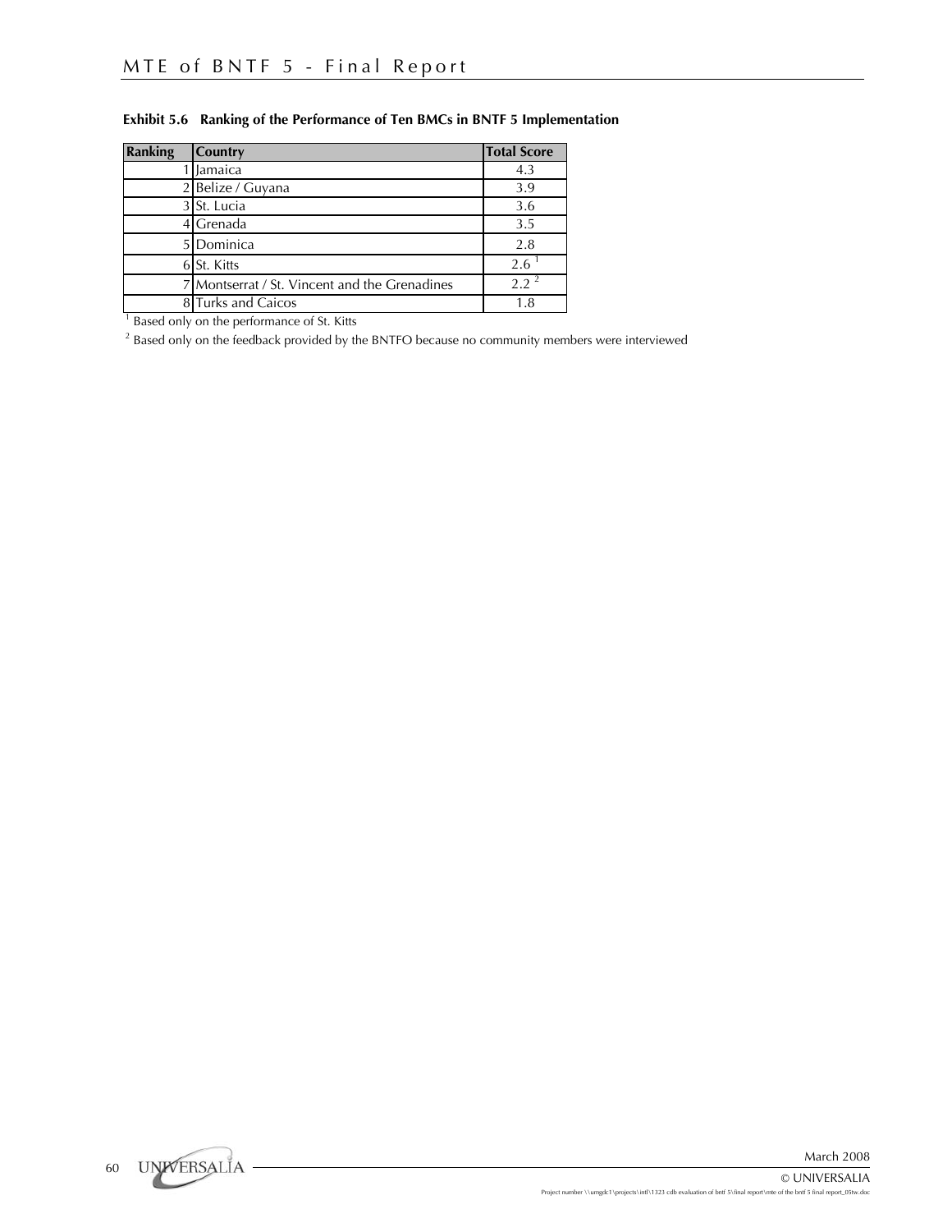**Exhibit 5.6 Ranking of the Performance of Ten BMCs in BNTF 5 Implementation**

| Ranking | Country | Total Score |
|---|---|---|
| 1 | Jamaica | 4.3 |
| 2 | Belize / Guyana | 3.9 |
| 3 | St. Lucia | 3.6 |
| 4 | Grenada | 3.5 |
| 5 | Dominica | 2.8 |
| 6 | St. Kitts | 2.6 [1] |
| 7 | Montserrat / St. Vincent and the Grenadines | 2.2 [2] |
| 8 | Turks and Caicos | 1.8 |

[1] Based only on the performance of St. Kitts

[2] Based only on the feedback provided by the BNTFO because no community members were interviewed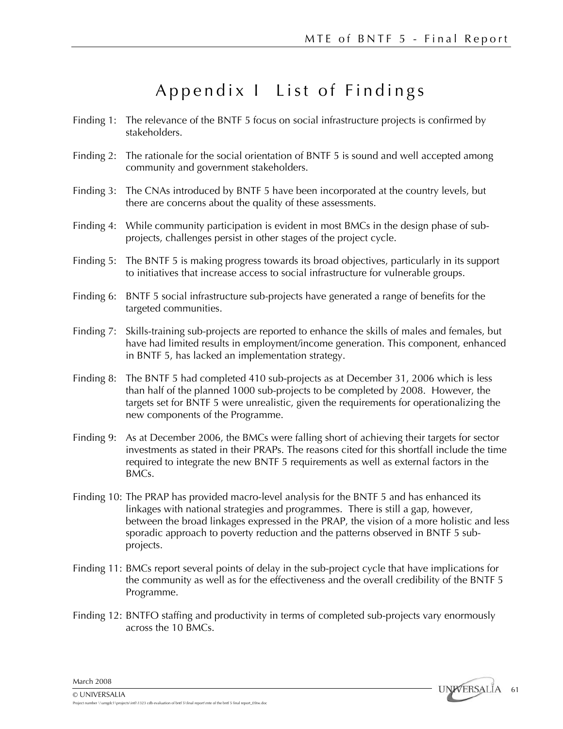# Appendix I List of Findings

Finding 1: The relevance of the BNTF 5 focus on social infrastructure projects is confirmed by stakeholders.

Finding 2: The rationale for the social orientation of BNTF 5 is sound and well accepted among community and government stakeholders.

Finding 3: The CNAs introduced by BNTF 5 have been incorporated at the country levels, but there are concerns about the quality of these assessments.

Finding 4: While community participation is evident in most BMCs in the design phase of sub-projects, challenges persist in other stages of the project cycle.

Finding 5: The BNTF 5 is making progress towards its broad objectives, particularly in its support to initiatives that increase access to social infrastructure for vulnerable groups.

Finding 6: BNTF 5 social infrastructure sub-projects have generated a range of benefits for the targeted communities.

Finding 7: Skills-training sub-projects are reported to enhance the skills of males and females, but have had limited results in employment/income generation. This component, enhanced in BNTF 5, has lacked an implementation strategy.

Finding 8: The BNTF 5 had completed 410 sub-projects as at December 31, 2006 which is less than half of the planned 1000 sub-projects to be completed by 2008. However, the targets set for BNTF 5 were unrealistic, given the requirements for operationalizing the new components of the Programme.

Finding 9: As at December 2006, the BMCs were falling short of achieving their targets for sector investments as stated in their PRAPs. The reasons cited for this shortfall include the time required to integrate the new BNTF 5 requirements as well as external factors in the BMCs.

Finding 10: The PRAP has provided macro-level analysis for the BNTF 5 and has enhanced its linkages with national strategies and programmes. There is still a gap, however, between the broad linkages expressed in the PRAP, the vision of a more holistic and less sporadic approach to poverty reduction and the patterns observed in BNTF 5 sub-projects.

Finding 11: BMCs report several points of delay in the sub-project cycle that have implications for the community as well as for the effectiveness and the overall credibility of the BNTF 5 Programme.

Finding 12: BNTFO staffing and productivity in terms of completed sub-projects vary enormously across the 10 BMCs.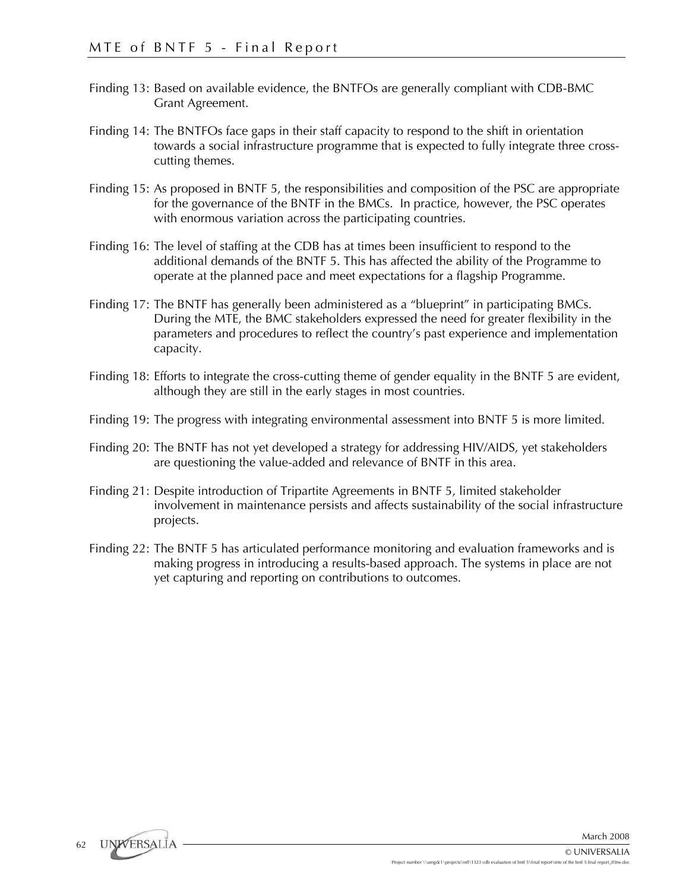Finding 13: Based on available evidence, the BNTFOs are generally compliant with CDB-BMC Grant Agreement.

Finding 14: The BNTFOs face gaps in their staff capacity to respond to the shift in orientation towards a social infrastructure programme that is expected to fully integrate three cross-cutting themes.

Finding 15: As proposed in BNTF 5, the responsibilities and composition of the PSC are appropriate for the governance of the BNTF in the BMCs. In practice, however, the PSC operates with enormous variation across the participating countries.

Finding 16: The level of staffing at the CDB has at times been insufficient to respond to the additional demands of the BNTF 5. This has affected the ability of the Programme to operate at the planned pace and meet expectations for a flagship Programme.

Finding 17: The BNTF has generally been administered as a "blueprint" in participating BMCs. During the MTE, the BMC stakeholders expressed the need for greater flexibility in the parameters and procedures to reflect the country's past experience and implementation capacity.

Finding 18: Efforts to integrate the cross-cutting theme of gender equality in the BNTF 5 are evident, although they are still in the early stages in most countries.

Finding 19: The progress with integrating environmental assessment into BNTF 5 is more limited.

Finding 20: The BNTF has not yet developed a strategy for addressing HIV/AIDS, yet stakeholders are questioning the value-added and relevance of BNTF in this area.

Finding 21: Despite introduction of Tripartite Agreements in BNTF 5, limited stakeholder involvement in maintenance persists and affects sustainability of the social infrastructure projects.

Finding 22: The BNTF 5 has articulated performance monitoring and evaluation frameworks and is making progress in introducing a results-based approach. The systems in place are not yet capturing and reporting on contributions to outcomes.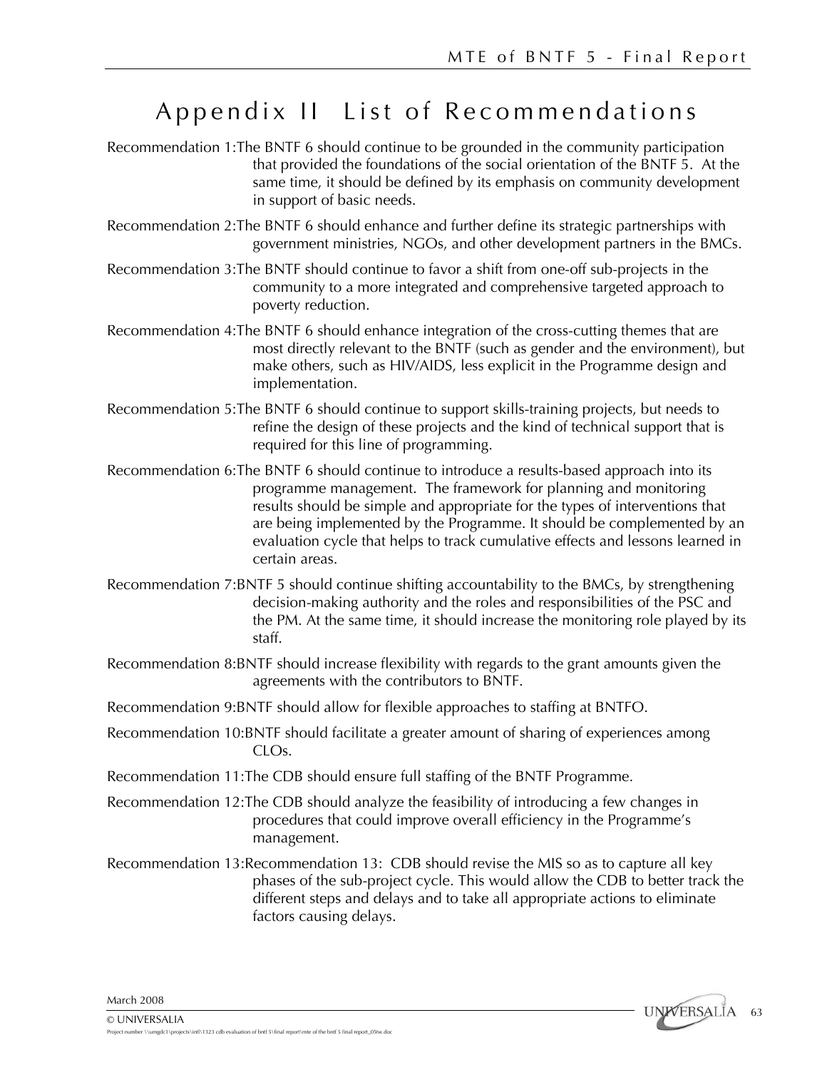# Appendix II List of Recommendations

Recommendation 1:The BNTF 6 should continue to be grounded in the community participation that provided the foundations of the social orientation of the BNTF 5. At the same time, it should be defined by its emphasis on community development in support of basic needs.

Recommendation 2:The BNTF 6 should enhance and further define its strategic partnerships with government ministries, NGOs, and other development partners in the BMCs.

Recommendation 3:The BNTF should continue to favor a shift from one-off sub-projects in the community to a more integrated and comprehensive targeted approach to poverty reduction.

Recommendation 4:The BNTF 6 should enhance integration of the cross-cutting themes that are most directly relevant to the BNTF (such as gender and the environment), but make others, such as HIV/AIDS, less explicit in the Programme design and implementation.

Recommendation 5:The BNTF 6 should continue to support skills-training projects, but needs to refine the design of these projects and the kind of technical support that is required for this line of programming.

Recommendation 6:The BNTF 6 should continue to introduce a results-based approach into its programme management. The framework for planning and monitoring results should be simple and appropriate for the types of interventions that are being implemented by the Programme. It should be complemented by an evaluation cycle that helps to track cumulative effects and lessons learned in certain areas.

Recommendation 7:BNTF 5 should continue shifting accountability to the BMCs, by strengthening decision-making authority and the roles and responsibilities of the PSC and the PM. At the same time, it should increase the monitoring role played by its staff.

Recommendation 8:BNTF should increase flexibility with regards to the grant amounts given the agreements with the contributors to BNTF.

Recommendation 9:BNTF should allow for flexible approaches to staffing at BNTFO.

Recommendation 10:BNTF should facilitate a greater amount of sharing of experiences among CLOs.

Recommendation 11:The CDB should ensure full staffing of the BNTF Programme.

Recommendation 12:The CDB should analyze the feasibility of introducing a few changes in procedures that could improve overall efficiency in the Programme's management.

Recommendation 13:Recommendation 13: CDB should revise the MIS so as to capture all key phases of the sub-project cycle. This would allow the CDB to better track the different steps and delays and to take all appropriate actions to eliminate factors causing delays.